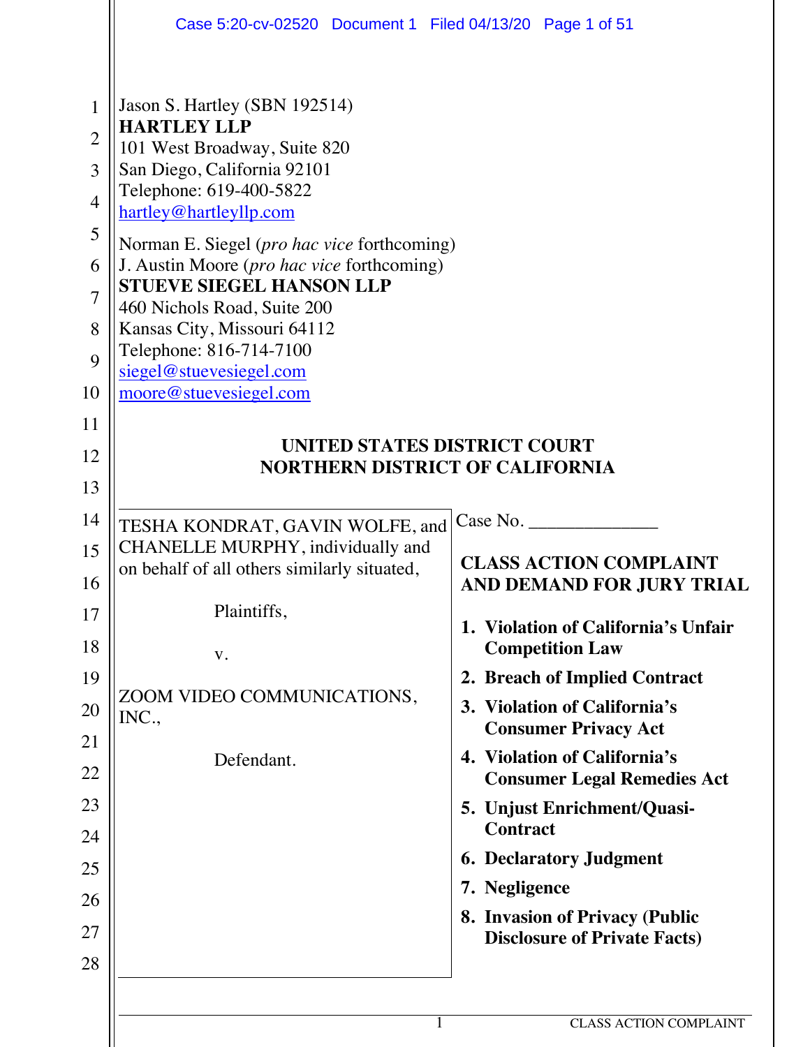Jason S. Hartley (SBN 192514)
**HARTLEY LLP**
101 West Broadway, Suite 820
San Diego, California 92101
Telephone: 619-400-5822
hartley@hartleyllp.com

Norman E. Siegel (*pro hac vice* forthcoming)
J. Austin Moore (*pro hac vice* forthcoming)
**STUEVE SIEGEL HANSON LLP**
460 Nichols Road, Suite 200
Kansas City, Missouri 64112
Telephone: 816-714-7100
siegel@stuevesiegel.com
moore@stuevesiegel.com

**UNITED STATES DISTRICT COURT**
**NORTHERN DISTRICT OF CALIFORNIA**

TESHA KONDRAT, GAVIN WOLFE, and CHANELLE MURPHY, individually and on behalf of all others similarly situated,

Plaintiffs,

v.

ZOOM VIDEO COMMUNICATIONS, INC.,

Defendant.

Case No. ______________

**CLASS ACTION COMPLAINT AND DEMAND FOR JURY TRIAL**

1. **Violation of California's Unfair Competition Law**
2. **Breach of Implied Contract**
3. **Violation of California's Consumer Privacy Act**
4. **Violation of California's Consumer Legal Remedies Act**
5. **Unjust Enrichment/Quasi-Contract**
6. **Declaratory Judgment**
7. **Negligence**
8. **Invasion of Privacy (Public Disclosure of Private Facts)**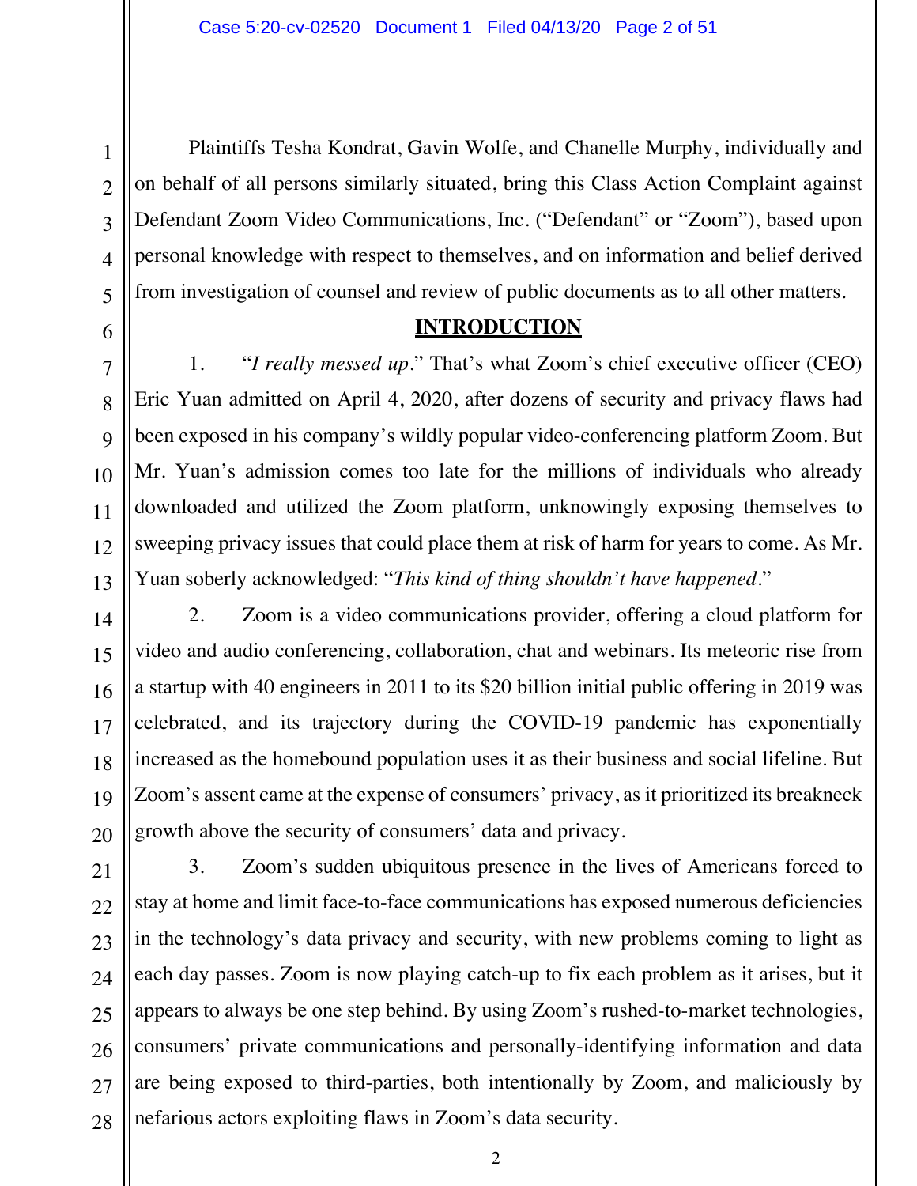Plaintiffs Tesha Kondrat, Gavin Wolfe, and Chanelle Murphy, individually and on behalf of all persons similarly situated, bring this Class Action Complaint against Defendant Zoom Video Communications, Inc. ("Defendant" or "Zoom"), based upon personal knowledge with respect to themselves, and on information and belief derived from investigation of counsel and review of public documents as to all other matters.

## INTRODUCTION

1. "*I really messed up*." That's what Zoom's chief executive officer (CEO) Eric Yuan admitted on April 4, 2020, after dozens of security and privacy flaws had been exposed in his company's wildly popular video-conferencing platform Zoom. But Mr. Yuan's admission comes too late for the millions of individuals who already downloaded and utilized the Zoom platform, unknowingly exposing themselves to sweeping privacy issues that could place them at risk of harm for years to come. As Mr. Yuan soberly acknowledged: "*This kind of thing shouldn't have happened*."

2. Zoom is a video communications provider, offering a cloud platform for video and audio conferencing, collaboration, chat and webinars. Its meteoric rise from a startup with 40 engineers in 2011 to its $20 billion initial public offering in 2019 was celebrated, and its trajectory during the COVID-19 pandemic has exponentially increased as the homebound population uses it as their business and social lifeline. But Zoom's assent came at the expense of consumers' privacy, as it prioritized its breakneck growth above the security of consumers' data and privacy.

3. Zoom's sudden ubiquitous presence in the lives of Americans forced to stay at home and limit face-to-face communications has exposed numerous deficiencies in the technology's data privacy and security, with new problems coming to light as each day passes. Zoom is now playing catch-up to fix each problem as it arises, but it appears to always be one step behind. By using Zoom's rushed-to-market technologies, consumers' private communications and personally-identifying information and data are being exposed to third-parties, both intentionally by Zoom, and maliciously by nefarious actors exploiting flaws in Zoom's data security.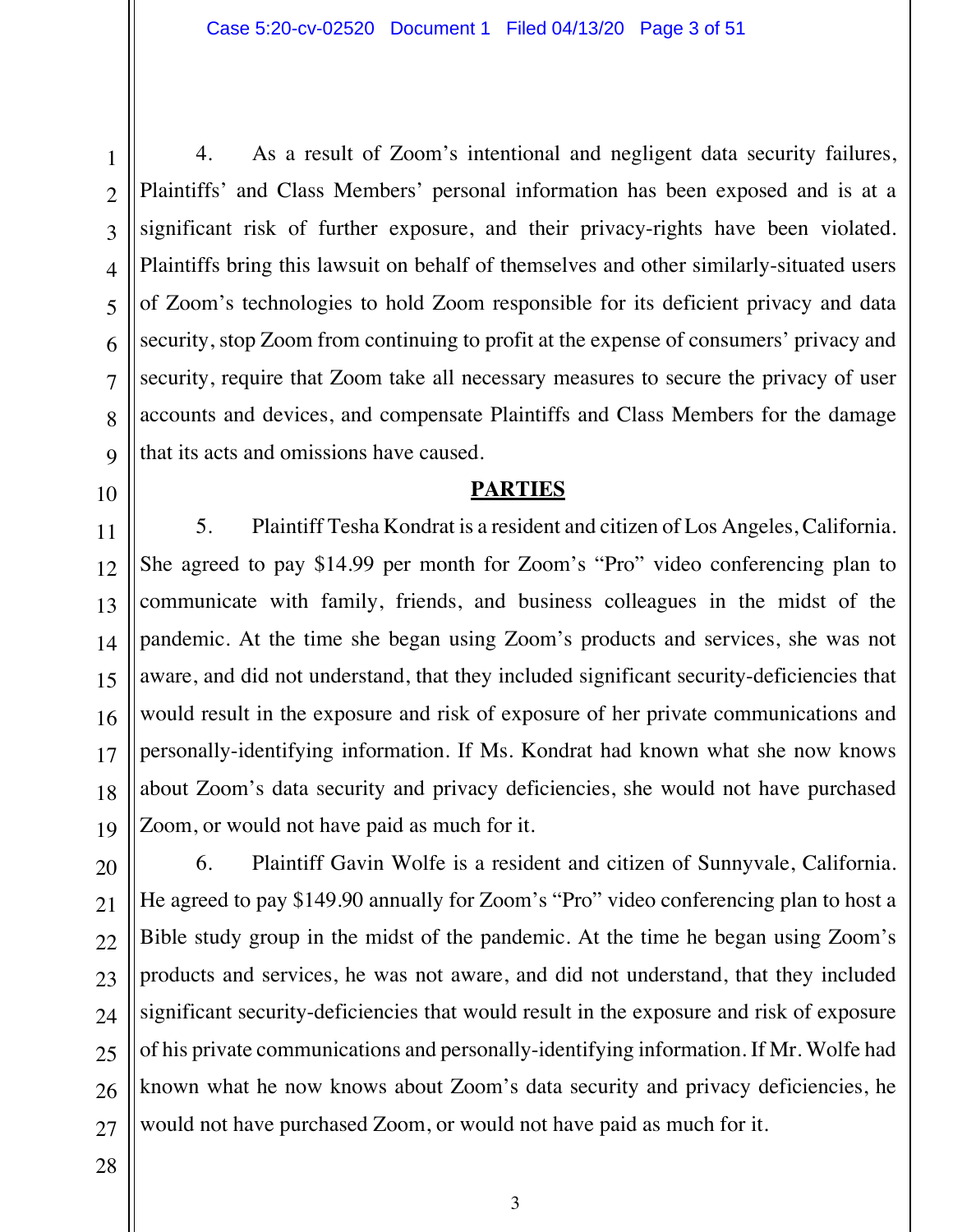4. As a result of Zoom's intentional and negligent data security failures, Plaintiffs' and Class Members' personal information has been exposed and is at a significant risk of further exposure, and their privacy-rights have been violated. Plaintiffs bring this lawsuit on behalf of themselves and other similarly-situated users of Zoom's technologies to hold Zoom responsible for its deficient privacy and data security, stop Zoom from continuing to profit at the expense of consumers' privacy and security, require that Zoom take all necessary measures to secure the privacy of user accounts and devices, and compensate Plaintiffs and Class Members for the damage that its acts and omissions have caused.

## PARTIES

5. Plaintiff Tesha Kondrat is a resident and citizen of Los Angeles, California. She agreed to pay $14.99 per month for Zoom's "Pro" video conferencing plan to communicate with family, friends, and business colleagues in the midst of the pandemic. At the time she began using Zoom's products and services, she was not aware, and did not understand, that they included significant security-deficiencies that would result in the exposure and risk of exposure of her private communications and personally-identifying information. If Ms. Kondrat had known what she now knows about Zoom's data security and privacy deficiencies, she would not have purchased Zoom, or would not have paid as much for it.

6. Plaintiff Gavin Wolfe is a resident and citizen of Sunnyvale, California. He agreed to pay $149.90 annually for Zoom's "Pro" video conferencing plan to host a Bible study group in the midst of the pandemic. At the time he began using Zoom's products and services, he was not aware, and did not understand, that they included significant security-deficiencies that would result in the exposure and risk of exposure of his private communications and personally-identifying information. If Mr. Wolfe had known what he now knows about Zoom's data security and privacy deficiencies, he would not have purchased Zoom, or would not have paid as much for it.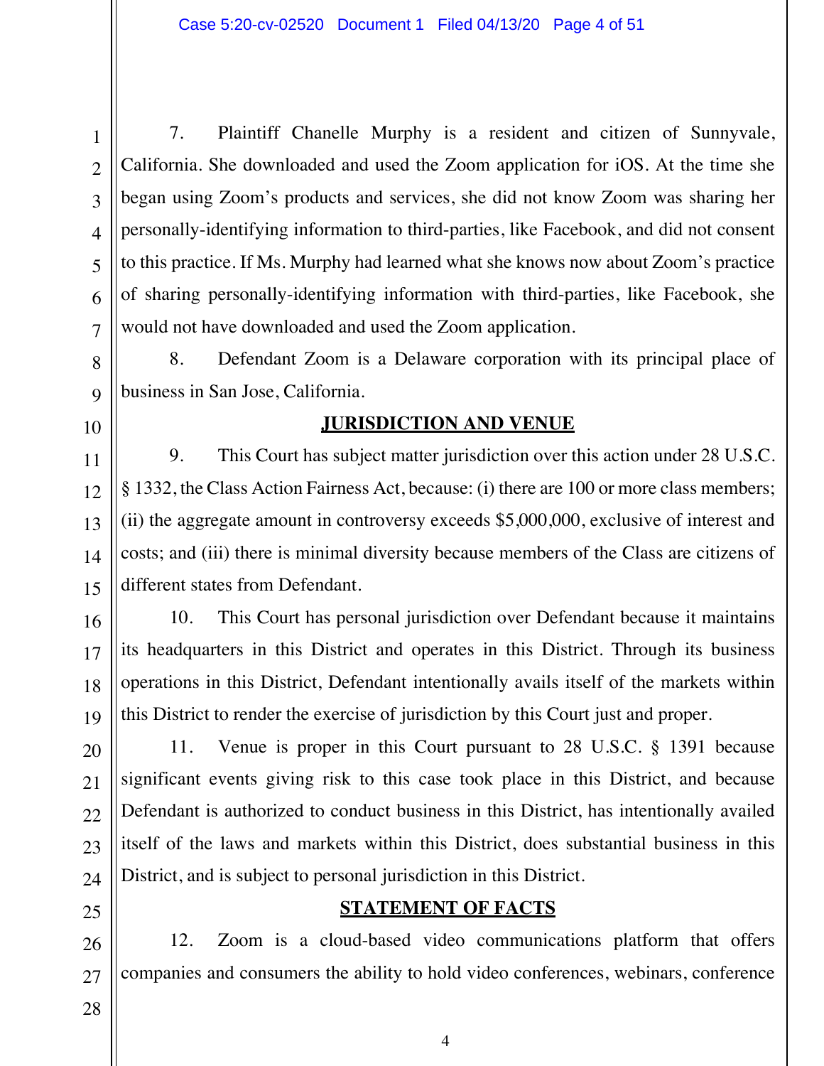7. Plaintiff Chanelle Murphy is a resident and citizen of Sunnyvale, California. She downloaded and used the Zoom application for iOS. At the time she began using Zoom's products and services, she did not know Zoom was sharing her personally-identifying information to third-parties, like Facebook, and did not consent to this practice. If Ms. Murphy had learned what she knows now about Zoom's practice of sharing personally-identifying information with third-parties, like Facebook, she would not have downloaded and used the Zoom application.

8. Defendant Zoom is a Delaware corporation with its principal place of business in San Jose, California.

## JURISDICTION AND VENUE

9. This Court has subject matter jurisdiction over this action under 28 U.S.C. § 1332, the Class Action Fairness Act, because: (i) there are 100 or more class members; (ii) the aggregate amount in controversy exceeds $5,000,000, exclusive of interest and costs; and (iii) there is minimal diversity because members of the Class are citizens of different states from Defendant.

10. This Court has personal jurisdiction over Defendant because it maintains its headquarters in this District and operates in this District. Through its business operations in this District, Defendant intentionally avails itself of the markets within this District to render the exercise of jurisdiction by this Court just and proper.

11. Venue is proper in this Court pursuant to 28 U.S.C. § 1391 because significant events giving risk to this case took place in this District, and because Defendant is authorized to conduct business in this District, has intentionally availed itself of the laws and markets within this District, does substantial business in this District, and is subject to personal jurisdiction in this District.

## STATEMENT OF FACTS

12. Zoom is a cloud-based video communications platform that offers companies and consumers the ability to hold video conferences, webinars, conference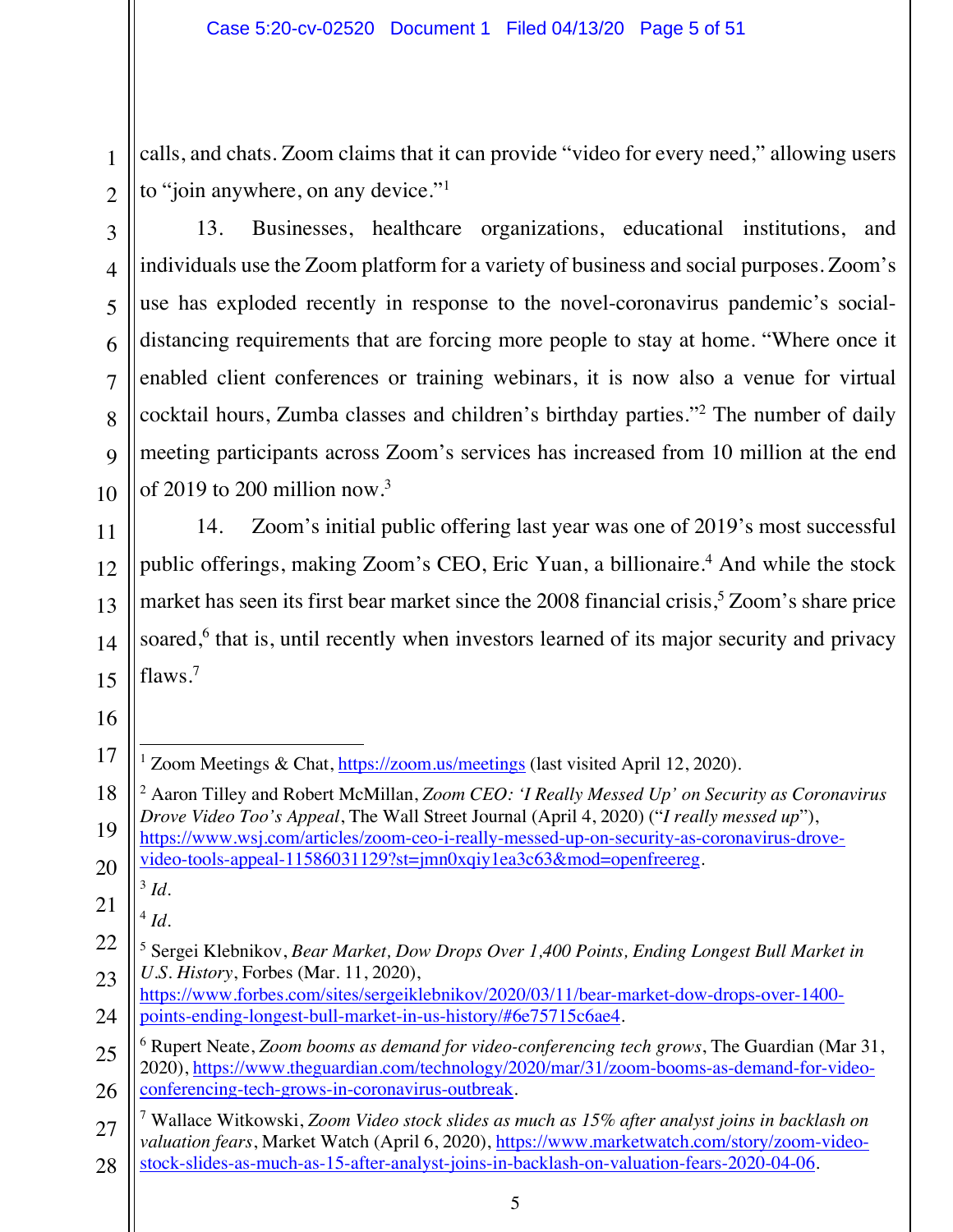calls, and chats. Zoom claims that it can provide "video for every need," allowing users to "join anywhere, on any device."[1]

13. Businesses, healthcare organizations, educational institutions, and individuals use the Zoom platform for a variety of business and social purposes. Zoom's use has exploded recently in response to the novel-coronavirus pandemic's social-distancing requirements that are forcing more people to stay at home. "Where once it enabled client conferences or training webinars, it is now also a venue for virtual cocktail hours, Zumba classes and children's birthday parties."[2] The number of daily meeting participants across Zoom's services has increased from 10 million at the end of 2019 to 200 million now.[3]

14. Zoom's initial public offering last year was one of 2019's most successful public offerings, making Zoom's CEO, Eric Yuan, a billionaire.[4] And while the stock market has seen its first bear market since the 2008 financial crisis,[5] Zoom's share price soared,[6] that is, until recently when investors learned of its major security and privacy flaws.[7]

---

[1] Zoom Meetings & Chat, https://zoom.us/meetings (last visited April 12, 2020).

[2] Aaron Tilley and Robert McMillan, *Zoom CEO: 'I Really Messed Up' on Security as Coronavirus Drove Video Too's Appeal*, The Wall Street Journal (April 4, 2020) ("*I really messed up*"), https://www.wsj.com/articles/zoom-ceo-i-really-messed-up-on-security-as-coronavirus-drove-video-tools-appeal-11586031129?st=jmn0xqiy1ea3c63&mod=openfreereg.

[3] *Id*.

[4] *Id*.

[5] Sergei Klebnikov, *Bear Market, Dow Drops Over 1,400 Points, Ending Longest Bull Market in U.S. History*, Forbes (Mar. 11, 2020), https://www.forbes.com/sites/sergeiklebnikov/2020/03/11/bear-market-dow-drops-over-1400-points-ending-longest-bull-market-in-us-history/#6e75715c6ae4.

[6] Rupert Neate, *Zoom booms as demand for video-conferencing tech grows*, The Guardian (Mar 31, 2020), https://www.theguardian.com/technology/2020/mar/31/zoom-booms-as-demand-for-video-conferencing-tech-grows-in-coronavirus-outbreak.

[7] Wallace Witkowski, *Zoom Video stock slides as much as 15% after analyst joins in backlash on valuation fears*, Market Watch (April 6, 2020), https://www.marketwatch.com/story/zoom-video-stock-slides-as-much-as-15-after-analyst-joins-in-backlash-on-valuation-fears-2020-04-06.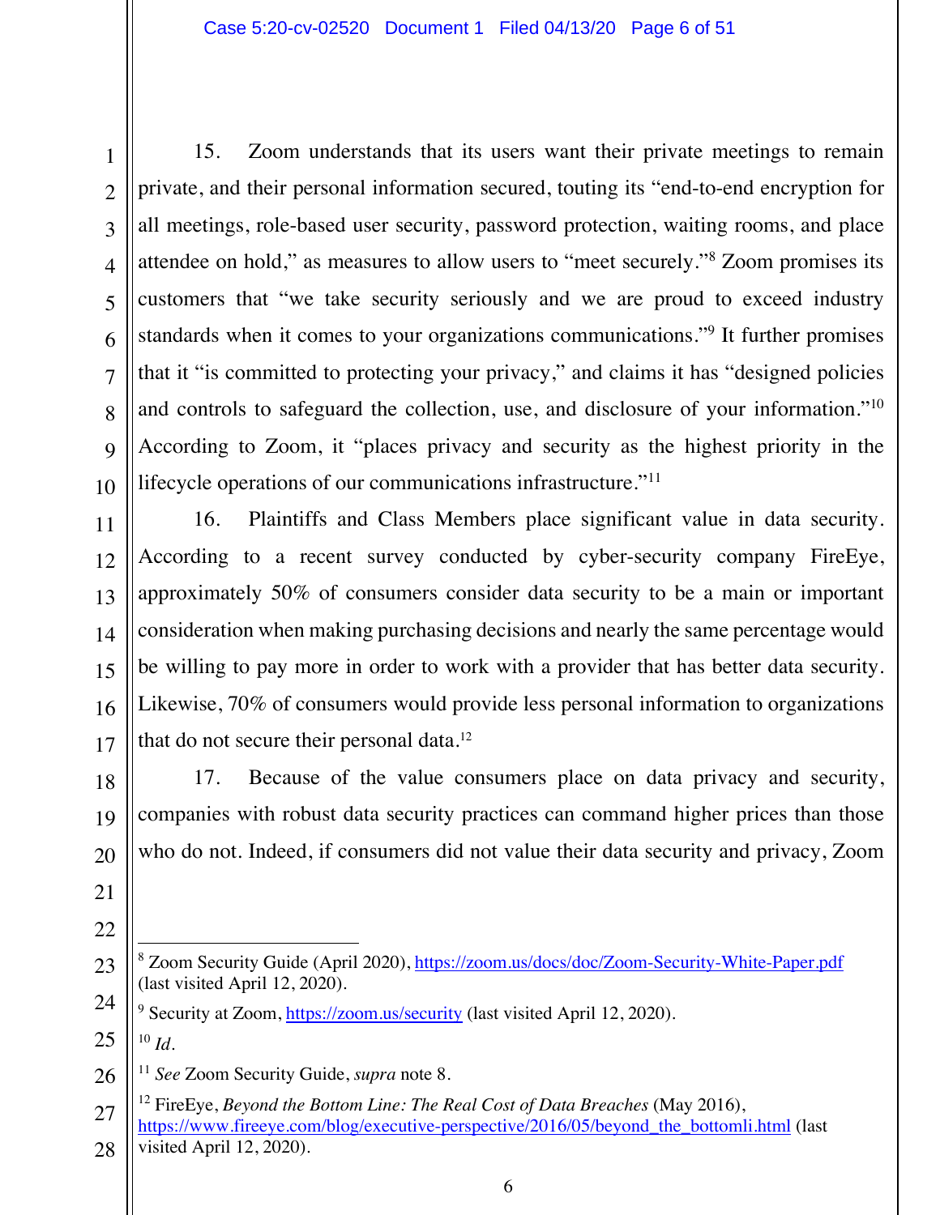15. Zoom understands that its users want their private meetings to remain private, and their personal information secured, touting its "end-to-end encryption for all meetings, role-based user security, password protection, waiting rooms, and place attendee on hold," as measures to allow users to "meet securely."[8] Zoom promises its customers that "we take security seriously and we are proud to exceed industry standards when it comes to your organizations communications."[9] It further promises that it "is committed to protecting your privacy," and claims it has "designed policies and controls to safeguard the collection, use, and disclosure of your information."[10] According to Zoom, it "places privacy and security as the highest priority in the lifecycle operations of our communications infrastructure."[11]

16. Plaintiffs and Class Members place significant value in data security. According to a recent survey conducted by cyber-security company FireEye, approximately 50% of consumers consider data security to be a main or important consideration when making purchasing decisions and nearly the same percentage would be willing to pay more in order to work with a provider that has better data security. Likewise, 70% of consumers would provide less personal information to organizations that do not secure their personal data.[12]

17. Because of the value consumers place on data privacy and security, companies with robust data security practices can command higher prices than those who do not. Indeed, if consumers did not value their data security and privacy, Zoom

---

[8] Zoom Security Guide (April 2020), https://zoom.us/docs/doc/Zoom-Security-White-Paper.pdf (last visited April 12, 2020).

[9] Security at Zoom, https://zoom.us/security (last visited April 12, 2020).

[10] *Id.*

[11] *See* Zoom Security Guide, *supra* note 8.

[12] FireEye, *Beyond the Bottom Line: The Real Cost of Data Breaches* (May 2016), https://www.fireeye.com/blog/executive-perspective/2016/05/beyond_the_bottomli.html (last visited April 12, 2020).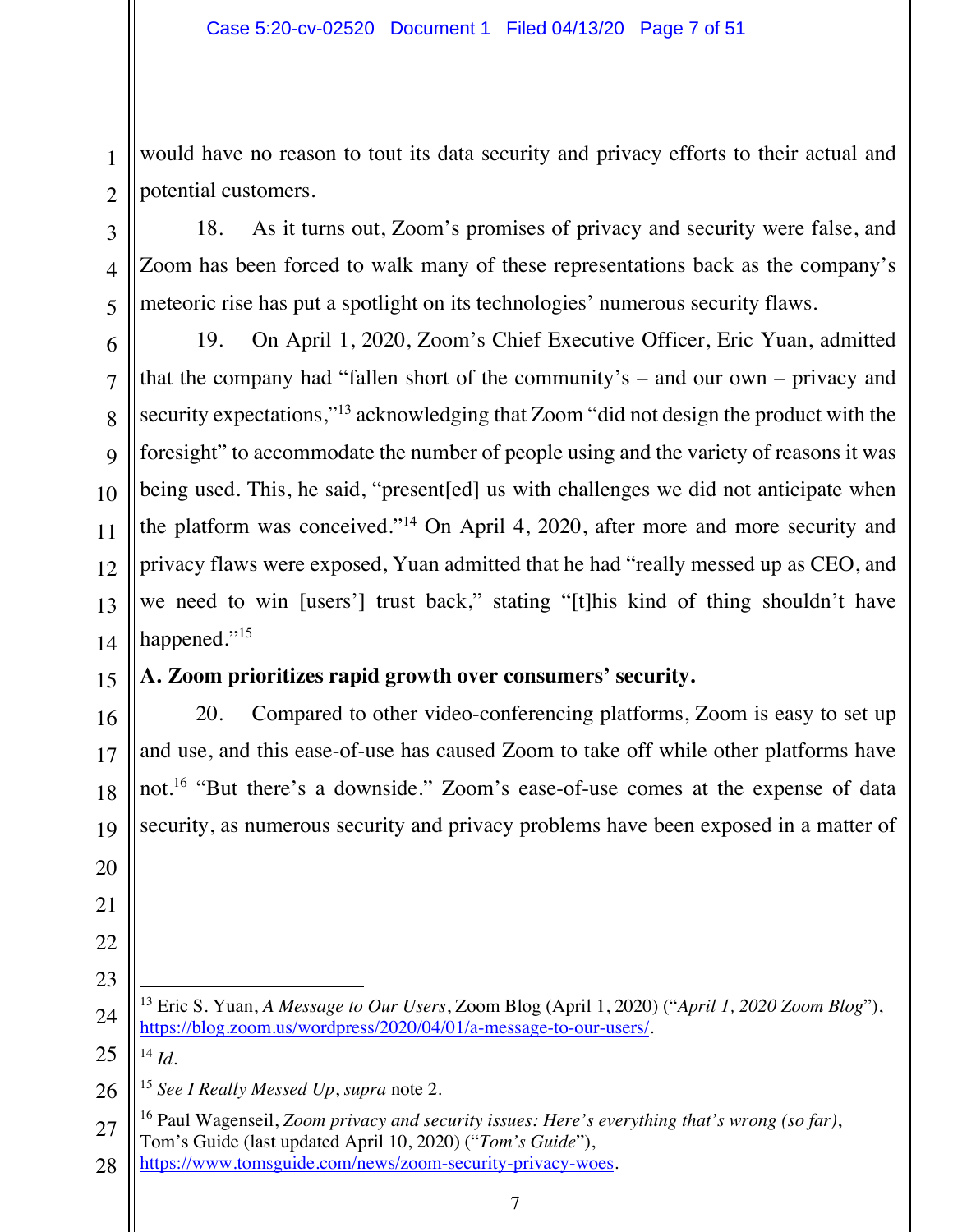would have no reason to tout its data security and privacy efforts to their actual and potential customers.

18. As it turns out, Zoom's promises of privacy and security were false, and Zoom has been forced to walk many of these representations back as the company's meteoric rise has put a spotlight on its technologies' numerous security flaws.

19. On April 1, 2020, Zoom's Chief Executive Officer, Eric Yuan, admitted that the company had "fallen short of the community's – and our own – privacy and security expectations,"[13] acknowledging that Zoom "did not design the product with the foresight" to accommodate the number of people using and the variety of reasons it was being used. This, he said, "present[ed] us with challenges we did not anticipate when the platform was conceived."[14] On April 4, 2020, after more and more security and privacy flaws were exposed, Yuan admitted that he had "really messed up as CEO, and we need to win [users'] trust back," stating "[t]his kind of thing shouldn't have happened."[15]

**A. Zoom prioritizes rapid growth over consumers' security.**

20. Compared to other video-conferencing platforms, Zoom is easy to set up and use, and this ease-of-use has caused Zoom to take off while other platforms have not.[16] "But there's a downside." Zoom's ease-of-use comes at the expense of data security, as numerous security and privacy problems have been exposed in a matter of

---

[13] Eric S. Yuan, *A Message to Our Users*, Zoom Blog (April 1, 2020) ("*April 1, 2020 Zoom Blog*"), https://blog.zoom.us/wordpress/2020/04/01/a-message-to-our-users/.

[14] *Id.*

[15] *See I Really Messed Up*, *supra* note 2.

[16] Paul Wagenseil, *Zoom privacy and security issues: Here's everything that's wrong (so far)*, Tom's Guide (last updated April 10, 2020) ("*Tom's Guide*"), https://www.tomsguide.com/news/zoom-security-privacy-woes.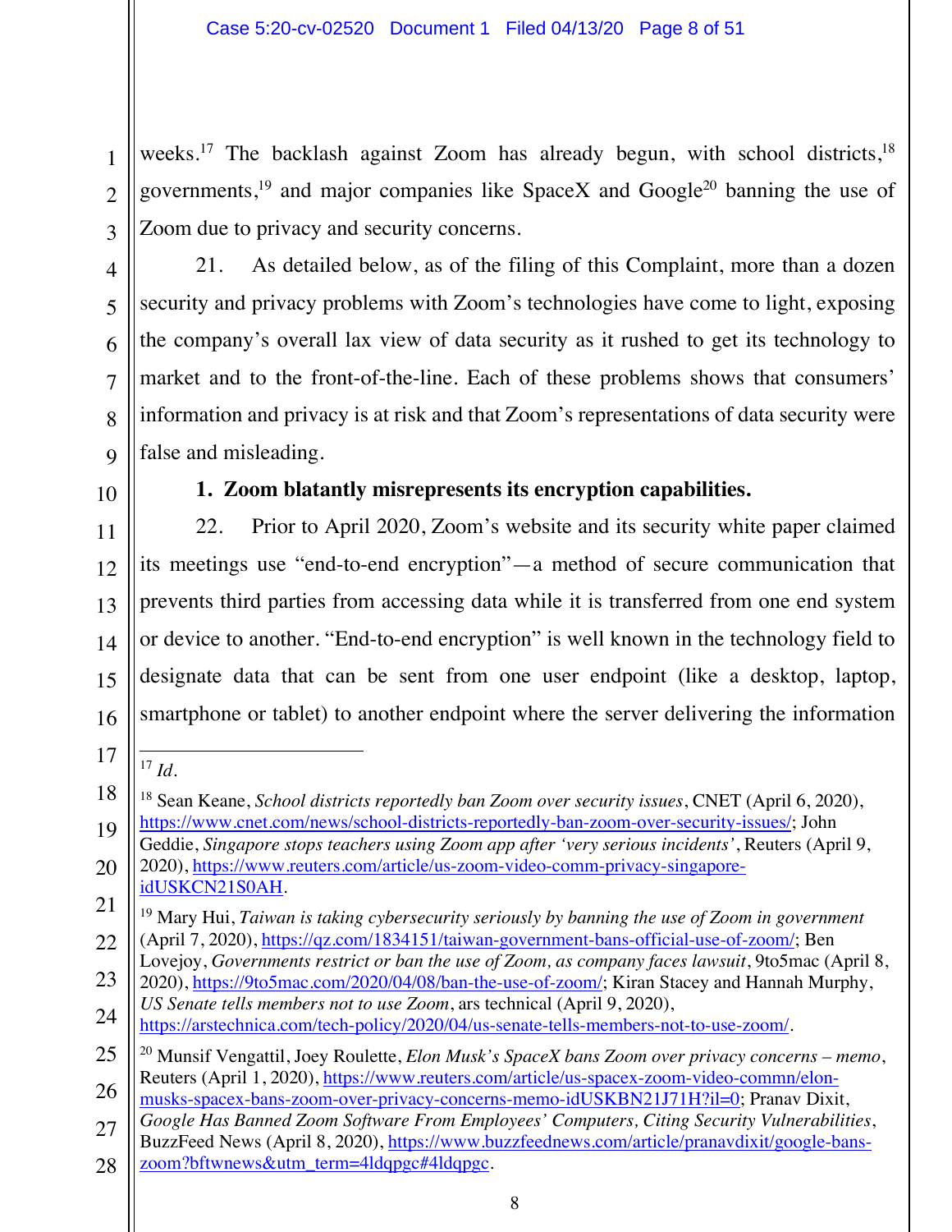weeks.[17] The backlash against Zoom has already begun, with school districts,[18] governments,[19] and major companies like SpaceX and Google[20] banning the use of Zoom due to privacy and security concerns.

21. As detailed below, as of the filing of this Complaint, more than a dozen security and privacy problems with Zoom's technologies have come to light, exposing the company's overall lax view of data security as it rushed to get its technology to market and to the front-of-the-line. Each of these problems shows that consumers' information and privacy is at risk and that Zoom's representations of data security were false and misleading.

**1. Zoom blatantly misrepresents its encryption capabilities.**

22. Prior to April 2020, Zoom's website and its security white paper claimed its meetings use "end-to-end encryption"—a method of secure communication that prevents third parties from accessing data while it is transferred from one end system or device to another. "End-to-end encryption" is well known in the technology field to designate data that can be sent from one user endpoint (like a desktop, laptop, smartphone or tablet) to another endpoint where the server delivering the information

---

[17] *Id*.

[18] Sean Keane, *School districts reportedly ban Zoom over security issues*, CNET (April 6, 2020), https://www.cnet.com/news/school-districts-reportedly-ban-zoom-over-security-issues/; John Geddie, *Singapore stops teachers using Zoom app after 'very serious incidents'*, Reuters (April 9, 2020), https://www.reuters.com/article/us-zoom-video-comm-privacy-singapore-idUSKCN21S0AH.

[19] Mary Hui, *Taiwan is taking cybersecurity seriously by banning the use of Zoom in government* (April 7, 2020), https://qz.com/1834151/taiwan-government-bans-official-use-of-zoom/; Ben Lovejoy, *Governments restrict or ban the use of Zoom, as company faces lawsuit*, 9to5mac (April 8, 2020), https://9to5mac.com/2020/04/08/ban-the-use-of-zoom/; Kiran Stacey and Hannah Murphy, *US Senate tells members not to use Zoom*, ars technical (April 9, 2020), https://arstechnica.com/tech-policy/2020/04/us-senate-tells-members-not-to-use-zoom/.

[20] Munsif Vengattil, Joey Roulette, *Elon Musk's SpaceX bans Zoom over privacy concerns – memo*, Reuters (April 1, 2020), https://www.reuters.com/article/us-spacex-zoom-video-commn/elon-musks-spacex-bans-zoom-over-privacy-concerns-memo-idUSKBN21J71H?il=0; Pranav Dixit, *Google Has Banned Zoom Software From Employees' Computers, Citing Security Vulnerabilities*, BuzzFeed News (April 8, 2020), https://www.buzzfeednews.com/article/pranavdixit/google-bans-zoom?bftwnews&utm_term=4ldqpgc#4ldqpgc.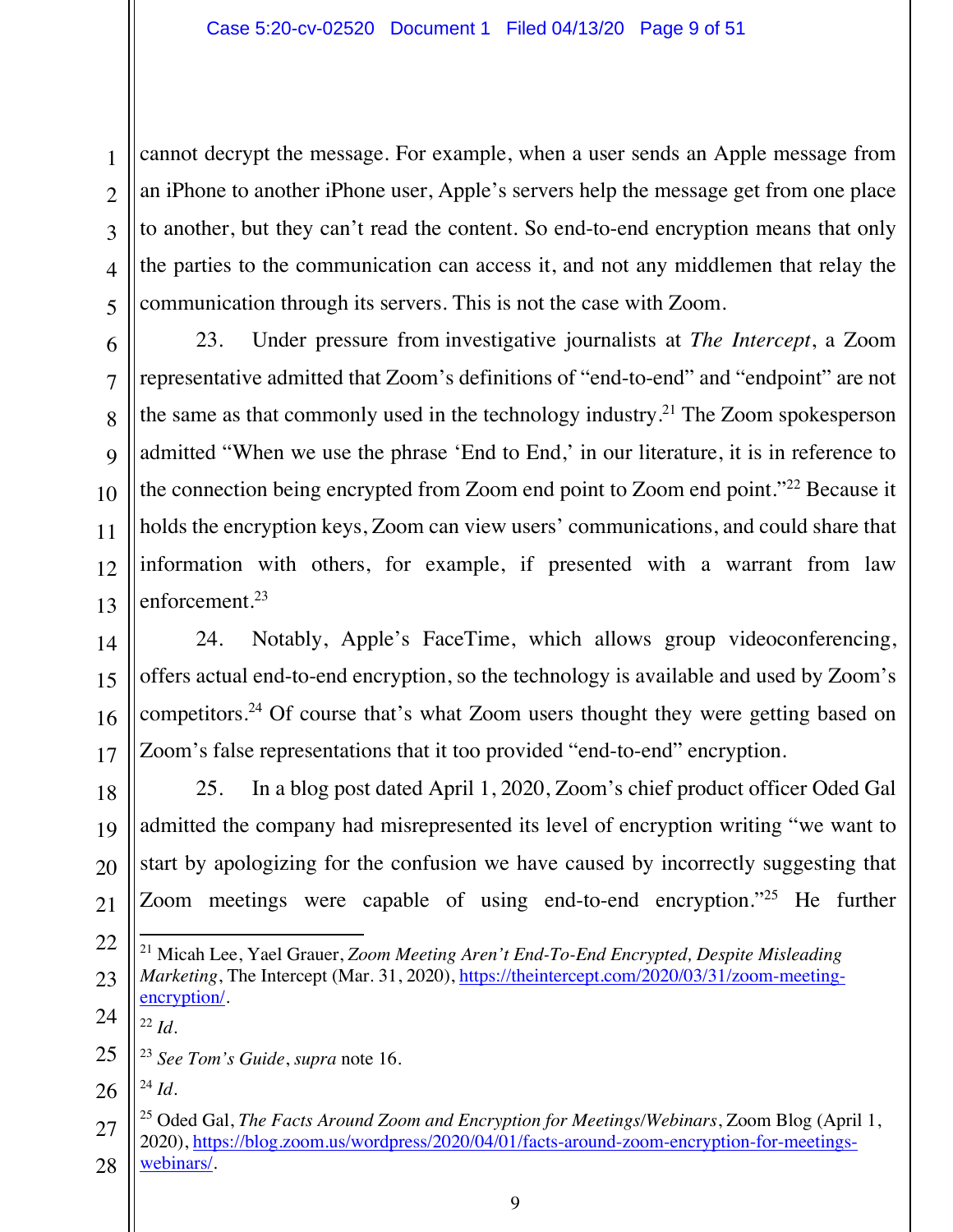cannot decrypt the message. For example, when a user sends an Apple message from an iPhone to another iPhone user, Apple's servers help the message get from one place to another, but they can't read the content. So end-to-end encryption means that only the parties to the communication can access it, and not any middlemen that relay the communication through its servers. This is not the case with Zoom.

23. Under pressure from investigative journalists at *The Intercept*, a Zoom representative admitted that Zoom's definitions of "end-to-end" and "endpoint" are not the same as that commonly used in the technology industry.[21] The Zoom spokesperson admitted "When we use the phrase 'End to End,' in our literature, it is in reference to the connection being encrypted from Zoom end point to Zoom end point."[22] Because it holds the encryption keys, Zoom can view users' communications, and could share that information with others, for example, if presented with a warrant from law enforcement.[23]

24. Notably, Apple's FaceTime, which allows group videoconferencing, offers actual end-to-end encryption, so the technology is available and used by Zoom's competitors.[24] Of course that's what Zoom users thought they were getting based on Zoom's false representations that it too provided "end-to-end" encryption.

25. In a blog post dated April 1, 2020, Zoom's chief product officer Oded Gal admitted the company had misrepresented its level of encryption writing "we want to start by apologizing for the confusion we have caused by incorrectly suggesting that Zoom meetings were capable of using end-to-end encryption."[25] He further

---

[21] Micah Lee, Yael Grauer, *Zoom Meeting Aren't End-To-End Encrypted, Despite Misleading Marketing*, The Intercept (Mar. 31, 2020), https://theintercept.com/2020/03/31/zoom-meeting-encryption/.

[22] *Id*.

[23] *See Tom's Guide*, *supra* note 16.

[24] *Id*.

[25] Oded Gal, *The Facts Around Zoom and Encryption for Meetings/Webinars*, Zoom Blog (April 1, 2020), https://blog.zoom.us/wordpress/2020/04/01/facts-around-zoom-encryption-for-meetings-webinars/.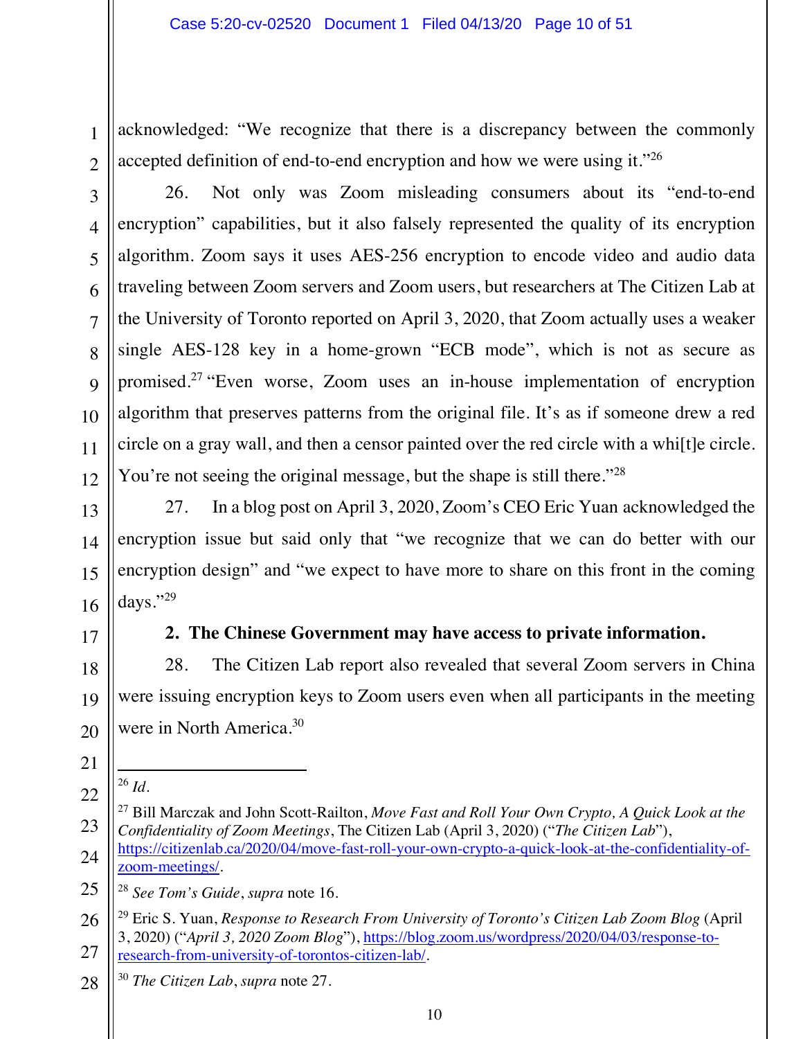acknowledged: "We recognize that there is a discrepancy between the commonly accepted definition of end-to-end encryption and how we were using it."[26]

26. Not only was Zoom misleading consumers about its "end-to-end encryption" capabilities, but it also falsely represented the quality of its encryption algorithm. Zoom says it uses AES-256 encryption to encode video and audio data traveling between Zoom servers and Zoom users, but researchers at The Citizen Lab at the University of Toronto reported on April 3, 2020, that Zoom actually uses a weaker single AES-128 key in a home-grown "ECB mode", which is not as secure as promised.[27] "Even worse, Zoom uses an in-house implementation of encryption algorithm that preserves patterns from the original file. It's as if someone drew a red circle on a gray wall, and then a censor painted over the red circle with a whi[t]e circle. You're not seeing the original message, but the shape is still there."[28]

27. In a blog post on April 3, 2020, Zoom's CEO Eric Yuan acknowledged the encryption issue but said only that "we recognize that we can do better with our encryption design" and "we expect to have more to share on this front in the coming days."[29]

**2. The Chinese Government may have access to private information.**

28. The Citizen Lab report also revealed that several Zoom servers in China were issuing encryption keys to Zoom users even when all participants in the meeting were in North America.[30]

---

[26] *Id*.

[27] Bill Marczak and John Scott-Railton, *Move Fast and Roll Your Own Crypto, A Quick Look at the Confidentiality of Zoom Meetings*, The Citizen Lab (April 3, 2020) ("*The Citizen Lab*"), https://citizenlab.ca/2020/04/move-fast-roll-your-own-crypto-a-quick-look-at-the-confidentiality-of-zoom-meetings/.

[28] *See Tom's Guide*, *supra* note 16.

[29] Eric S. Yuan, *Response to Research From University of Toronto's Citizen Lab Zoom Blog* (April 3, 2020) ("*April 3, 2020 Zoom Blog*"), https://blog.zoom.us/wordpress/2020/04/03/response-to-research-from-university-of-torontos-citizen-lab/.

[30] *The Citizen Lab*, *supra* note 27.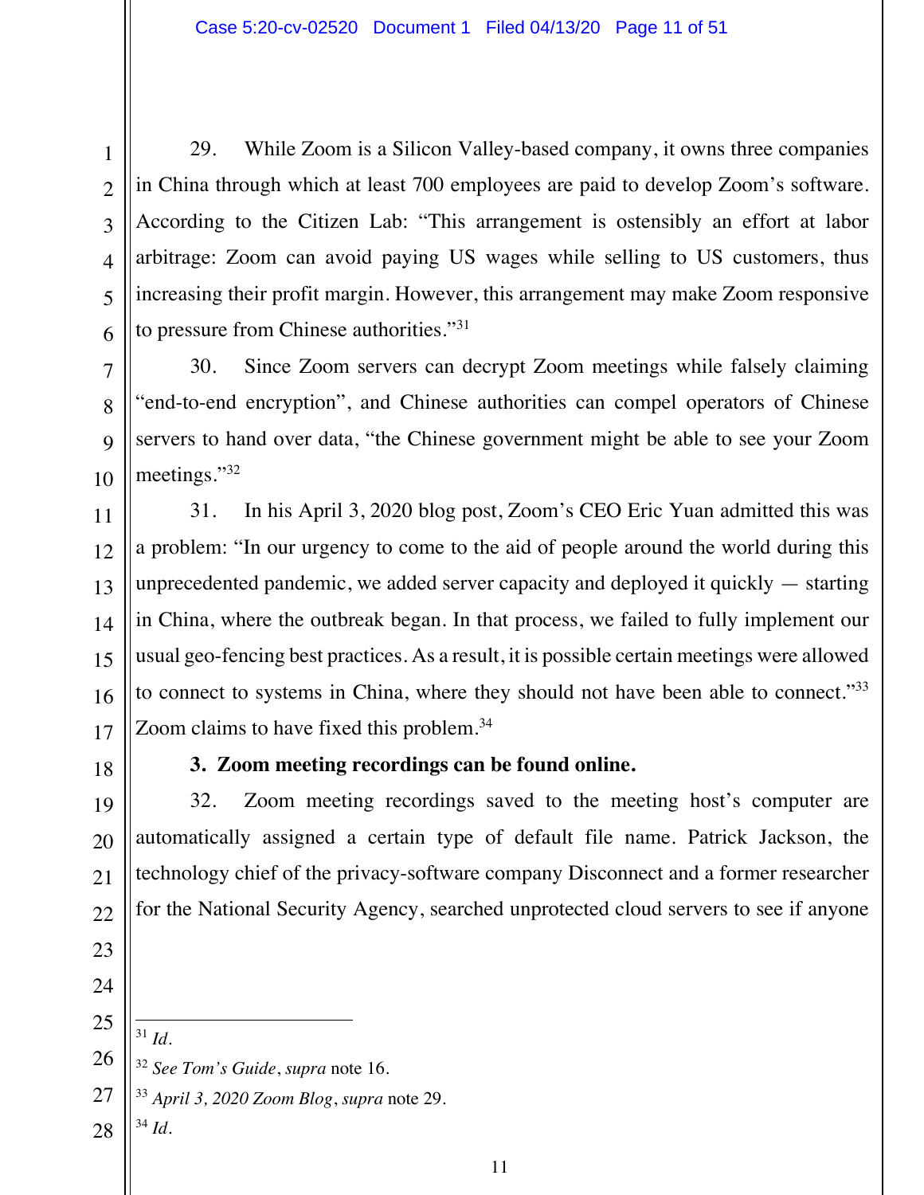29. While Zoom is a Silicon Valley-based company, it owns three companies in China through which at least 700 employees are paid to develop Zoom's software. According to the Citizen Lab: "This arrangement is ostensibly an effort at labor arbitrage: Zoom can avoid paying US wages while selling to US customers, thus increasing their profit margin. However, this arrangement may make Zoom responsive to pressure from Chinese authorities."[31]

30. Since Zoom servers can decrypt Zoom meetings while falsely claiming "end-to-end encryption", and Chinese authorities can compel operators of Chinese servers to hand over data, "the Chinese government might be able to see your Zoom meetings."[32]

31. In his April 3, 2020 blog post, Zoom's CEO Eric Yuan admitted this was a problem: "In our urgency to come to the aid of people around the world during this unprecedented pandemic, we added server capacity and deployed it quickly — starting in China, where the outbreak began. In that process, we failed to fully implement our usual geo-fencing best practices. As a result, it is possible certain meetings were allowed to connect to systems in China, where they should not have been able to connect."[33] Zoom claims to have fixed this problem.[34]

**3. Zoom meeting recordings can be found online.**

32. Zoom meeting recordings saved to the meeting host's computer are automatically assigned a certain type of default file name. Patrick Jackson, the technology chief of the privacy-software company Disconnect and a former researcher for the National Security Agency, searched unprotected cloud servers to see if anyone

---

[31] *Id.*

[32] *See Tom's Guide*, *supra* note 16.

[33] *April 3, 2020 Zoom Blog*, *supra* note 29.

[34] *Id.*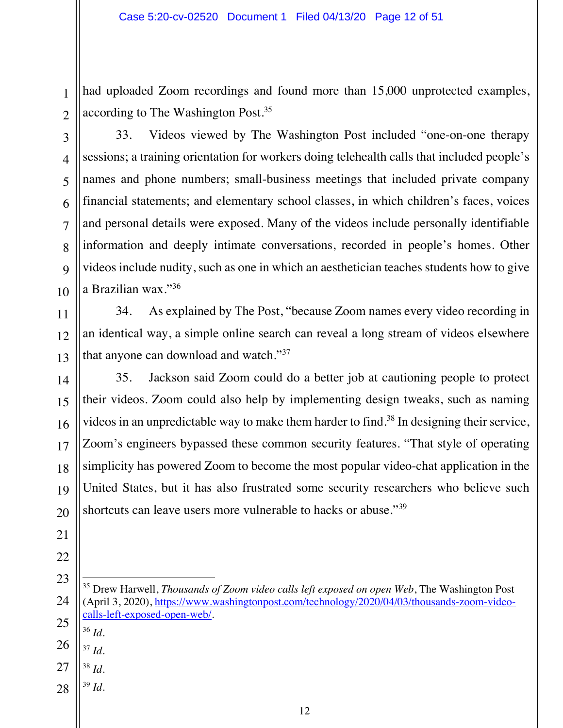had uploaded Zoom recordings and found more than 15,000 unprotected examples, according to The Washington Post.[35]

33. Videos viewed by The Washington Post included "one-on-one therapy sessions; a training orientation for workers doing telehealth calls that included people's names and phone numbers; small-business meetings that included private company financial statements; and elementary school classes, in which children's faces, voices and personal details were exposed. Many of the videos include personally identifiable information and deeply intimate conversations, recorded in people's homes. Other videos include nudity, such as one in which an aesthetician teaches students how to give a Brazilian wax."[36]

34. As explained by The Post, "because Zoom names every video recording in an identical way, a simple online search can reveal a long stream of videos elsewhere that anyone can download and watch."[37]

35. Jackson said Zoom could do a better job at cautioning people to protect their videos. Zoom could also help by implementing design tweaks, such as naming videos in an unpredictable way to make them harder to find.[38] In designing their service, Zoom's engineers bypassed these common security features. "That style of operating simplicity has powered Zoom to become the most popular video-chat application in the United States, but it has also frustrated some security researchers who believe such shortcuts can leave users more vulnerable to hacks or abuse."[39]

---

[35] Drew Harwell, *Thousands of Zoom video calls left exposed on open Web*, The Washington Post (April 3, 2020), https://www.washingtonpost.com/technology/2020/04/03/thousands-zoom-video-calls-left-exposed-open-web/.

[36] *Id*.

[37] *Id*.

[38] *Id*.

[39] *Id*.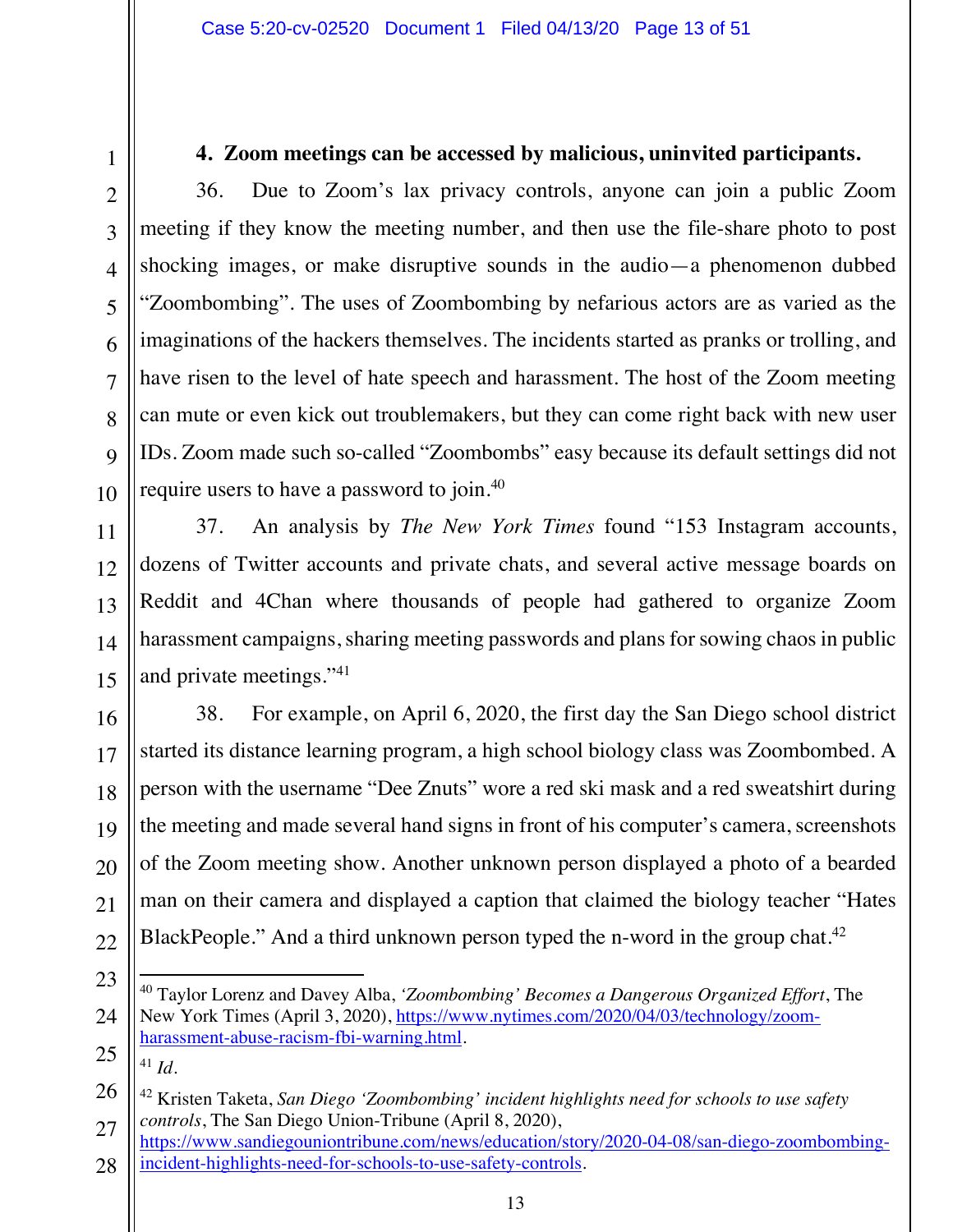### 4. Zoom meetings can be accessed by malicious, uninvited participants.

36. Due to Zoom's lax privacy controls, anyone can join a public Zoom meeting if they know the meeting number, and then use the file-share photo to post shocking images, or make disruptive sounds in the audio—a phenomenon dubbed "Zoombombing". The uses of Zoombombing by nefarious actors are as varied as the imaginations of the hackers themselves. The incidents started as pranks or trolling, and have risen to the level of hate speech and harassment. The host of the Zoom meeting can mute or even kick out troublemakers, but they can come right back with new user IDs. Zoom made such so-called "Zoombombs" easy because its default settings did not require users to have a password to join.[40]

37. An analysis by *The New York Times* found "153 Instagram accounts, dozens of Twitter accounts and private chats, and several active message boards on Reddit and 4Chan where thousands of people had gathered to organize Zoom harassment campaigns, sharing meeting passwords and plans for sowing chaos in public and private meetings."[41]

38. For example, on April 6, 2020, the first day the San Diego school district started its distance learning program, a high school biology class was Zoombombed. A person with the username "Dee Znuts" wore a red ski mask and a red sweatshirt during the meeting and made several hand signs in front of his computer's camera, screenshots of the Zoom meeting show. Another unknown person displayed a photo of a bearded man on their camera and displayed a caption that claimed the biology teacher "Hates BlackPeople." And a third unknown person typed the n-word in the group chat.[42]

---

[40] Taylor Lorenz and Davey Alba, *'Zoombombing' Becomes a Dangerous Organized Effort*, The New York Times (April 3, 2020), https://www.nytimes.com/2020/04/03/technology/zoom-harassment-abuse-racism-fbi-warning.html.

[41] *Id*.

[42] Kristen Taketa, *San Diego 'Zoombombing' incident highlights need for schools to use safety controls*, The San Diego Union-Tribune (April 8, 2020), https://www.sandiegouniontribune.com/news/education/story/2020-04-08/san-diego-zoombombing-incident-highlights-need-for-schools-to-use-safety-controls.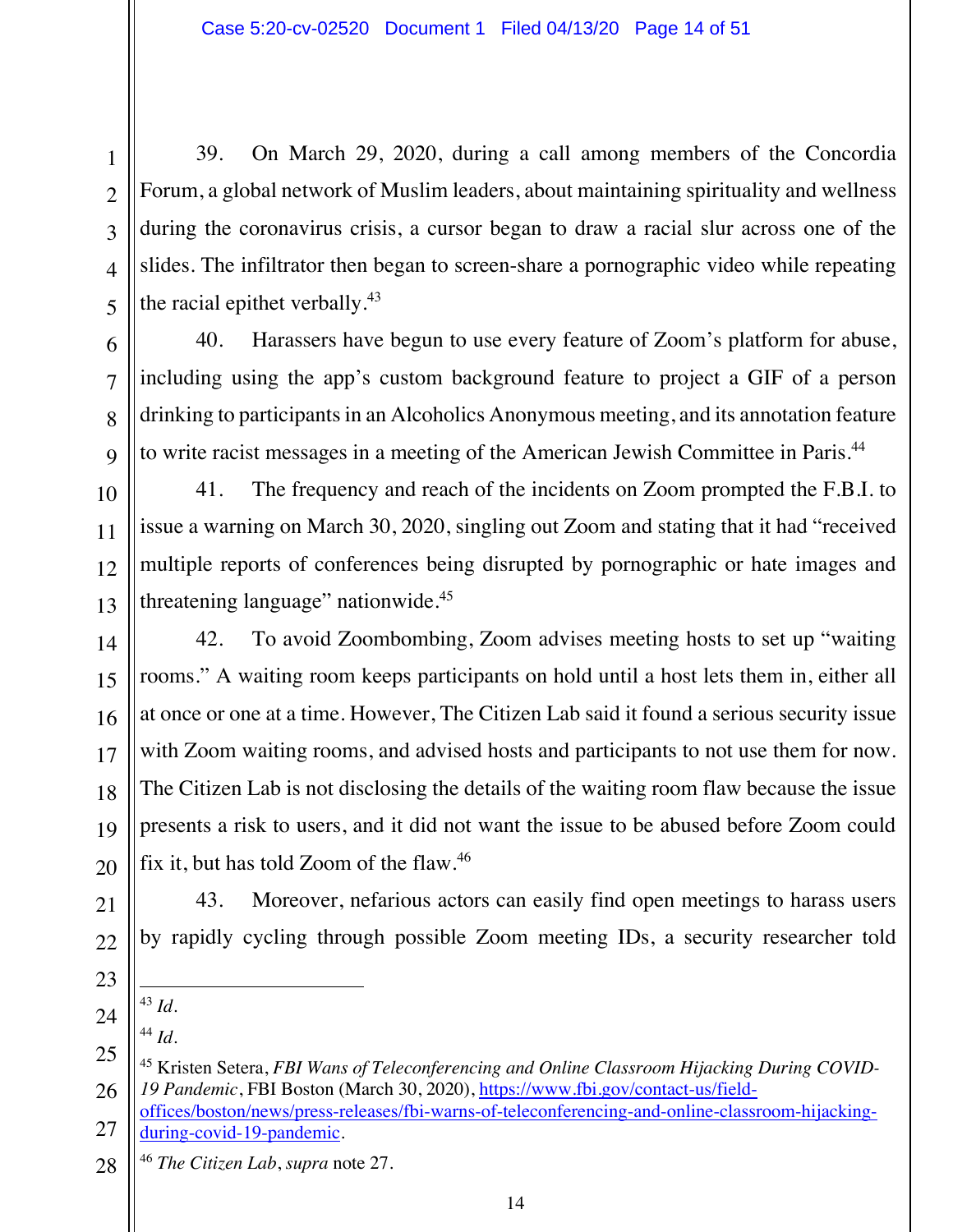39. On March 29, 2020, during a call among members of the Concordia Forum, a global network of Muslim leaders, about maintaining spirituality and wellness during the coronavirus crisis, a cursor began to draw a racial slur across one of the slides. The infiltrator then began to screen-share a pornographic video while repeating the racial epithet verbally.[43]

40. Harassers have begun to use every feature of Zoom's platform for abuse, including using the app's custom background feature to project a GIF of a person drinking to participants in an Alcoholics Anonymous meeting, and its annotation feature to write racist messages in a meeting of the American Jewish Committee in Paris.[44]

41. The frequency and reach of the incidents on Zoom prompted the F.B.I. to issue a warning on March 30, 2020, singling out Zoom and stating that it had "received multiple reports of conferences being disrupted by pornographic or hate images and threatening language" nationwide.[45]

42. To avoid Zoombombing, Zoom advises meeting hosts to set up "waiting rooms." A waiting room keeps participants on hold until a host lets them in, either all at once or one at a time. However, The Citizen Lab said it found a serious security issue with Zoom waiting rooms, and advised hosts and participants to not use them for now. The Citizen Lab is not disclosing the details of the waiting room flaw because the issue presents a risk to users, and it did not want the issue to be abused before Zoom could fix it, but has told Zoom of the flaw.[46]

43. Moreover, nefarious actors can easily find open meetings to harass users by rapidly cycling through possible Zoom meeting IDs, a security researcher told

---

[43] *Id.*

[44] *Id.*

[45] Kristen Setera, *FBI Wans of Teleconferencing and Online Classroom Hijacking During COVID-19 Pandemic*, FBI Boston (March 30, 2020), https://www.fbi.gov/contact-us/field-offices/boston/news/press-releases/fbi-warns-of-teleconferencing-and-online-classroom-hijacking-during-covid-19-pandemic.

[46] *The Citizen Lab*, *supra* note 27.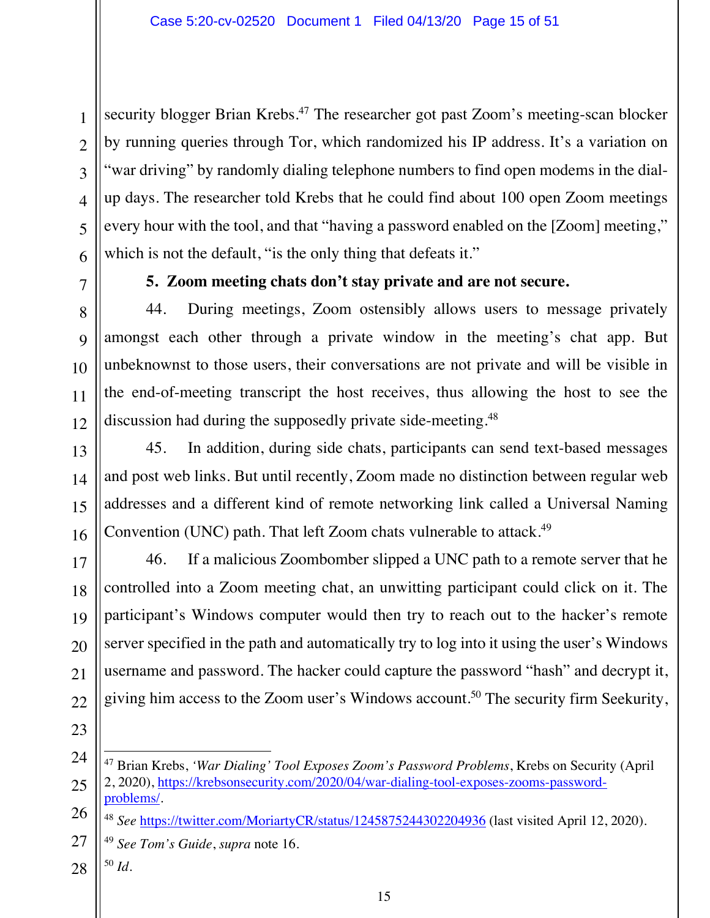security blogger Brian Krebs.[47] The researcher got past Zoom's meeting-scan blocker by running queries through Tor, which randomized his IP address. It's a variation on "war driving" by randomly dialing telephone numbers to find open modems in the dial-up days. The researcher told Krebs that he could find about 100 open Zoom meetings every hour with the tool, and that "having a password enabled on the [Zoom] meeting," which is not the default, "is the only thing that defeats it."

**5. Zoom meeting chats don't stay private and are not secure.**

44. During meetings, Zoom ostensibly allows users to message privately amongst each other through a private window in the meeting's chat app. But unbeknownst to those users, their conversations are not private and will be visible in the end-of-meeting transcript the host receives, thus allowing the host to see the discussion had during the supposedly private side-meeting.[48]

45. In addition, during side chats, participants can send text-based messages and post web links. But until recently, Zoom made no distinction between regular web addresses and a different kind of remote networking link called a Universal Naming Convention (UNC) path. That left Zoom chats vulnerable to attack.[49]

46. If a malicious Zoombomber slipped a UNC path to a remote server that he controlled into a Zoom meeting chat, an unwitting participant could click on it. The participant's Windows computer would then try to reach out to the hacker's remote server specified in the path and automatically try to log into it using the user's Windows username and password. The hacker could capture the password "hash" and decrypt it, giving him access to the Zoom user's Windows account.[50] The security firm Seekurity,

---

[47] Brian Krebs, *'War Dialing' Tool Exposes Zoom's Password Problems*, Krebs on Security (April 2, 2020), https://krebsonsecurity.com/2020/04/war-dialing-tool-exposes-zooms-password-problems/.

[48] *See* https://twitter.com/MoriartyCR/status/1245875244302204936 (last visited April 12, 2020).

[49] *See Tom's Guide*, *supra* note 16.

[50] *Id*.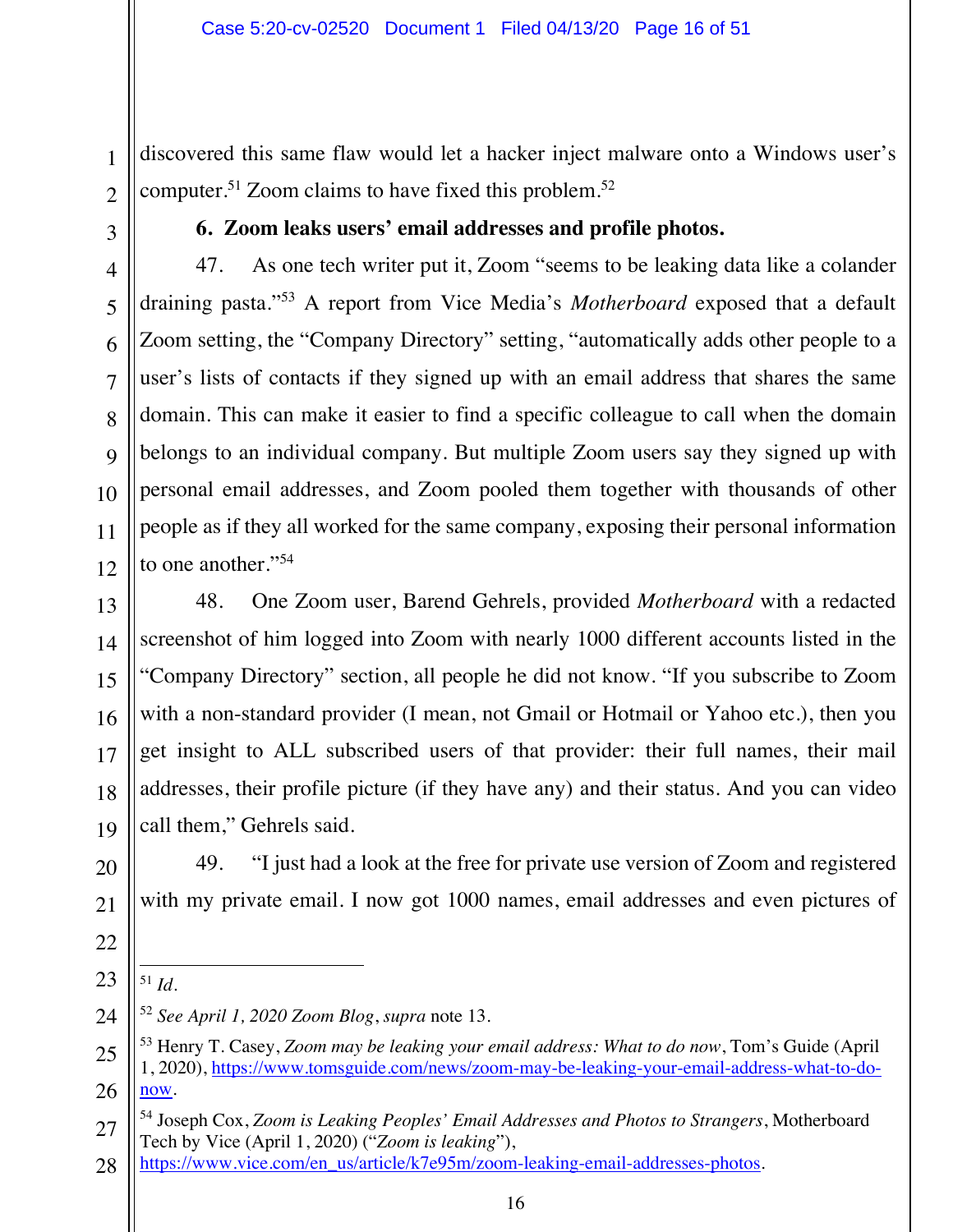discovered this same flaw would let a hacker inject malware onto a Windows user's computer.[51] Zoom claims to have fixed this problem.[52]

**6. Zoom leaks users' email addresses and profile photos.**

47. As one tech writer put it, Zoom "seems to be leaking data like a colander draining pasta."[53] A report from Vice Media's *Motherboard* exposed that a default Zoom setting, the "Company Directory" setting, "automatically adds other people to a user's lists of contacts if they signed up with an email address that shares the same domain. This can make it easier to find a specific colleague to call when the domain belongs to an individual company. But multiple Zoom users say they signed up with personal email addresses, and Zoom pooled them together with thousands of other people as if they all worked for the same company, exposing their personal information to one another."[54]

48. One Zoom user, Barend Gehrels, provided *Motherboard* with a redacted screenshot of him logged into Zoom with nearly 1000 different accounts listed in the "Company Directory" section, all people he did not know. "If you subscribe to Zoom with a non-standard provider (I mean, not Gmail or Hotmail or Yahoo etc.), then you get insight to ALL subscribed users of that provider: their full names, their mail addresses, their profile picture (if they have any) and their status. And you can video call them," Gehrels said.

49. "I just had a look at the free for private use version of Zoom and registered with my private email. I now got 1000 names, email addresses and even pictures of

---

[51] *Id.*

[52] *See April 1, 2020 Zoom Blog*, *supra* note 13.

[53] Henry T. Casey, *Zoom may be leaking your email address: What to do now*, Tom's Guide (April 1, 2020), https://www.tomsguide.com/news/zoom-may-be-leaking-your-email-address-what-to-do-now.

[54] Joseph Cox, *Zoom is Leaking Peoples' Email Addresses and Photos to Strangers*, Motherboard Tech by Vice (April 1, 2020) ("*Zoom is leaking*"), https://www.vice.com/en_us/article/k7e95m/zoom-leaking-email-addresses-photos.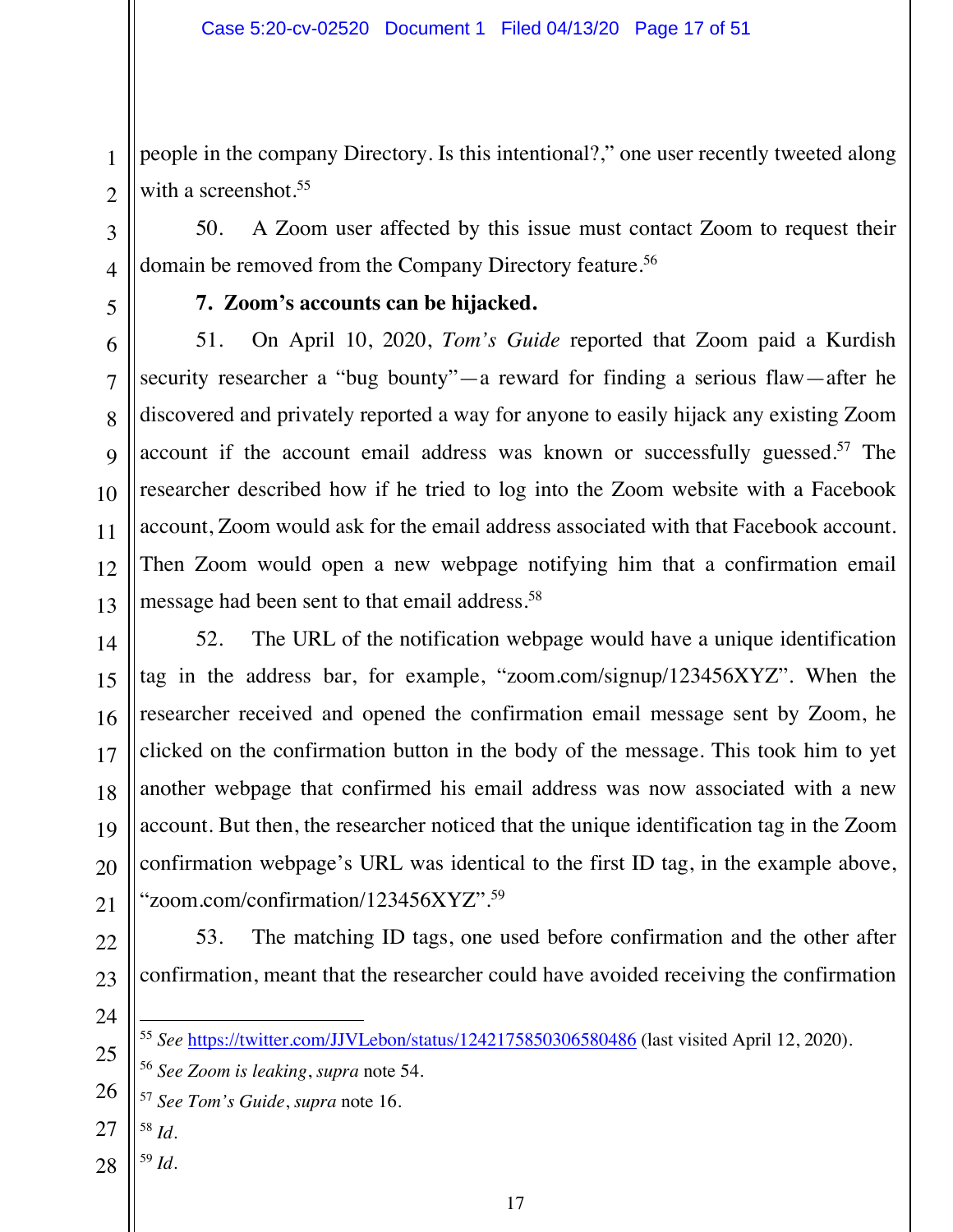people in the company Directory. Is this intentional?," one user recently tweeted along with a screenshot.[55]

50. A Zoom user affected by this issue must contact Zoom to request their domain be removed from the Company Directory feature.[56]

**7. Zoom's accounts can be hijacked.**

51. On April 10, 2020, *Tom's Guide* reported that Zoom paid a Kurdish security researcher a "bug bounty"—a reward for finding a serious flaw—after he discovered and privately reported a way for anyone to easily hijack any existing Zoom account if the account email address was known or successfully guessed.[57] The researcher described how if he tried to log into the Zoom website with a Facebook account, Zoom would ask for the email address associated with that Facebook account. Then Zoom would open a new webpage notifying him that a confirmation email message had been sent to that email address.[58]

52. The URL of the notification webpage would have a unique identification tag in the address bar, for example, "zoom.com/signup/123456XYZ". When the researcher received and opened the confirmation email message sent by Zoom, he clicked on the confirmation button in the body of the message. This took him to yet another webpage that confirmed his email address was now associated with a new account. But then, the researcher noticed that the unique identification tag in the Zoom confirmation webpage's URL was identical to the first ID tag, in the example above, "zoom.com/confirmation/123456XYZ".[59]

53. The matching ID tags, one used before confirmation and the other after confirmation, meant that the researcher could have avoided receiving the confirmation

---

[55] *See* https://twitter.com/JJVLebon/status/1242175850306580486 (last visited April 12, 2020).

[56] *See Zoom is leaking*, *supra* note 54.

[57] *See Tom's Guide*, *supra* note 16.

[58] *Id*.

[59] *Id*.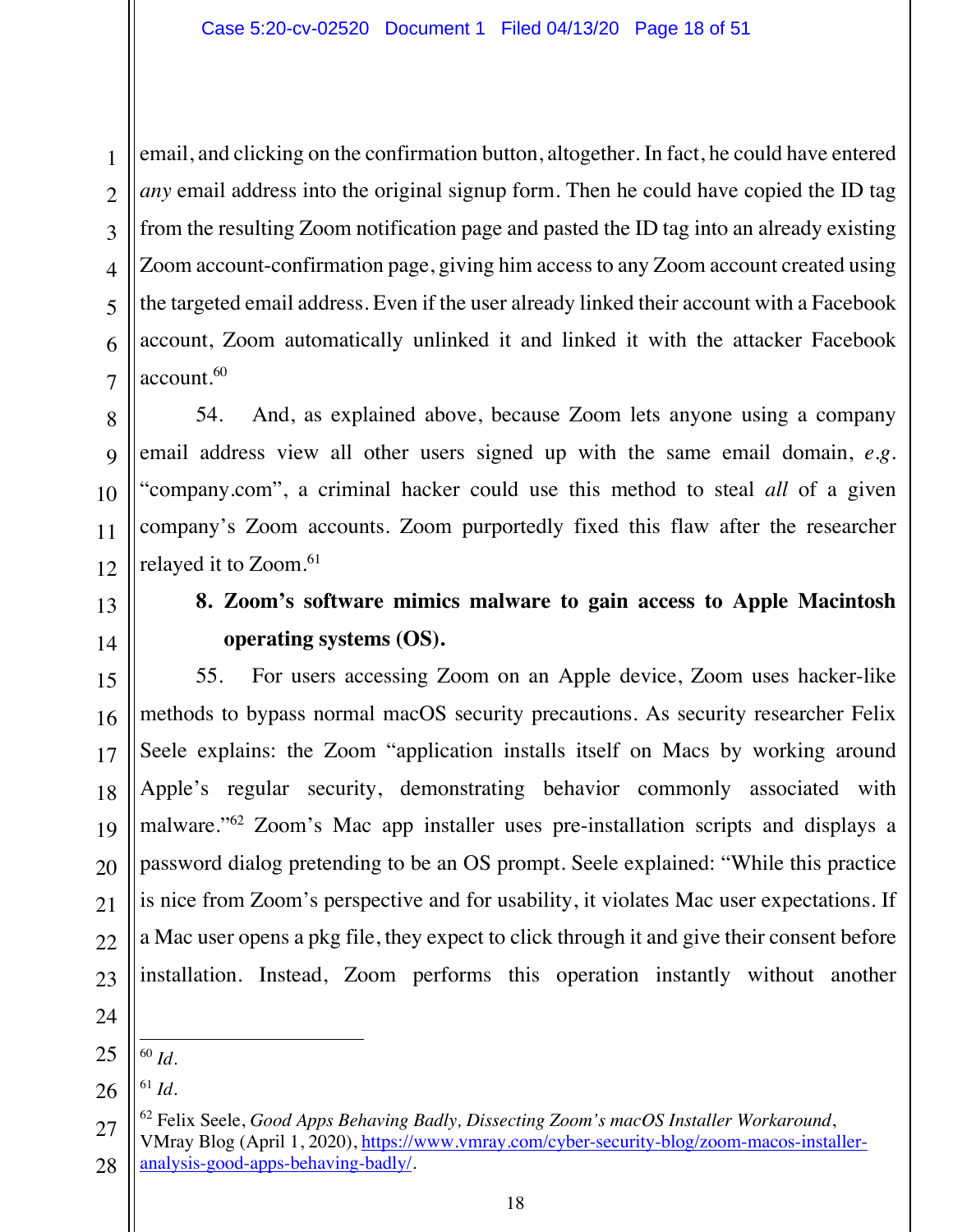email, and clicking on the confirmation button, altogether. In fact, he could have entered *any* email address into the original signup form. Then he could have copied the ID tag from the resulting Zoom notification page and pasted the ID tag into an already existing Zoom account-confirmation page, giving him access to any Zoom account created using the targeted email address. Even if the user already linked their account with a Facebook account, Zoom automatically unlinked it and linked it with the attacker Facebook account.[60]

54. And, as explained above, because Zoom lets anyone using a company email address view all other users signed up with the same email domain, *e.g.* "company.com", a criminal hacker could use this method to steal *all* of a given company's Zoom accounts. Zoom purportedly fixed this flaw after the researcher relayed it to Zoom.[61]

**8. Zoom's software mimics malware to gain access to Apple Macintosh operating systems (OS).**

55. For users accessing Zoom on an Apple device, Zoom uses hacker-like methods to bypass normal macOS security precautions. As security researcher Felix Seele explains: the Zoom "application installs itself on Macs by working around Apple's regular security, demonstrating behavior commonly associated with malware."[62] Zoom's Mac app installer uses pre-installation scripts and displays a password dialog pretending to be an OS prompt. Seele explained: "While this practice is nice from Zoom's perspective and for usability, it violates Mac user expectations. If a Mac user opens a pkg file, they expect to click through it and give their consent before installation. Instead, Zoom performs this operation instantly without another

---

[60] *Id.*

[61] *Id.*

[62] Felix Seele, *Good Apps Behaving Badly, Dissecting Zoom's macOS Installer Workaround*, VMray Blog (April 1, 2020), https://www.vmray.com/cyber-security-blog/zoom-macos-installer-analysis-good-apps-behaving-badly/.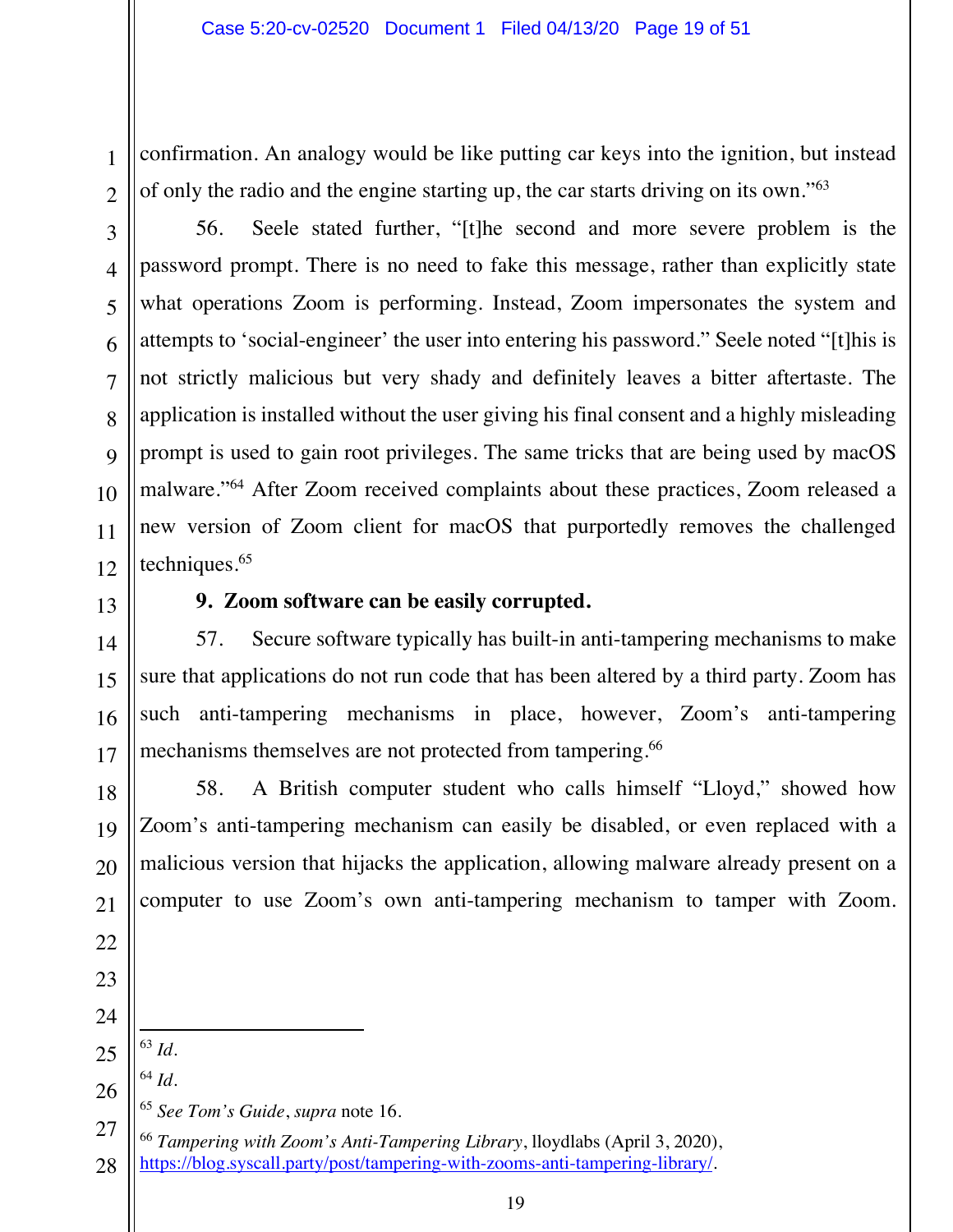confirmation. An analogy would be like putting car keys into the ignition, but instead of only the radio and the engine starting up, the car starts driving on its own."[63]

56. Seele stated further, "[t]he second and more severe problem is the password prompt. There is no need to fake this message, rather than explicitly state what operations Zoom is performing. Instead, Zoom impersonates the system and attempts to 'social-engineer' the user into entering his password." Seele noted "[t]his is not strictly malicious but very shady and definitely leaves a bitter aftertaste. The application is installed without the user giving his final consent and a highly misleading prompt is used to gain root privileges. The same tricks that are being used by macOS malware."[64] After Zoom received complaints about these practices, Zoom released a new version of Zoom client for macOS that purportedly removes the challenged techniques.[65]

**9. Zoom software can be easily corrupted.**

57. Secure software typically has built-in anti-tampering mechanisms to make sure that applications do not run code that has been altered by a third party. Zoom has such anti-tampering mechanisms in place, however, Zoom's anti-tampering mechanisms themselves are not protected from tampering.[66]

58. A British computer student who calls himself "Lloyd," showed how Zoom's anti-tampering mechanism can easily be disabled, or even replaced with a malicious version that hijacks the application, allowing malware already present on a computer to use Zoom's own anti-tampering mechanism to tamper with Zoom.

---

[63] *Id*.

[64] *Id*.

[65] *See Tom's Guide*, *supra* note 16.

[66] *Tampering with Zoom's Anti-Tampering Library*, lloydlabs (April 3, 2020), https://blog.syscall.party/post/tampering-with-zooms-anti-tampering-library/.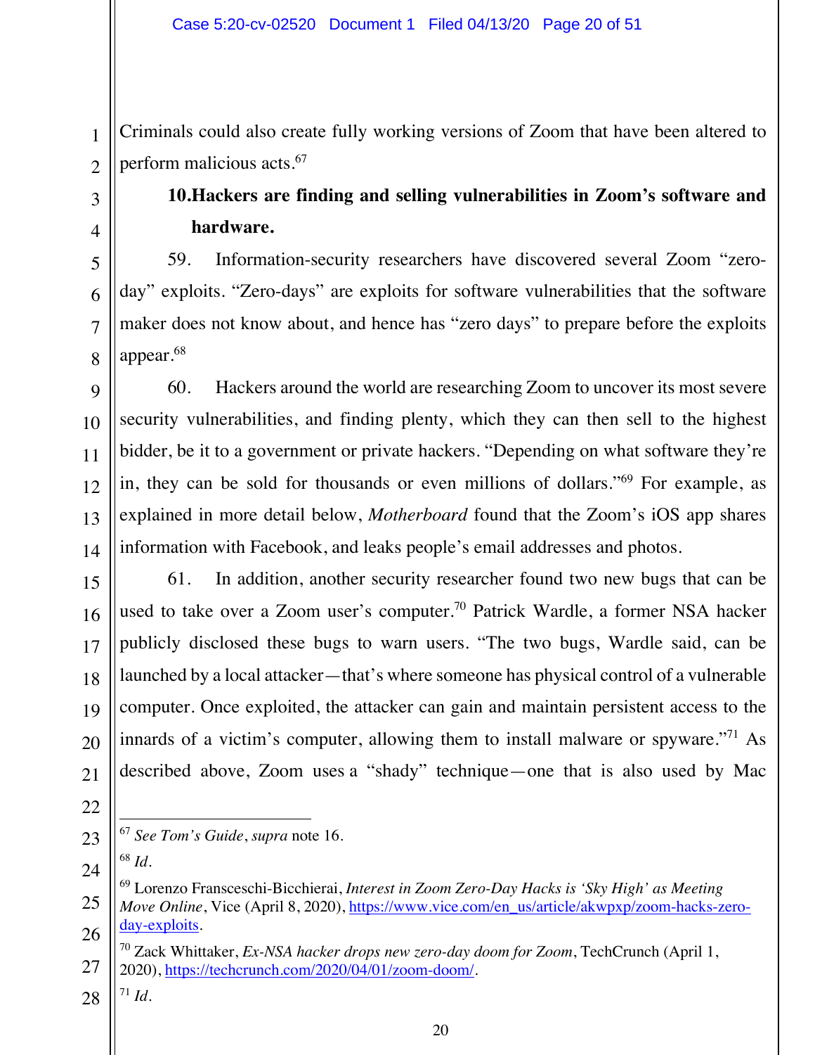Criminals could also create fully working versions of Zoom that have been altered to perform malicious acts.[67]

**10. Hackers are finding and selling vulnerabilities in Zoom's software and hardware.**

59. Information-security researchers have discovered several Zoom "zero-day" exploits. "Zero-days" are exploits for software vulnerabilities that the software maker does not know about, and hence has "zero days" to prepare before the exploits appear.[68]

60. Hackers around the world are researching Zoom to uncover its most severe security vulnerabilities, and finding plenty, which they can then sell to the highest bidder, be it to a government or private hackers. "Depending on what software they're in, they can be sold for thousands or even millions of dollars."[69] For example, as explained in more detail below, *Motherboard* found that the Zoom's iOS app shares information with Facebook, and leaks people's email addresses and photos.

61. In addition, another security researcher found two new bugs that can be used to take over a Zoom user's computer.[70] Patrick Wardle, a former NSA hacker publicly disclosed these bugs to warn users. "The two bugs, Wardle said, can be launched by a local attacker—that's where someone has physical control of a vulnerable computer. Once exploited, the attacker can gain and maintain persistent access to the innards of a victim's computer, allowing them to install malware or spyware."[71] As described above, Zoom uses a "shady" technique—one that is also used by Mac

---

[67] *See Tom's Guide*, *supra* note 16.

[68] *Id.*

[69] Lorenzo Fransceschi-Bicchierai, *Interest in Zoom Zero-Day Hacks is 'Sky High' as Meeting Move Online*, Vice (April 8, 2020), https://www.vice.com/en_us/article/akwpxp/zoom-hacks-zero-day-exploits.

[70] Zack Whittaker, *Ex-NSA hacker drops new zero-day doom for Zoom*, TechCrunch (April 1, 2020), https://techcrunch.com/2020/04/01/zoom-doom/.

[71] *Id.*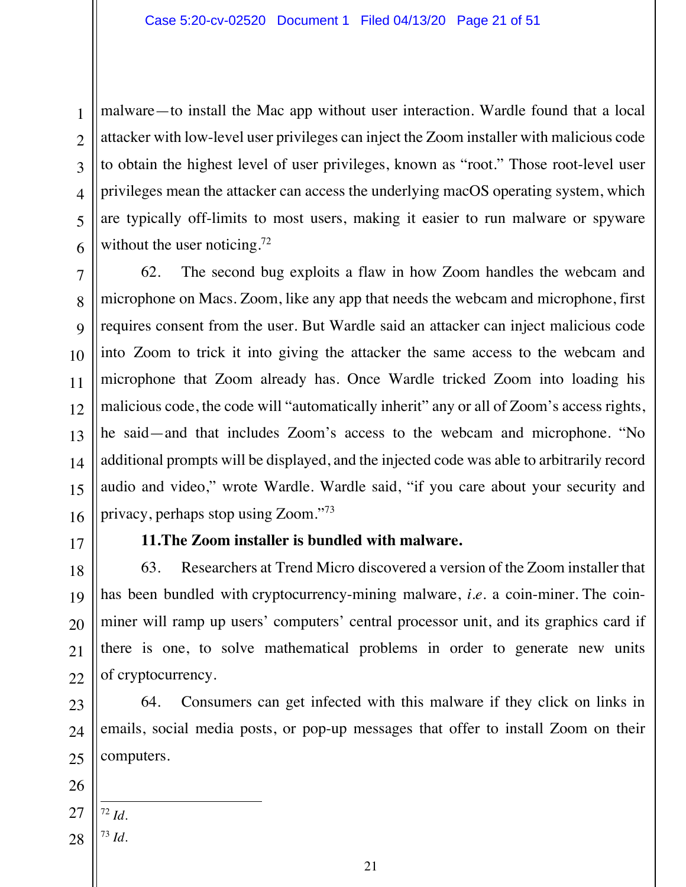malware—to install the Mac app without user interaction. Wardle found that a local attacker with low-level user privileges can inject the Zoom installer with malicious code to obtain the highest level of user privileges, known as "root." Those root-level user privileges mean the attacker can access the underlying macOS operating system, which are typically off-limits to most users, making it easier to run malware or spyware without the user noticing.[72]

62. The second bug exploits a flaw in how Zoom handles the webcam and microphone on Macs. Zoom, like any app that needs the webcam and microphone, first requires consent from the user. But Wardle said an attacker can inject malicious code into Zoom to trick it into giving the attacker the same access to the webcam and microphone that Zoom already has. Once Wardle tricked Zoom into loading his malicious code, the code will "automatically inherit" any or all of Zoom's access rights, he said—and that includes Zoom's access to the webcam and microphone. "No additional prompts will be displayed, and the injected code was able to arbitrarily record audio and video," wrote Wardle. Wardle said, "if you care about your security and privacy, perhaps stop using Zoom."[73]

**11.The Zoom installer is bundled with malware.**

63. Researchers at Trend Micro discovered a version of the Zoom installer that has been bundled with cryptocurrency-mining malware, *i.e.* a coin-miner. The coin-miner will ramp up users' computers' central processor unit, and its graphics card if there is one, to solve mathematical problems in order to generate new units of cryptocurrency.

64. Consumers can get infected with this malware if they click on links in emails, social media posts, or pop-up messages that offer to install Zoom on their computers.

---

[72] *Id.*

[73] *Id.*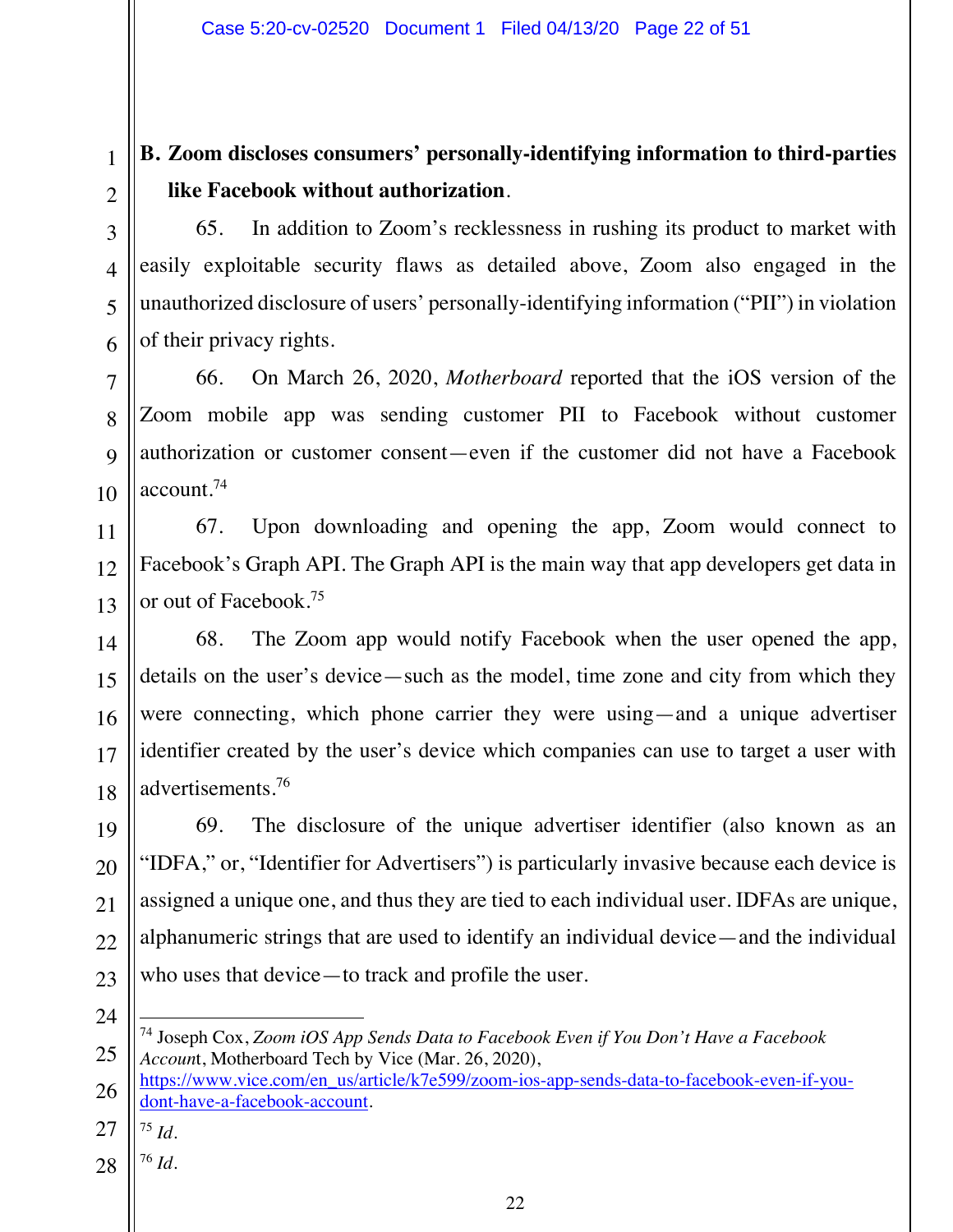**B. Zoom discloses consumers' personally-identifying information to third-parties like Facebook without authorization.**

65. In addition to Zoom's recklessness in rushing its product to market with easily exploitable security flaws as detailed above, Zoom also engaged in the unauthorized disclosure of users' personally-identifying information ("PII") in violation of their privacy rights.

66. On March 26, 2020, *Motherboard* reported that the iOS version of the Zoom mobile app was sending customer PII to Facebook without customer authorization or customer consent—even if the customer did not have a Facebook account.[74]

67. Upon downloading and opening the app, Zoom would connect to Facebook's Graph API. The Graph API is the main way that app developers get data in or out of Facebook.[75]

68. The Zoom app would notify Facebook when the user opened the app, details on the user's device—such as the model, time zone and city from which they were connecting, which phone carrier they were using—and a unique advertiser identifier created by the user's device which companies can use to target a user with advertisements.[76]

69. The disclosure of the unique advertiser identifier (also known as an "IDFA," or, "Identifier for Advertisers") is particularly invasive because each device is assigned a unique one, and thus they are tied to each individual user. IDFAs are unique, alphanumeric strings that are used to identify an individual device—and the individual who uses that device—to track and profile the user.

---

[74] Joseph Cox, *Zoom iOS App Sends Data to Facebook Even if You Don't Have a Facebook Account*, Motherboard Tech by Vice (Mar. 26, 2020), https://www.vice.com/en_us/article/k7e599/zoom-ios-app-sends-data-to-facebook-even-if-you-dont-have-a-facebook-account.

[75] *Id.*

[76] *Id.*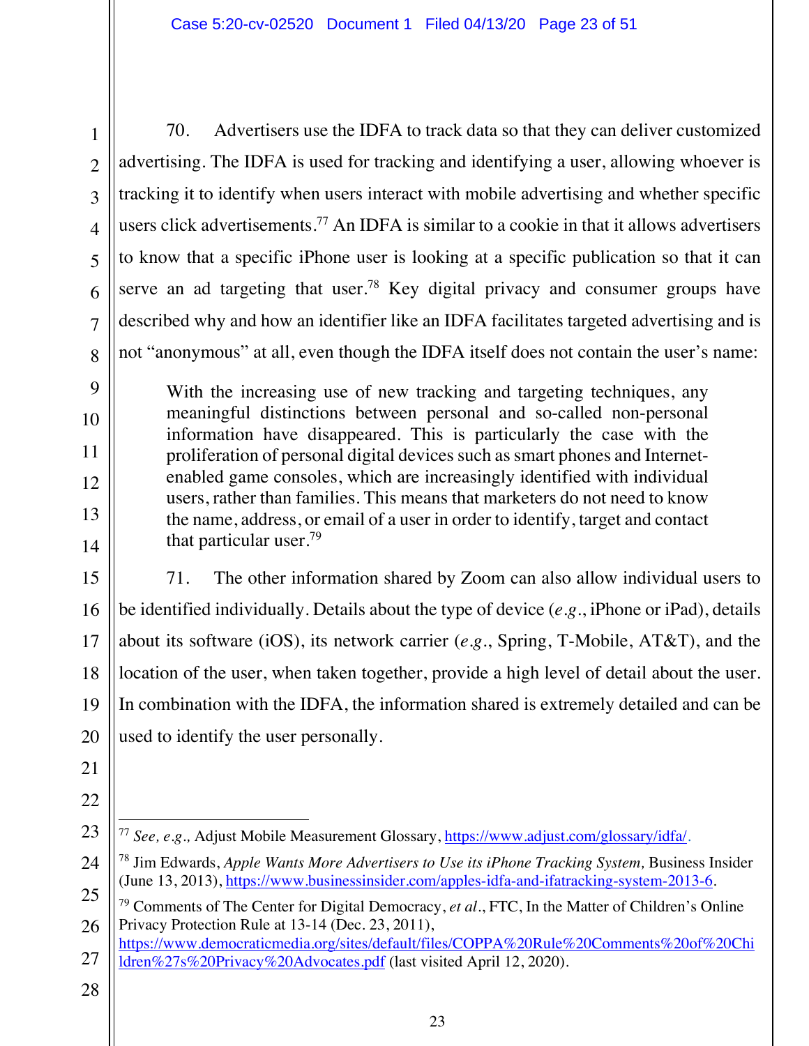70. Advertisers use the IDFA to track data so that they can deliver customized advertising. The IDFA is used for tracking and identifying a user, allowing whoever is tracking it to identify when users interact with mobile advertising and whether specific users click advertisements.[77] An IDFA is similar to a cookie in that it allows advertisers to know that a specific iPhone user is looking at a specific publication so that it can serve an ad targeting that user.[78] Key digital privacy and consumer groups have described why and how an identifier like an IDFA facilitates targeted advertising and is not "anonymous" at all, even though the IDFA itself does not contain the user's name:

> With the increasing use of new tracking and targeting techniques, any meaningful distinctions between personal and so-called non-personal information have disappeared. This is particularly the case with the proliferation of personal digital devices such as smart phones and Internet-enabled game consoles, which are increasingly identified with individual users, rather than families. This means that marketers do not need to know the name, address, or email of a user in order to identify, target and contact that particular user.[79]

71. The other information shared by Zoom can also allow individual users to be identified individually. Details about the type of device (*e.g.*, iPhone or iPad), details about its software (iOS), its network carrier (*e.g.*, Spring, T-Mobile, AT&T), and the location of the user, when taken together, provide a high level of detail about the user. In combination with the IDFA, the information shared is extremely detailed and can be used to identify the user personally.

---

[77] *See, e.g.,* Adjust Mobile Measurement Glossary, https://www.adjust.com/glossary/idfa/.

[78] Jim Edwards, *Apple Wants More Advertisers to Use its iPhone Tracking System,* Business Insider (June 13, 2013), https://www.businessinsider.com/apples-idfa-and-ifatracking-system-2013-6.

[79] Comments of The Center for Digital Democracy, *et al*., FTC, In the Matter of Children's Online Privacy Protection Rule at 13-14 (Dec. 23, 2011), https://www.democraticmedia.org/sites/default/files/COPPA%20Rule%20Comments%20of%20Children%27s%20Privacy%20Advocates.pdf (last visited April 12, 2020).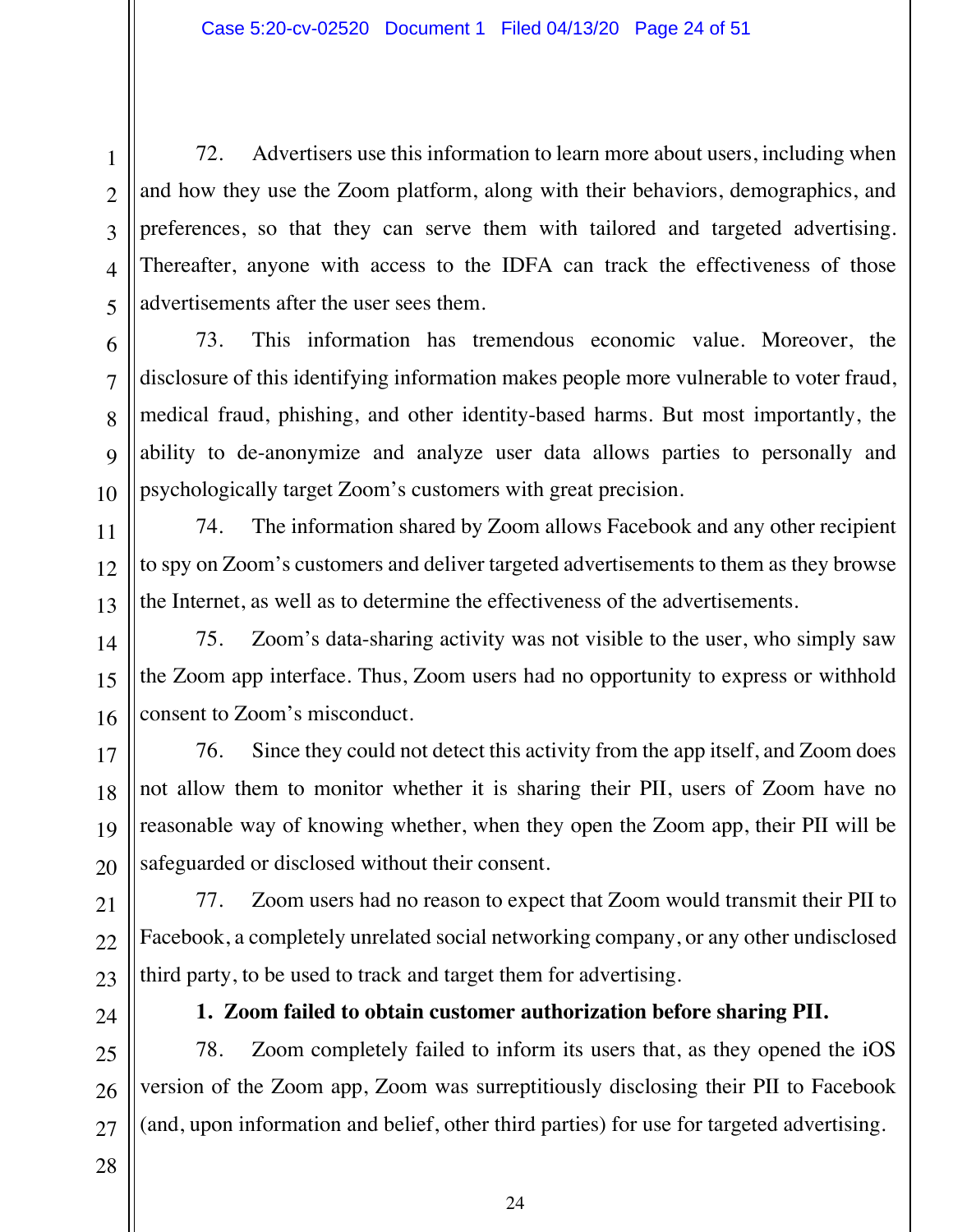72. Advertisers use this information to learn more about users, including when and how they use the Zoom platform, along with their behaviors, demographics, and preferences, so that they can serve them with tailored and targeted advertising. Thereafter, anyone with access to the IDFA can track the effectiveness of those advertisements after the user sees them.

73. This information has tremendous economic value. Moreover, the disclosure of this identifying information makes people more vulnerable to voter fraud, medical fraud, phishing, and other identity-based harms. But most importantly, the ability to de-anonymize and analyze user data allows parties to personally and psychologically target Zoom's customers with great precision.

74. The information shared by Zoom allows Facebook and any other recipient to spy on Zoom's customers and deliver targeted advertisements to them as they browse the Internet, as well as to determine the effectiveness of the advertisements.

75. Zoom's data-sharing activity was not visible to the user, who simply saw the Zoom app interface. Thus, Zoom users had no opportunity to express or withhold consent to Zoom's misconduct.

76. Since they could not detect this activity from the app itself, and Zoom does not allow them to monitor whether it is sharing their PII, users of Zoom have no reasonable way of knowing whether, when they open the Zoom app, their PII will be safeguarded or disclosed without their consent.

77. Zoom users had no reason to expect that Zoom would transmit their PII to Facebook, a completely unrelated social networking company, or any other undisclosed third party, to be used to track and target them for advertising.

**1. Zoom failed to obtain customer authorization before sharing PII.**

78. Zoom completely failed to inform its users that, as they opened the iOS version of the Zoom app, Zoom was surreptitiously disclosing their PII to Facebook (and, upon information and belief, other third parties) for use for targeted advertising.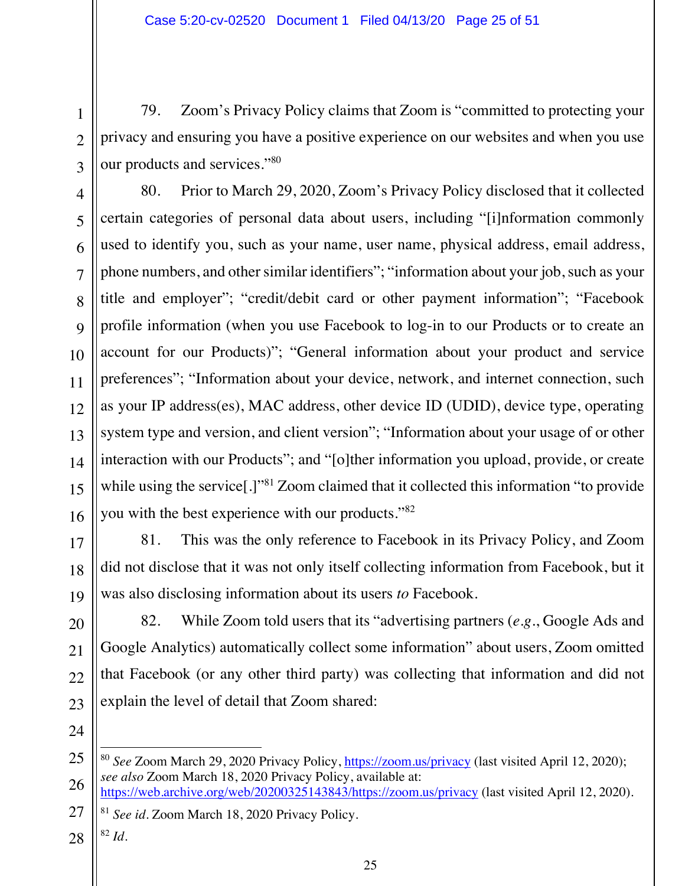79. Zoom's Privacy Policy claims that Zoom is "committed to protecting your privacy and ensuring you have a positive experience on our websites and when you use our products and services."[80]

80. Prior to March 29, 2020, Zoom's Privacy Policy disclosed that it collected certain categories of personal data about users, including "[i]nformation commonly used to identify you, such as your name, user name, physical address, email address, phone numbers, and other similar identifiers"; "information about your job, such as your title and employer"; "credit/debit card or other payment information"; "Facebook profile information (when you use Facebook to log-in to our Products or to create an account for our Products)"; "General information about your product and service preferences"; "Information about your device, network, and internet connection, such as your IP address(es), MAC address, other device ID (UDID), device type, operating system type and version, and client version"; "Information about your usage of or other interaction with our Products"; and "[o]ther information you upload, provide, or create while using the service[.]"[81] Zoom claimed that it collected this information "to provide you with the best experience with our products."[82]

81. This was the only reference to Facebook in its Privacy Policy, and Zoom did not disclose that it was not only itself collecting information from Facebook, but it was also disclosing information about its users *to* Facebook.

82. While Zoom told users that its "advertising partners (*e.g.*, Google Ads and Google Analytics) automatically collect some information" about users, Zoom omitted that Facebook (or any other third party) was collecting that information and did not explain the level of detail that Zoom shared:

---

[80] *See* Zoom March 29, 2020 Privacy Policy, https://zoom.us/privacy (last visited April 12, 2020); *see also* Zoom March 18, 2020 Privacy Policy, available at: https://web.archive.org/web/20200325143843/https://zoom.us/privacy (last visited April 12, 2020).

[81] *See id.* Zoom March 18, 2020 Privacy Policy.

[82] *Id.*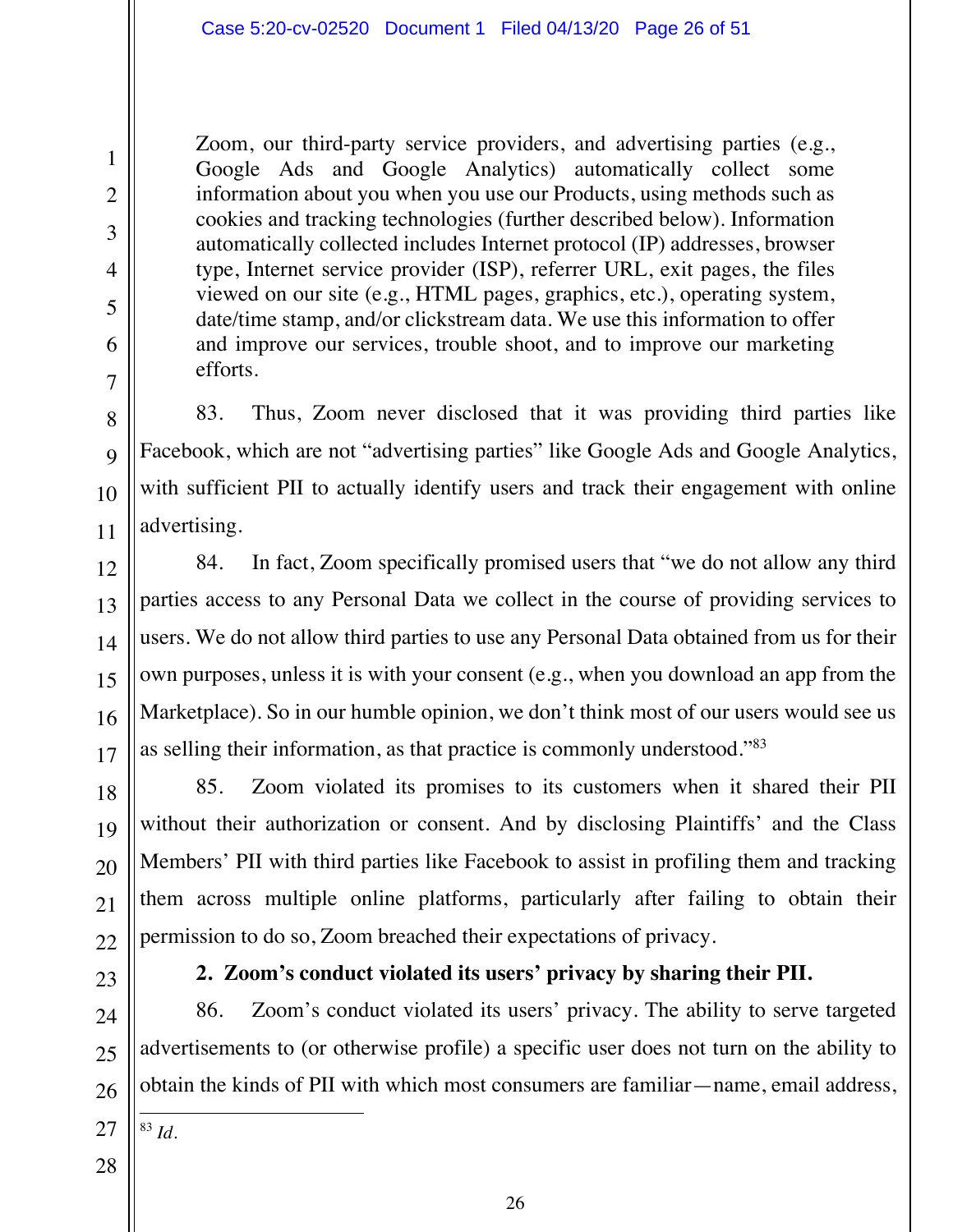> Zoom, our third-party service providers, and advertising parties (e.g., Google Ads and Google Analytics) automatically collect some information about you when you use our Products, using methods such as cookies and tracking technologies (further described below). Information automatically collected includes Internet protocol (IP) addresses, browser type, Internet service provider (ISP), referrer URL, exit pages, the files viewed on our site (e.g., HTML pages, graphics, etc.), operating system, date/time stamp, and/or clickstream data. We use this information to offer and improve our services, trouble shoot, and to improve our marketing efforts.

83. Thus, Zoom never disclosed that it was providing third parties like Facebook, which are not "advertising parties" like Google Ads and Google Analytics, with sufficient PII to actually identify users and track their engagement with online advertising.

84. In fact, Zoom specifically promised users that "we do not allow any third parties access to any Personal Data we collect in the course of providing services to users. We do not allow third parties to use any Personal Data obtained from us for their own purposes, unless it is with your consent (e.g., when you download an app from the Marketplace). So in our humble opinion, we don't think most of our users would see us as selling their information, as that practice is commonly understood."[83]

85. Zoom violated its promises to its customers when it shared their PII without their authorization or consent. And by disclosing Plaintiffs' and the Class Members' PII with third parties like Facebook to assist in profiling them and tracking them across multiple online platforms, particularly after failing to obtain their permission to do so, Zoom breached their expectations of privacy.

**2. Zoom's conduct violated its users' privacy by sharing their PII.**

86. Zoom's conduct violated its users' privacy. The ability to serve targeted advertisements to (or otherwise profile) a specific user does not turn on the ability to obtain the kinds of PII with which most consumers are familiar—name, email address,

---

[83] *Id.*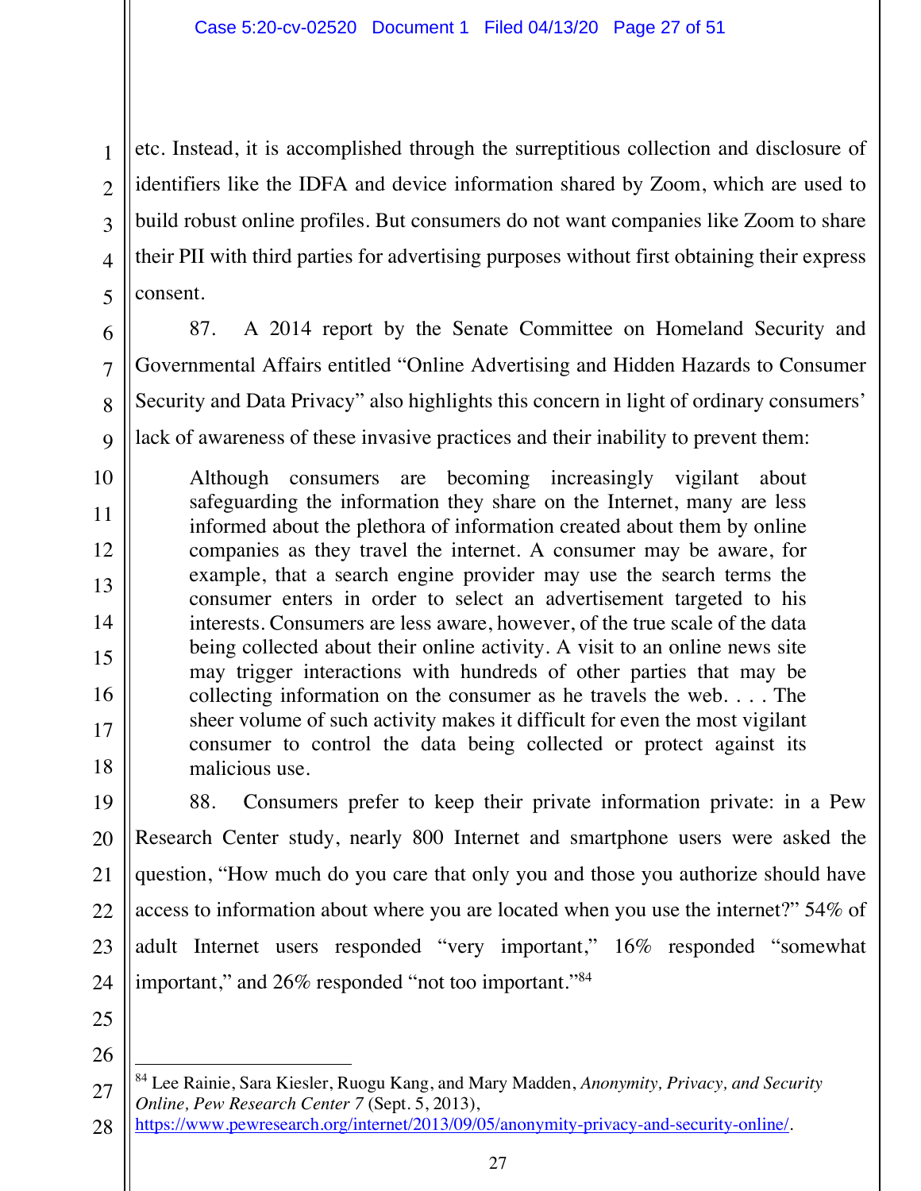etc. Instead, it is accomplished through the surreptitious collection and disclosure of identifiers like the IDFA and device information shared by Zoom, which are used to build robust online profiles. But consumers do not want companies like Zoom to share their PII with third parties for advertising purposes without first obtaining their express consent.

87. A 2014 report by the Senate Committee on Homeland Security and Governmental Affairs entitled "Online Advertising and Hidden Hazards to Consumer Security and Data Privacy" also highlights this concern in light of ordinary consumers' lack of awareness of these invasive practices and their inability to prevent them:

> Although consumers are becoming increasingly vigilant about safeguarding the information they share on the Internet, many are less informed about the plethora of information created about them by online companies as they travel the internet. A consumer may be aware, for example, that a search engine provider may use the search terms the consumer enters in order to select an advertisement targeted to his interests. Consumers are less aware, however, of the true scale of the data being collected about their online activity. A visit to an online news site may trigger interactions with hundreds of other parties that may be collecting information on the consumer as he travels the web. . . . The sheer volume of such activity makes it difficult for even the most vigilant consumer to control the data being collected or protect against its malicious use.

88. Consumers prefer to keep their private information private: in a Pew Research Center study, nearly 800 Internet and smartphone users were asked the question, "How much do you care that only you and those you authorize should have access to information about where you are located when you use the internet?" 54% of adult Internet users responded "very important," 16% responded "somewhat important," and 26% responded "not too important."[84]

---

[84] Lee Rainie, Sara Kiesler, Ruogu Kang, and Mary Madden, *Anonymity, Privacy, and Security Online, Pew Research Center 7* (Sept. 5, 2013), https://www.pewresearch.org/internet/2013/09/05/anonymity-privacy-and-security-online/.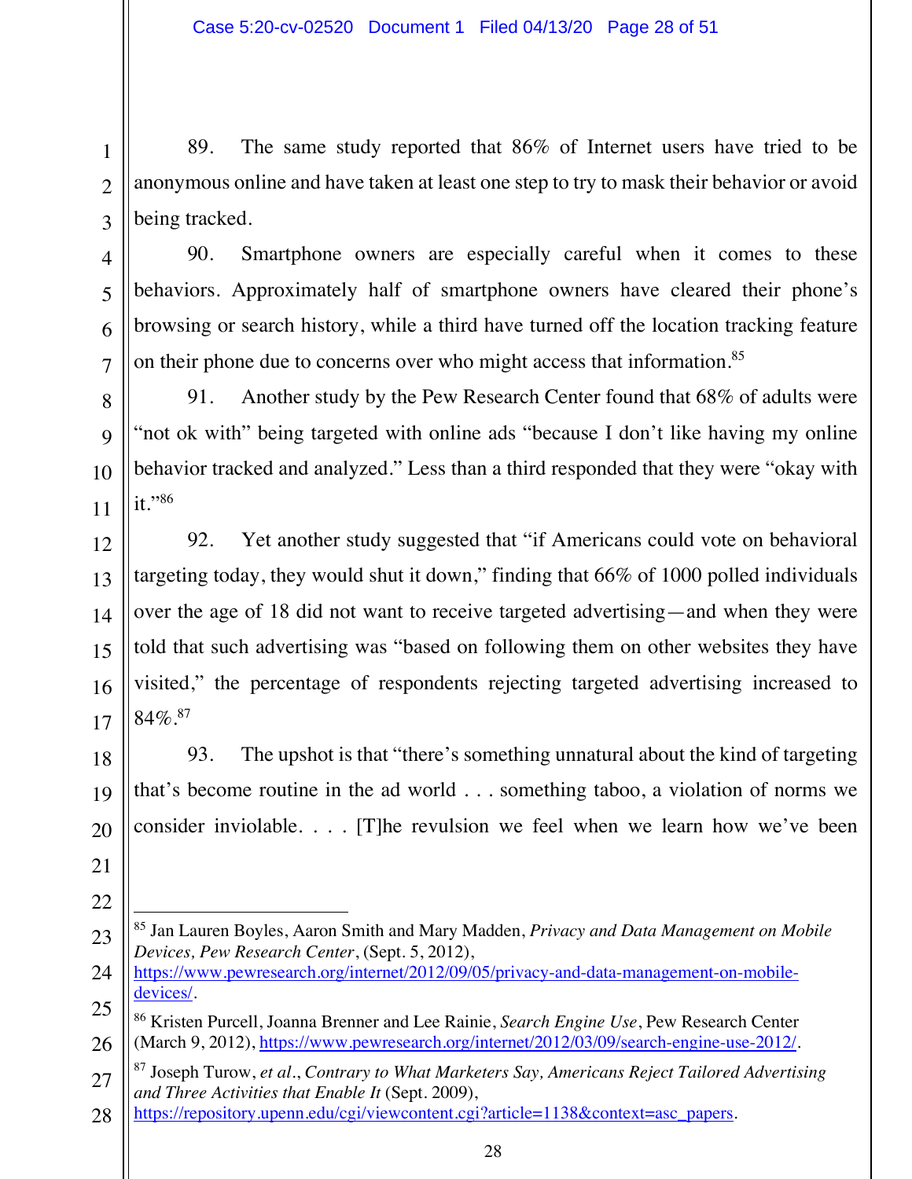89. The same study reported that 86% of Internet users have tried to be anonymous online and have taken at least one step to try to mask their behavior or avoid being tracked.

90. Smartphone owners are especially careful when it comes to these behaviors. Approximately half of smartphone owners have cleared their phone's browsing or search history, while a third have turned off the location tracking feature on their phone due to concerns over who might access that information.[85]

91. Another study by the Pew Research Center found that 68% of adults were "not ok with" being targeted with online ads "because I don't like having my online behavior tracked and analyzed." Less than a third responded that they were "okay with it."[86]

92. Yet another study suggested that "if Americans could vote on behavioral targeting today, they would shut it down," finding that 66% of 1000 polled individuals over the age of 18 did not want to receive targeted advertising—and when they were told that such advertising was "based on following them on other websites they have visited," the percentage of respondents rejecting targeted advertising increased to 84%.[87]

93. The upshot is that "there's something unnatural about the kind of targeting that's become routine in the ad world . . . something taboo, a violation of norms we consider inviolable. . . . [T]he revulsion we feel when we learn how we've been

---

[85] Jan Lauren Boyles, Aaron Smith and Mary Madden, *Privacy and Data Management on Mobile Devices, Pew Research Center*, (Sept. 5, 2012), https://www.pewresearch.org/internet/2012/09/05/privacy-and-data-management-on-mobile-devices/.

[86] Kristen Purcell, Joanna Brenner and Lee Rainie, *Search Engine Use*, Pew Research Center (March 9, 2012), https://www.pewresearch.org/internet/2012/03/09/search-engine-use-2012/.

[87] Joseph Turow, *et al.*, *Contrary to What Marketers Say, Americans Reject Tailored Advertising and Three Activities that Enable It* (Sept. 2009), https://repository.upenn.edu/cgi/viewcontent.cgi?article=1138&context=asc_papers.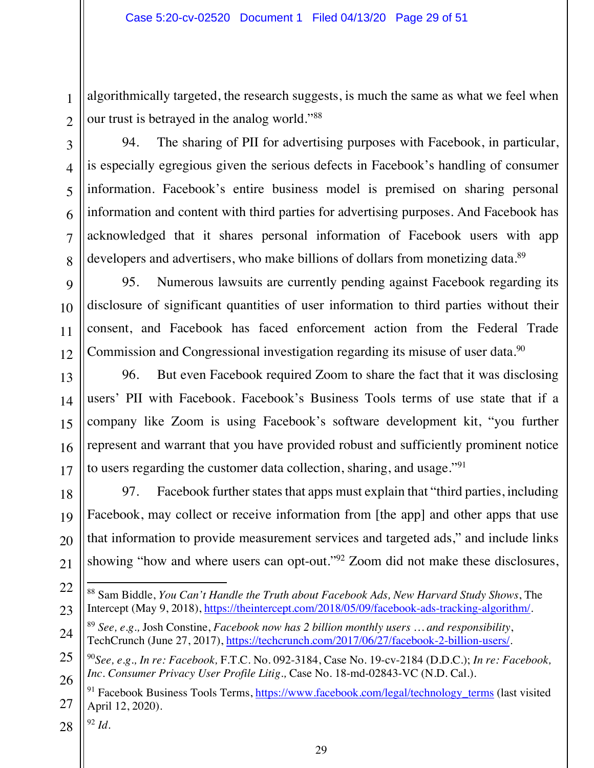algorithmically targeted, the research suggests, is much the same as what we feel when our trust is betrayed in the analog world."[88]

94. The sharing of PII for advertising purposes with Facebook, in particular, is especially egregious given the serious defects in Facebook's handling of consumer information. Facebook's entire business model is premised on sharing personal information and content with third parties for advertising purposes. And Facebook has acknowledged that it shares personal information of Facebook users with app developers and advertisers, who make billions of dollars from monetizing data.[89]

95. Numerous lawsuits are currently pending against Facebook regarding its disclosure of significant quantities of user information to third parties without their consent, and Facebook has faced enforcement action from the Federal Trade Commission and Congressional investigation regarding its misuse of user data.[90]

96. But even Facebook required Zoom to share the fact that it was disclosing users' PII with Facebook. Facebook's Business Tools terms of use state that if a company like Zoom is using Facebook's software development kit, "you further represent and warrant that you have provided robust and sufficiently prominent notice to users regarding the customer data collection, sharing, and usage."[91]

97. Facebook further states that apps must explain that "third parties, including Facebook, may collect or receive information from [the app] and other apps that use that information to provide measurement services and targeted ads," and include links showing "how and where users can opt-out."[92] Zoom did not make these disclosures,

---

[88] Sam Biddle, *You Can't Handle the Truth about Facebook Ads, New Harvard Study Shows*, The Intercept (May 9, 2018), https://theintercept.com/2018/05/09/facebook-ads-tracking-algorithm/.

[89] *See, e.g.,* Josh Constine, *Facebook now has 2 billion monthly users … and responsibility*, TechCrunch (June 27, 2017), https://techcrunch.com/2017/06/27/facebook-2-billion-users/.

[90] *See, e.g., In re: Facebook,* F.T.C. No. 092-3184, Case No. 19-cv-2184 (D.D.C.); *In re: Facebook, Inc. Consumer Privacy User Profile Litig.,* Case No. 18-md-02843-VC (N.D. Cal.).

[91] Facebook Business Tools Terms, https://www.facebook.com/legal/technology_terms (last visited April 12, 2020).

[92] *Id.*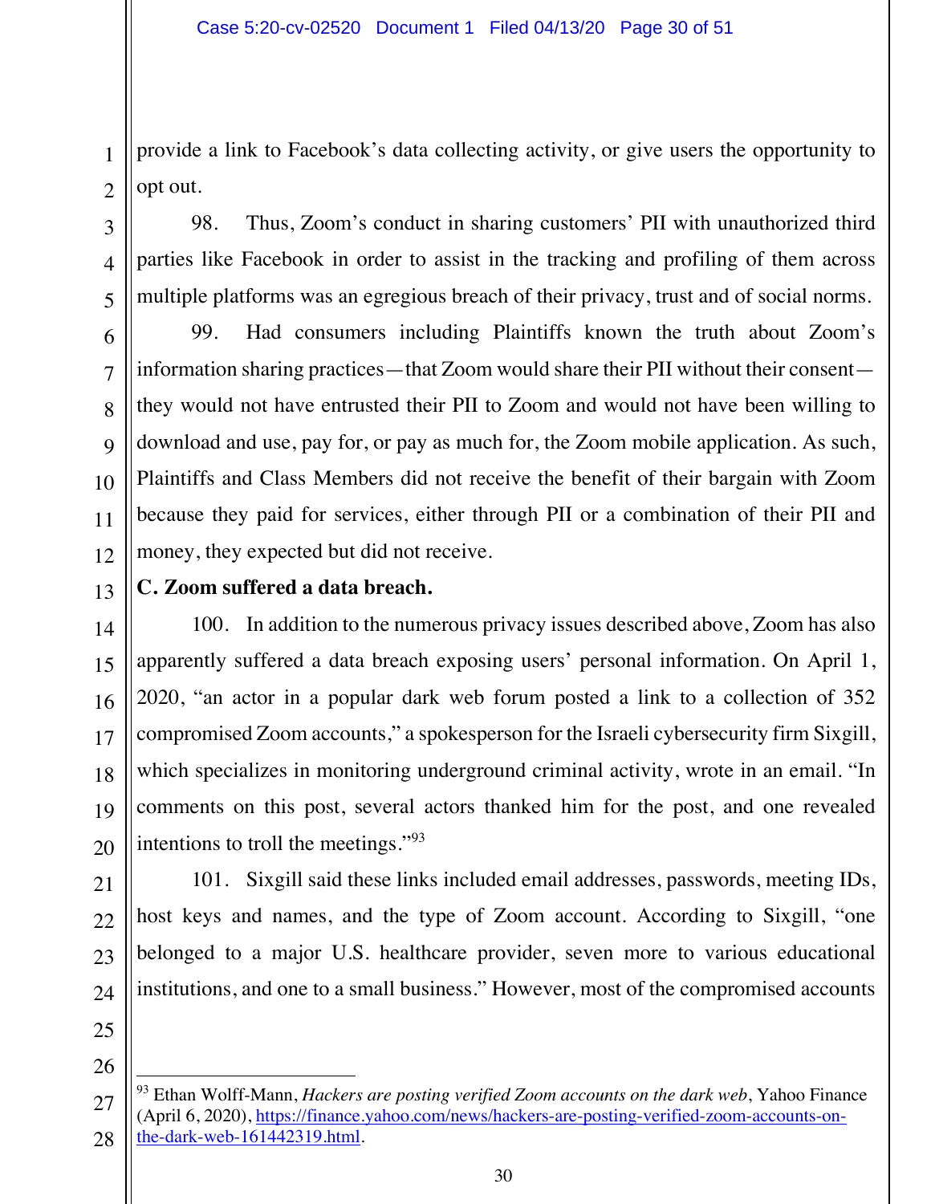provide a link to Facebook's data collecting activity, or give users the opportunity to opt out.

98. Thus, Zoom's conduct in sharing customers' PII with unauthorized third parties like Facebook in order to assist in the tracking and profiling of them across multiple platforms was an egregious breach of their privacy, trust and of social norms.

99. Had consumers including Plaintiffs known the truth about Zoom's information sharing practices—that Zoom would share their PII without their consent—they would not have entrusted their PII to Zoom and would not have been willing to download and use, pay for, or pay as much for, the Zoom mobile application. As such, Plaintiffs and Class Members did not receive the benefit of their bargain with Zoom because they paid for services, either through PII or a combination of their PII and money, they expected but did not receive.

**C. Zoom suffered a data breach.**

100. In addition to the numerous privacy issues described above, Zoom has also apparently suffered a data breach exposing users' personal information. On April 1, 2020, "an actor in a popular dark web forum posted a link to a collection of 352 compromised Zoom accounts," a spokesperson for the Israeli cybersecurity firm Sixgill, which specializes in monitoring underground criminal activity, wrote in an email. "In comments on this post, several actors thanked him for the post, and one revealed intentions to troll the meetings."[93]

101. Sixgill said these links included email addresses, passwords, meeting IDs, host keys and names, and the type of Zoom account. According to Sixgill, "one belonged to a major U.S. healthcare provider, seven more to various educational institutions, and one to a small business." However, most of the compromised accounts

---

[93] Ethan Wolff-Mann, *Hackers are posting verified Zoom accounts on the dark web*, Yahoo Finance (April 6, 2020), https://finance.yahoo.com/news/hackers-are-posting-verified-zoom-accounts-on-the-dark-web-161442319.html.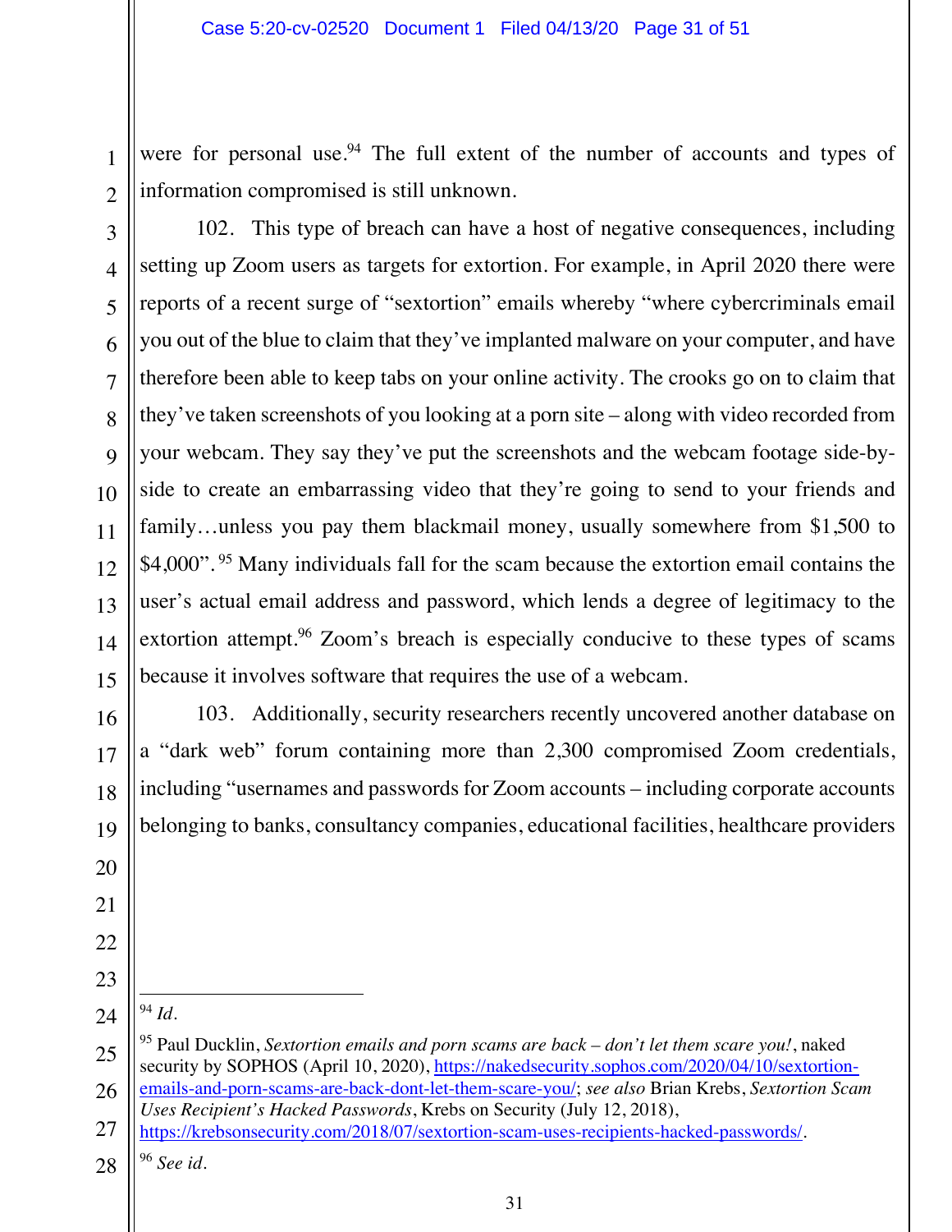were for personal use.[94] The full extent of the number of accounts and types of information compromised is still unknown.

102. This type of breach can have a host of negative consequences, including setting up Zoom users as targets for extortion. For example, in April 2020 there were reports of a recent surge of "sextortion" emails whereby "where cybercriminals email you out of the blue to claim that they've implanted malware on your computer, and have therefore been able to keep tabs on your online activity. The crooks go on to claim that they've taken screenshots of you looking at a porn site – along with video recorded from your webcam. They say they've put the screenshots and the webcam footage side-by-side to create an embarrassing video that they're going to send to your friends and family…unless you pay them blackmail money, usually somewhere from $1,500 to $4,000".[95] Many individuals fall for the scam because the extortion email contains the user's actual email address and password, which lends a degree of legitimacy to the extortion attempt.[96] Zoom's breach is especially conducive to these types of scams because it involves software that requires the use of a webcam.

103. Additionally, security researchers recently uncovered another database on a "dark web" forum containing more than 2,300 compromised Zoom credentials, including "usernames and passwords for Zoom accounts – including corporate accounts belonging to banks, consultancy companies, educational facilities, healthcare providers

---

[94] *Id.*

[95] Paul Ducklin, *Sextortion emails and porn scams are back – don't let them scare you!*, naked security by SOPHOS (April 10, 2020), https://nakedsecurity.sophos.com/2020/04/10/sextortion-emails-and-porn-scams-are-back-dont-let-them-scare-you/; *see also* Brian Krebs, *Sextortion Scam Uses Recipient's Hacked Passwords*, Krebs on Security (July 12, 2018), https://krebsonsecurity.com/2018/07/sextortion-scam-uses-recipients-hacked-passwords/.

[96] *See id.*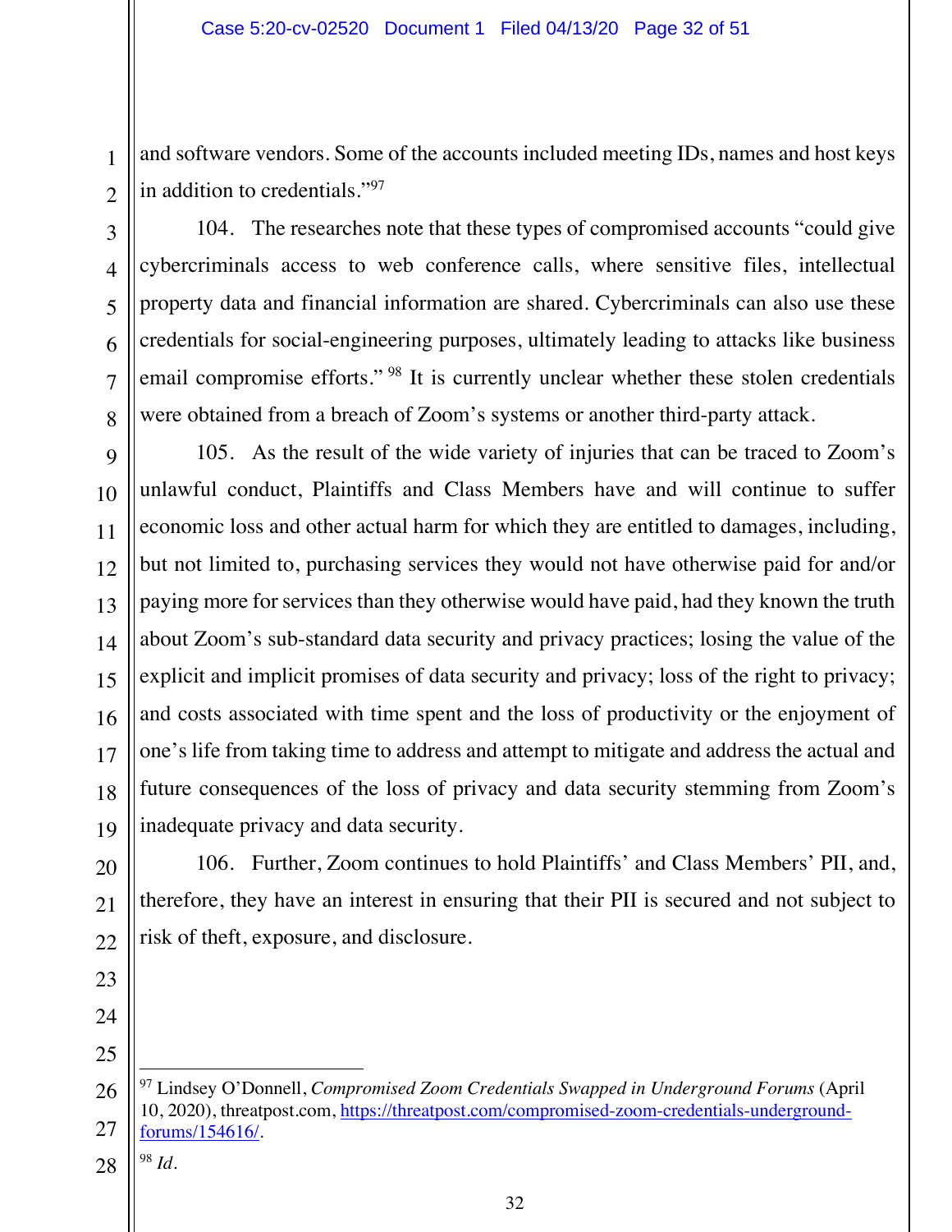and software vendors. Some of the accounts included meeting IDs, names and host keys in addition to credentials."[97]

104. The researches note that these types of compromised accounts "could give cybercriminals access to web conference calls, where sensitive files, intellectual property data and financial information are shared. Cybercriminals can also use these credentials for social-engineering purposes, ultimately leading to attacks like business email compromise efforts." [98] It is currently unclear whether these stolen credentials were obtained from a breach of Zoom's systems or another third-party attack.

105. As the result of the wide variety of injuries that can be traced to Zoom's unlawful conduct, Plaintiffs and Class Members have and will continue to suffer economic loss and other actual harm for which they are entitled to damages, including, but not limited to, purchasing services they would not have otherwise paid for and/or paying more for services than they otherwise would have paid, had they known the truth about Zoom's sub-standard data security and privacy practices; losing the value of the explicit and implicit promises of data security and privacy; loss of the right to privacy; and costs associated with time spent and the loss of productivity or the enjoyment of one's life from taking time to address and attempt to mitigate and address the actual and future consequences of the loss of privacy and data security stemming from Zoom's inadequate privacy and data security.

106. Further, Zoom continues to hold Plaintiffs' and Class Members' PII, and, therefore, they have an interest in ensuring that their PII is secured and not subject to risk of theft, exposure, and disclosure.

---

[97] Lindsey O'Donnell, *Compromised Zoom Credentials Swapped in Underground Forums* (April 10, 2020), threatpost.com, https://threatpost.com/compromised-zoom-credentials-underground-forums/154616/.

[98] *Id.*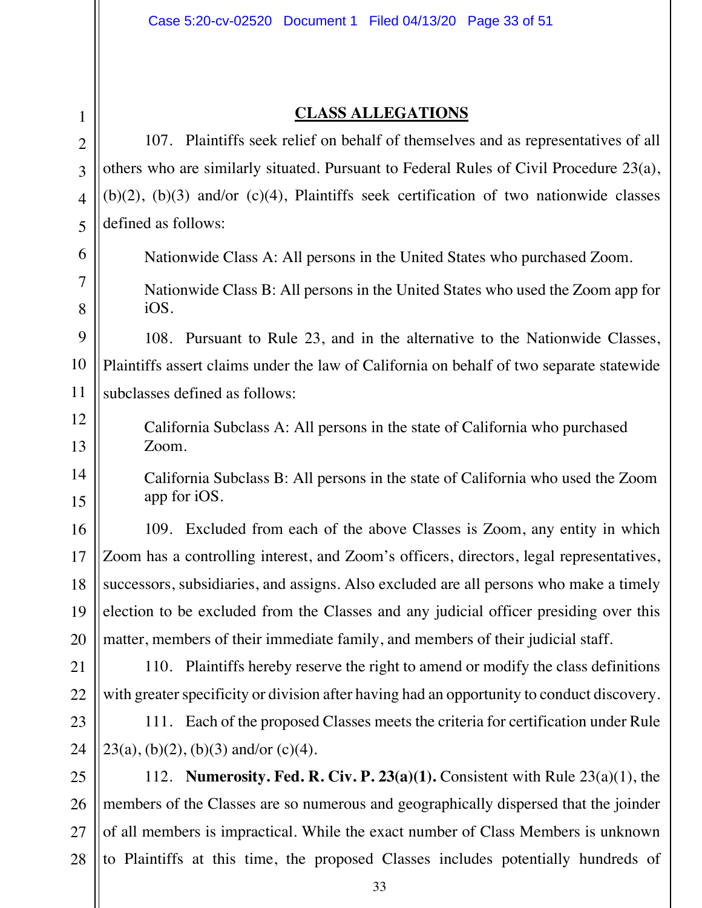## CLASS ALLEGATIONS

107. Plaintiffs seek relief on behalf of themselves and as representatives of all others who are similarly situated. Pursuant to Federal Rules of Civil Procedure 23(a), (b)(2), (b)(3) and/or (c)(4), Plaintiffs seek certification of two nationwide classes defined as follows:

> Nationwide Class A: All persons in the United States who purchased Zoom.
>
> Nationwide Class B: All persons in the United States who used the Zoom app for iOS.

108. Pursuant to Rule 23, and in the alternative to the Nationwide Classes, Plaintiffs assert claims under the law of California on behalf of two separate statewide subclasses defined as follows:

> California Subclass A: All persons in the state of California who purchased Zoom.
>
> California Subclass B: All persons in the state of California who used the Zoom app for iOS.

109. Excluded from each of the above Classes is Zoom, any entity in which Zoom has a controlling interest, and Zoom's officers, directors, legal representatives, successors, subsidiaries, and assigns. Also excluded are all persons who make a timely election to be excluded from the Classes and any judicial officer presiding over this matter, members of their immediate family, and members of their judicial staff.

110. Plaintiffs hereby reserve the right to amend or modify the class definitions with greater specificity or division after having had an opportunity to conduct discovery.

111. Each of the proposed Classes meets the criteria for certification under Rule 23(a), (b)(2), (b)(3) and/or (c)(4).

112. **Numerosity. Fed. R. Civ. P. 23(a)(1).** Consistent with Rule 23(a)(1), the members of the Classes are so numerous and geographically dispersed that the joinder of all members is impractical. While the exact number of Class Members is unknown to Plaintiffs at this time, the proposed Classes includes potentially hundreds of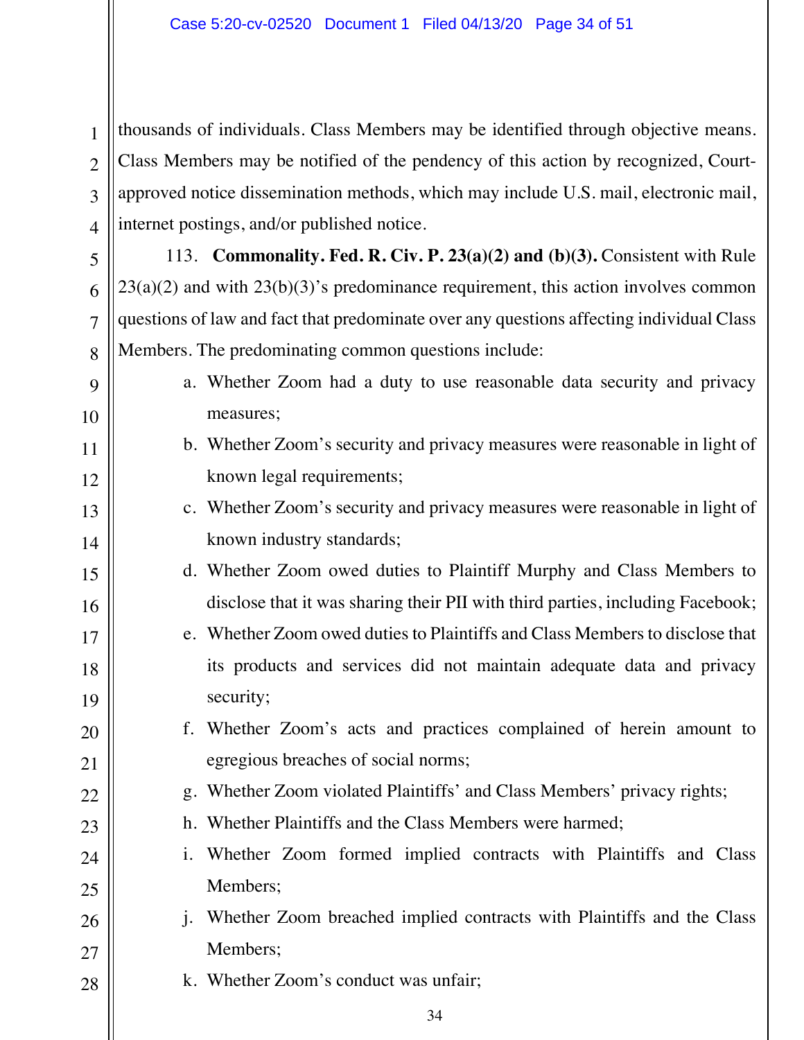thousands of individuals. Class Members may be identified through objective means. Class Members may be notified of the pendency of this action by recognized, Court-approved notice dissemination methods, which may include U.S. mail, electronic mail, internet postings, and/or published notice.

113. **Commonality. Fed. R. Civ. P. 23(a)(2) and (b)(3).** Consistent with Rule 23(a)(2) and with 23(b)(3)'s predominance requirement, this action involves common questions of law and fact that predominate over any questions affecting individual Class Members. The predominating common questions include:

a. Whether Zoom had a duty to use reasonable data security and privacy measures;

b. Whether Zoom's security and privacy measures were reasonable in light of known legal requirements;

c. Whether Zoom's security and privacy measures were reasonable in light of known industry standards;

d. Whether Zoom owed duties to Plaintiff Murphy and Class Members to disclose that it was sharing their PII with third parties, including Facebook;

e. Whether Zoom owed duties to Plaintiffs and Class Members to disclose that its products and services did not maintain adequate data and privacy security;

f. Whether Zoom's acts and practices complained of herein amount to egregious breaches of social norms;

g. Whether Zoom violated Plaintiffs' and Class Members' privacy rights;

h. Whether Plaintiffs and the Class Members were harmed;

i. Whether Zoom formed implied contracts with Plaintiffs and Class Members;

j. Whether Zoom breached implied contracts with Plaintiffs and the Class Members;

k. Whether Zoom's conduct was unfair;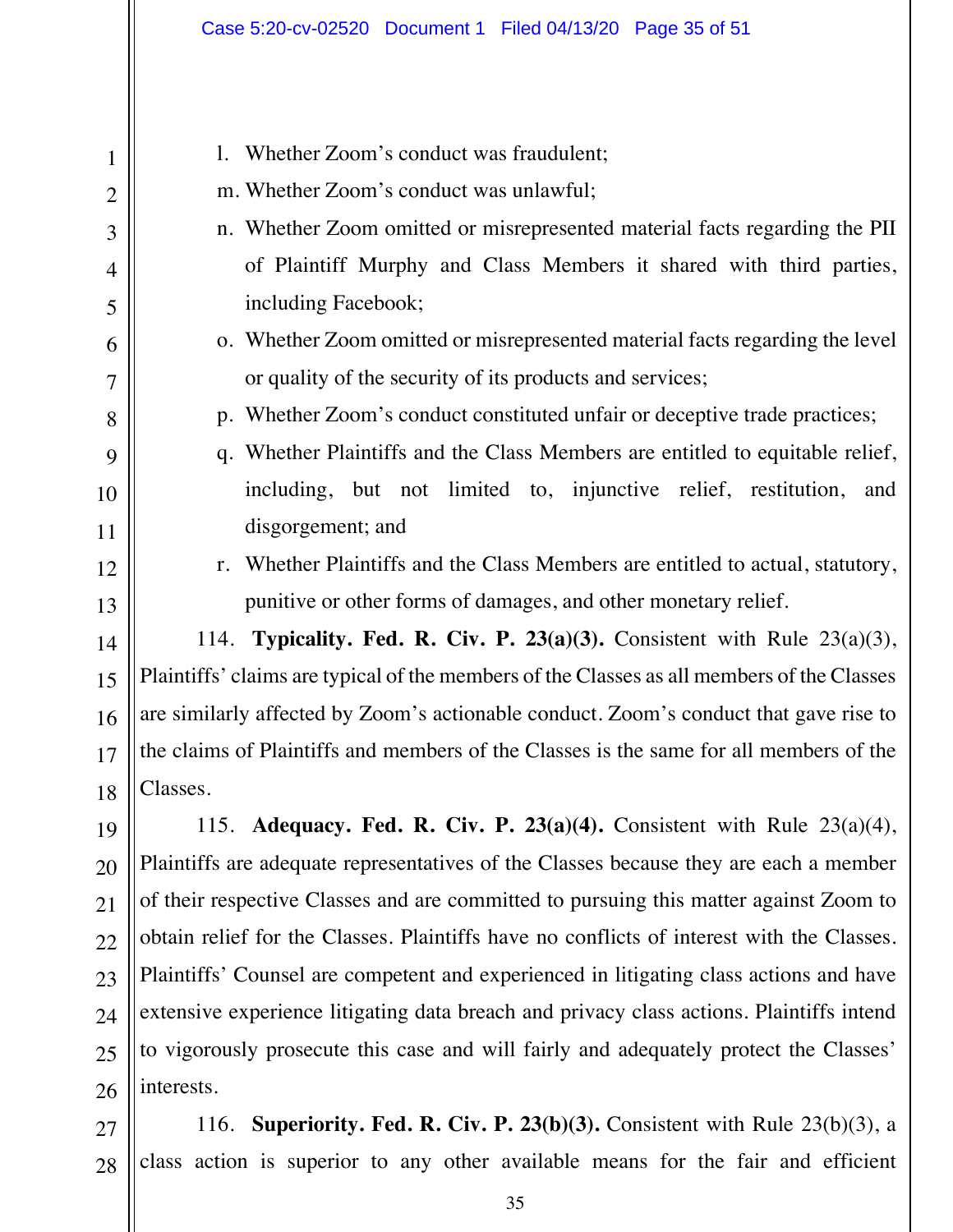l. Whether Zoom's conduct was fraudulent;

m. Whether Zoom's conduct was unlawful;

n. Whether Zoom omitted or misrepresented material facts regarding the PII of Plaintiff Murphy and Class Members it shared with third parties, including Facebook;

o. Whether Zoom omitted or misrepresented material facts regarding the level or quality of the security of its products and services;

p. Whether Zoom's conduct constituted unfair or deceptive trade practices;

q. Whether Plaintiffs and the Class Members are entitled to equitable relief, including, but not limited to, injunctive relief, restitution, and disgorgement; and

r. Whether Plaintiffs and the Class Members are entitled to actual, statutory, punitive or other forms of damages, and other monetary relief.

114. **Typicality. Fed. R. Civ. P. 23(a)(3).** Consistent with Rule 23(a)(3), Plaintiffs' claims are typical of the members of the Classes as all members of the Classes are similarly affected by Zoom's actionable conduct. Zoom's conduct that gave rise to the claims of Plaintiffs and members of the Classes is the same for all members of the Classes.

115. **Adequacy. Fed. R. Civ. P. 23(a)(4).** Consistent with Rule 23(a)(4), Plaintiffs are adequate representatives of the Classes because they are each a member of their respective Classes and are committed to pursuing this matter against Zoom to obtain relief for the Classes. Plaintiffs have no conflicts of interest with the Classes. Plaintiffs' Counsel are competent and experienced in litigating class actions and have extensive experience litigating data breach and privacy class actions. Plaintiffs intend to vigorously prosecute this case and will fairly and adequately protect the Classes' interests.

116. **Superiority. Fed. R. Civ. P. 23(b)(3).** Consistent with Rule 23(b)(3), a class action is superior to any other available means for the fair and efficient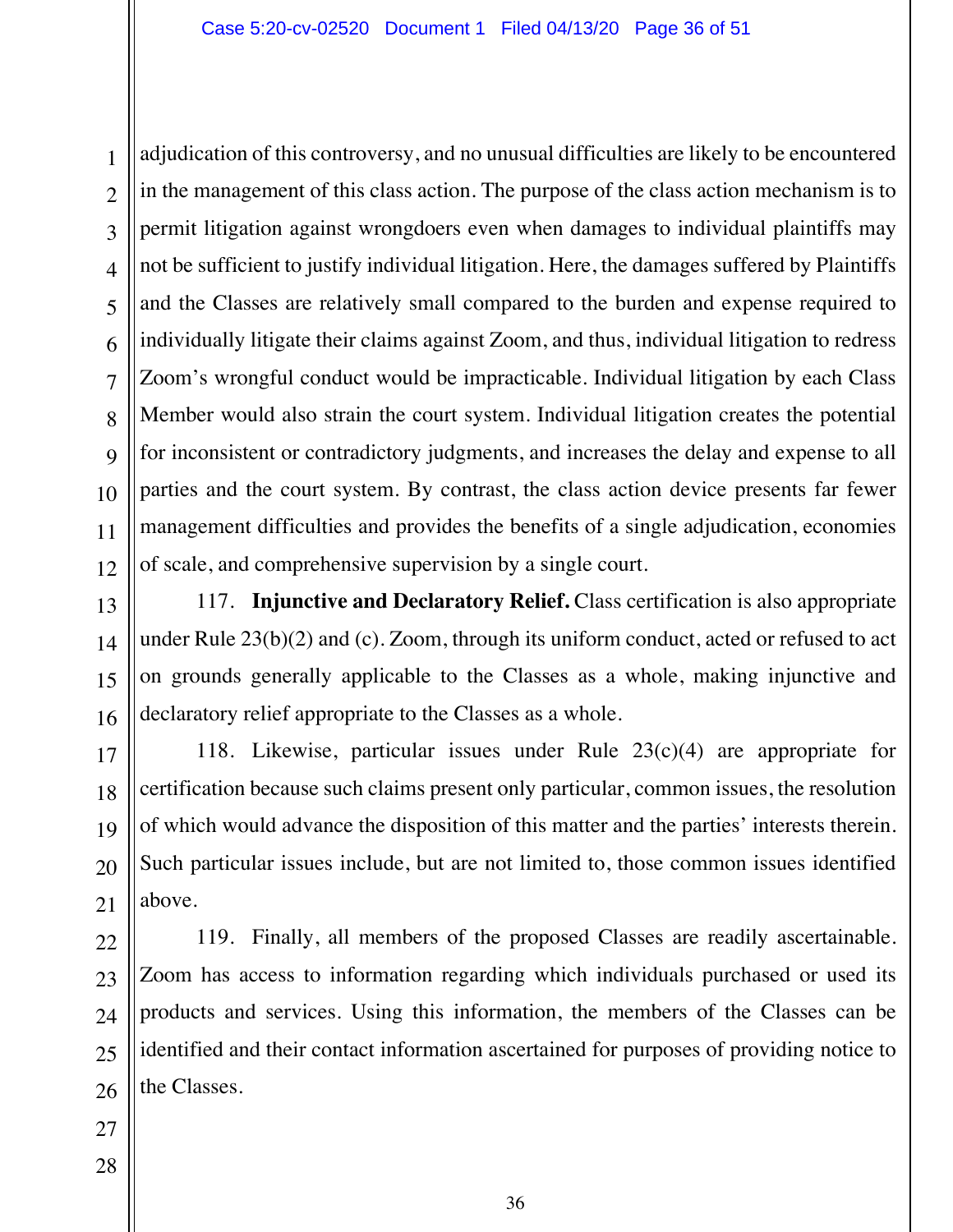adjudication of this controversy, and no unusual difficulties are likely to be encountered in the management of this class action. The purpose of the class action mechanism is to permit litigation against wrongdoers even when damages to individual plaintiffs may not be sufficient to justify individual litigation. Here, the damages suffered by Plaintiffs and the Classes are relatively small compared to the burden and expense required to individually litigate their claims against Zoom, and thus, individual litigation to redress Zoom's wrongful conduct would be impracticable. Individual litigation by each Class Member would also strain the court system. Individual litigation creates the potential for inconsistent or contradictory judgments, and increases the delay and expense to all parties and the court system. By contrast, the class action device presents far fewer management difficulties and provides the benefits of a single adjudication, economies of scale, and comprehensive supervision by a single court.

117. **Injunctive and Declaratory Relief.** Class certification is also appropriate under Rule 23(b)(2) and (c). Zoom, through its uniform conduct, acted or refused to act on grounds generally applicable to the Classes as a whole, making injunctive and declaratory relief appropriate to the Classes as a whole.

118. Likewise, particular issues under Rule 23(c)(4) are appropriate for certification because such claims present only particular, common issues, the resolution of which would advance the disposition of this matter and the parties' interests therein. Such particular issues include, but are not limited to, those common issues identified above.

119. Finally, all members of the proposed Classes are readily ascertainable. Zoom has access to information regarding which individuals purchased or used its products and services. Using this information, the members of the Classes can be identified and their contact information ascertained for purposes of providing notice to the Classes.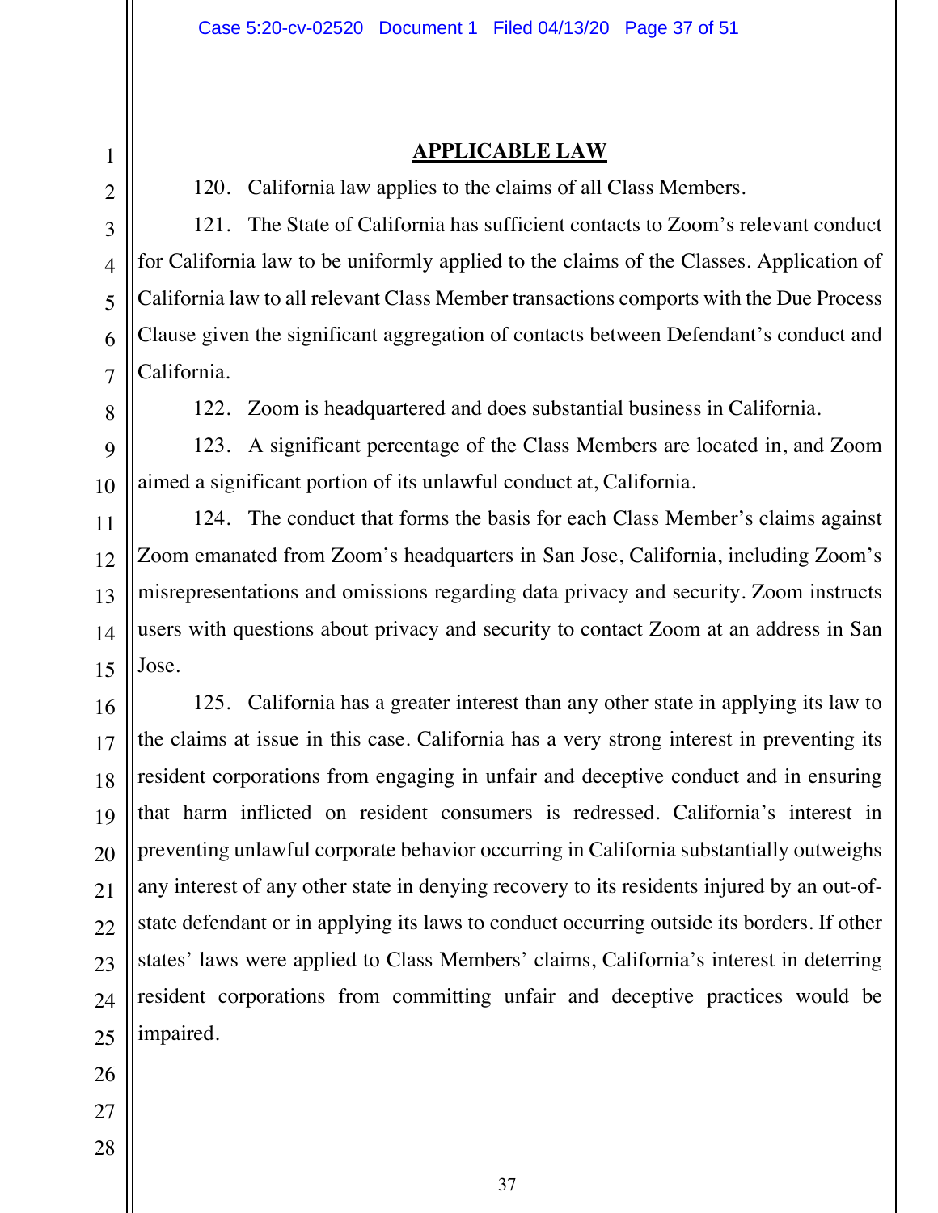## APPLICABLE LAW

120. California law applies to the claims of all Class Members.

121. The State of California has sufficient contacts to Zoom's relevant conduct for California law to be uniformly applied to the claims of the Classes. Application of California law to all relevant Class Member transactions comports with the Due Process Clause given the significant aggregation of contacts between Defendant's conduct and California.

122. Zoom is headquartered and does substantial business in California.

123. A significant percentage of the Class Members are located in, and Zoom aimed a significant portion of its unlawful conduct at, California.

124. The conduct that forms the basis for each Class Member's claims against Zoom emanated from Zoom's headquarters in San Jose, California, including Zoom's misrepresentations and omissions regarding data privacy and security. Zoom instructs users with questions about privacy and security to contact Zoom at an address in San Jose.

125. California has a greater interest than any other state in applying its law to the claims at issue in this case. California has a very strong interest in preventing its resident corporations from engaging in unfair and deceptive conduct and in ensuring that harm inflicted on resident consumers is redressed. California's interest in preventing unlawful corporate behavior occurring in California substantially outweighs any interest of any other state in denying recovery to its residents injured by an out-of-state defendant or in applying its laws to conduct occurring outside its borders. If other states' laws were applied to Class Members' claims, California's interest in deterring resident corporations from committing unfair and deceptive practices would be impaired.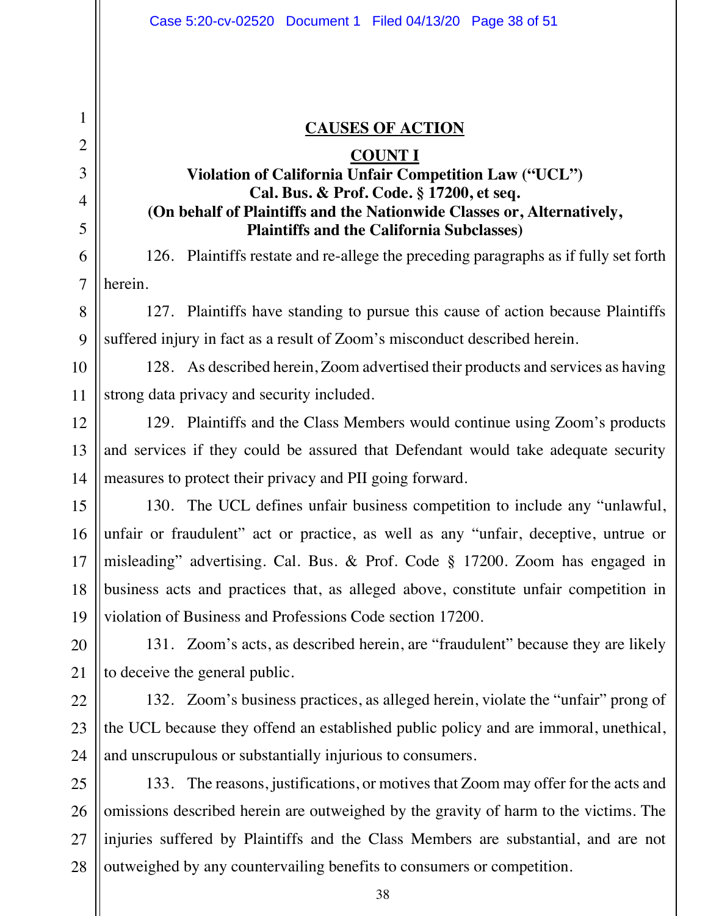## CAUSES OF ACTION

### COUNT I

**Violation of California Unfair Competition Law ("UCL")**
**Cal. Bus. & Prof. Code. § 17200, et seq.**
**(On behalf of Plaintiffs and the Nationwide Classes or, Alternatively, Plaintiffs and the California Subclasses)**

126. Plaintiffs restate and re-allege the preceding paragraphs as if fully set forth herein.

127. Plaintiffs have standing to pursue this cause of action because Plaintiffs suffered injury in fact as a result of Zoom's misconduct described herein.

128. As described herein, Zoom advertised their products and services as having strong data privacy and security included.

129. Plaintiffs and the Class Members would continue using Zoom's products and services if they could be assured that Defendant would take adequate security measures to protect their privacy and PII going forward.

130. The UCL defines unfair business competition to include any "unlawful, unfair or fraudulent" act or practice, as well as any "unfair, deceptive, untrue or misleading" advertising. Cal. Bus. & Prof. Code § 17200. Zoom has engaged in business acts and practices that, as alleged above, constitute unfair competition in violation of Business and Professions Code section 17200.

131. Zoom's acts, as described herein, are "fraudulent" because they are likely to deceive the general public.

132. Zoom's business practices, as alleged herein, violate the "unfair" prong of the UCL because they offend an established public policy and are immoral, unethical, and unscrupulous or substantially injurious to consumers.

133. The reasons, justifications, or motives that Zoom may offer for the acts and omissions described herein are outweighed by the gravity of harm to the victims. The injuries suffered by Plaintiffs and the Class Members are substantial, and are not outweighed by any countervailing benefits to consumers or competition.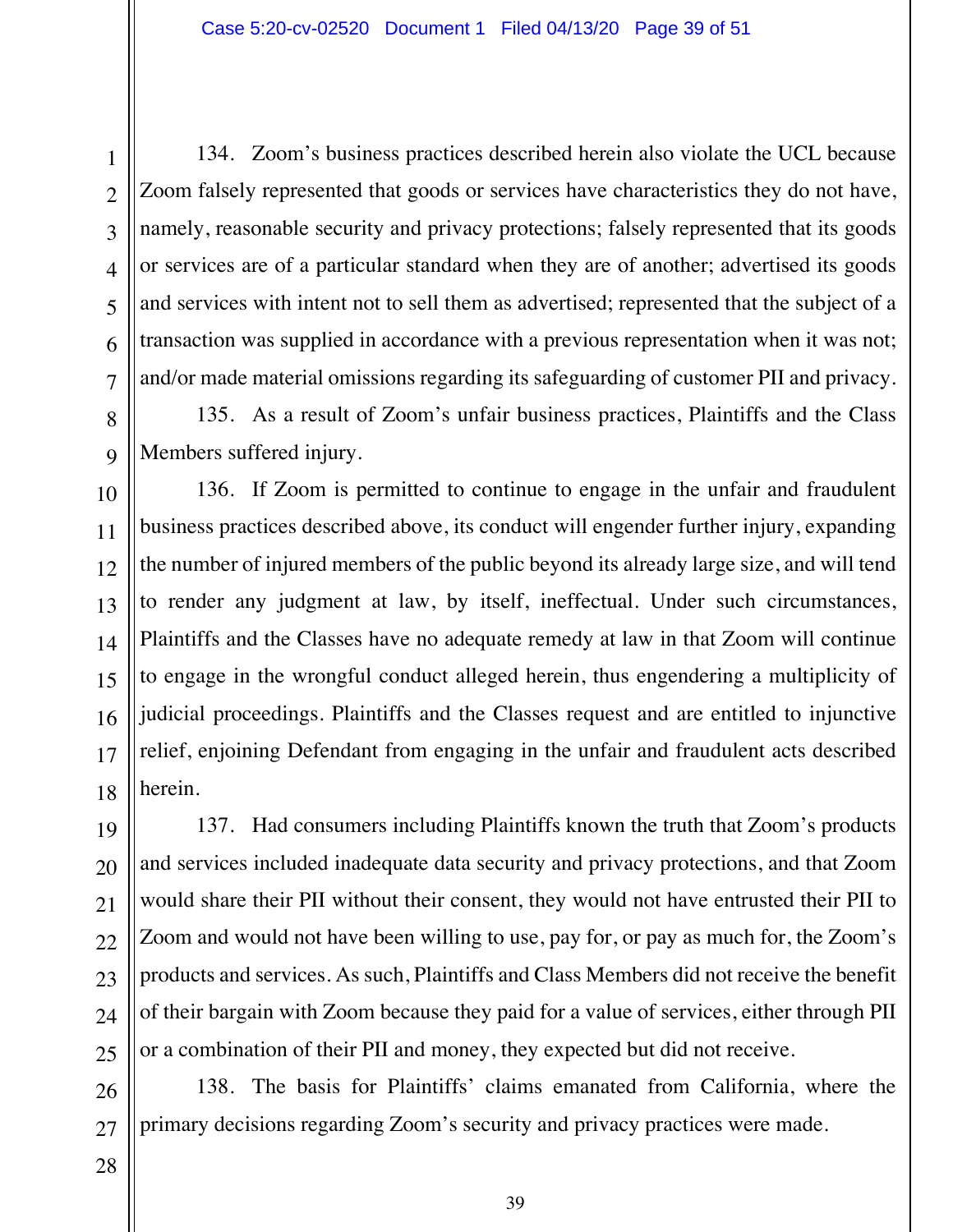134. Zoom's business practices described herein also violate the UCL because Zoom falsely represented that goods or services have characteristics they do not have, namely, reasonable security and privacy protections; falsely represented that its goods or services are of a particular standard when they are of another; advertised its goods and services with intent not to sell them as advertised; represented that the subject of a transaction was supplied in accordance with a previous representation when it was not; and/or made material omissions regarding its safeguarding of customer PII and privacy.

135. As a result of Zoom's unfair business practices, Plaintiffs and the Class Members suffered injury.

136. If Zoom is permitted to continue to engage in the unfair and fraudulent business practices described above, its conduct will engender further injury, expanding the number of injured members of the public beyond its already large size, and will tend to render any judgment at law, by itself, ineffectual. Under such circumstances, Plaintiffs and the Classes have no adequate remedy at law in that Zoom will continue to engage in the wrongful conduct alleged herein, thus engendering a multiplicity of judicial proceedings. Plaintiffs and the Classes request and are entitled to injunctive relief, enjoining Defendant from engaging in the unfair and fraudulent acts described herein.

137. Had consumers including Plaintiffs known the truth that Zoom's products and services included inadequate data security and privacy protections, and that Zoom would share their PII without their consent, they would not have entrusted their PII to Zoom and would not have been willing to use, pay for, or pay as much for, the Zoom's products and services. As such, Plaintiffs and Class Members did not receive the benefit of their bargain with Zoom because they paid for a value of services, either through PII or a combination of their PII and money, they expected but did not receive.

138. The basis for Plaintiffs' claims emanated from California, where the primary decisions regarding Zoom's security and privacy practices were made.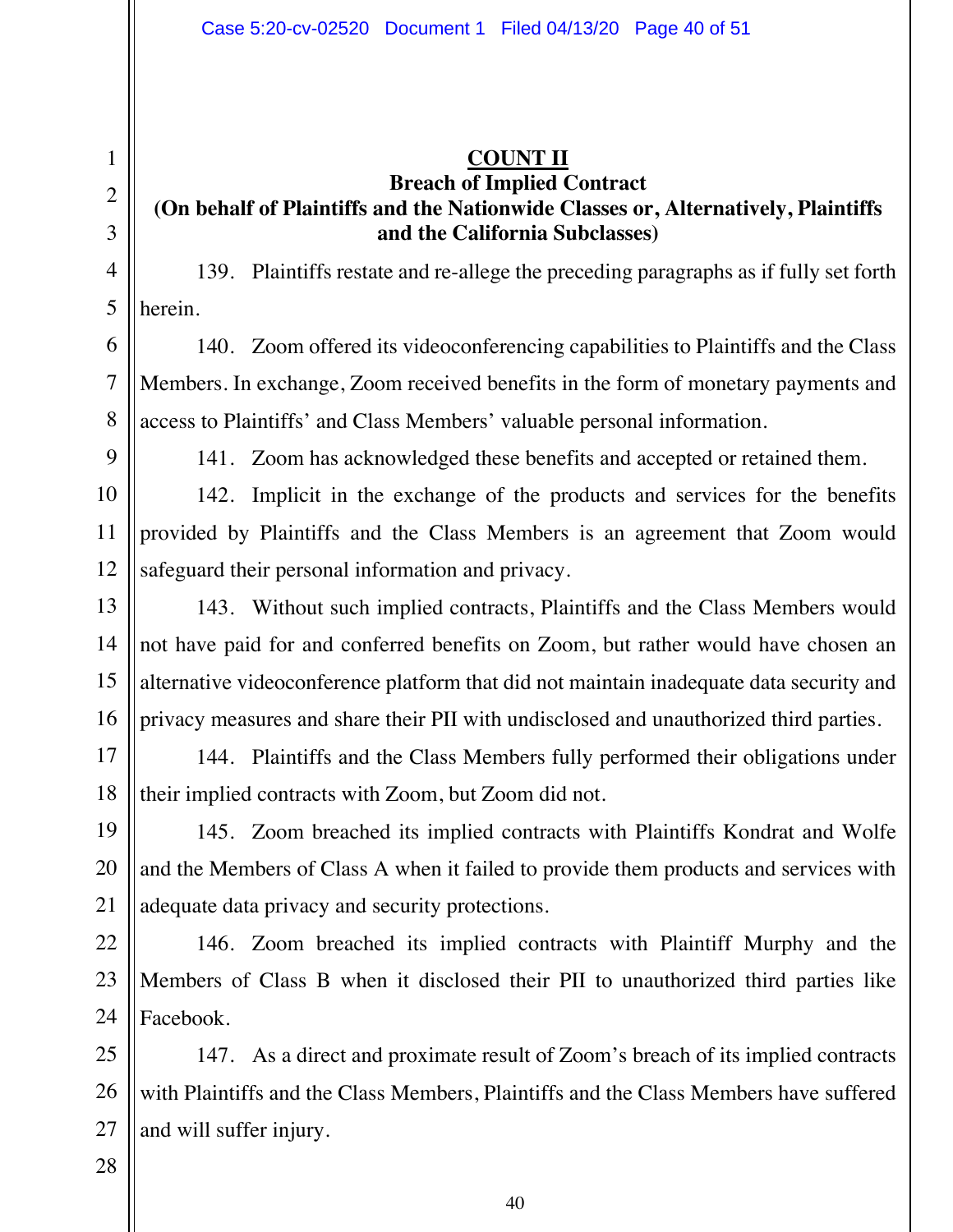**COUNT II**

**Breach of Implied Contract**

**(On behalf of Plaintiffs and the Nationwide Classes or, Alternatively, Plaintiffs and the California Subclasses)**

139. Plaintiffs restate and re-allege the preceding paragraphs as if fully set forth herein.

140. Zoom offered its videoconferencing capabilities to Plaintiffs and the Class Members. In exchange, Zoom received benefits in the form of monetary payments and access to Plaintiffs' and Class Members' valuable personal information.

141. Zoom has acknowledged these benefits and accepted or retained them.

142. Implicit in the exchange of the products and services for the benefits provided by Plaintiffs and the Class Members is an agreement that Zoom would safeguard their personal information and privacy.

143. Without such implied contracts, Plaintiffs and the Class Members would not have paid for and conferred benefits on Zoom, but rather would have chosen an alternative videoconference platform that did not maintain inadequate data security and privacy measures and share their PII with undisclosed and unauthorized third parties.

144. Plaintiffs and the Class Members fully performed their obligations under their implied contracts with Zoom, but Zoom did not.

145. Zoom breached its implied contracts with Plaintiffs Kondrat and Wolfe and the Members of Class A when it failed to provide them products and services with adequate data privacy and security protections.

146. Zoom breached its implied contracts with Plaintiff Murphy and the Members of Class B when it disclosed their PII to unauthorized third parties like Facebook.

147. As a direct and proximate result of Zoom's breach of its implied contracts with Plaintiffs and the Class Members, Plaintiffs and the Class Members have suffered and will suffer injury.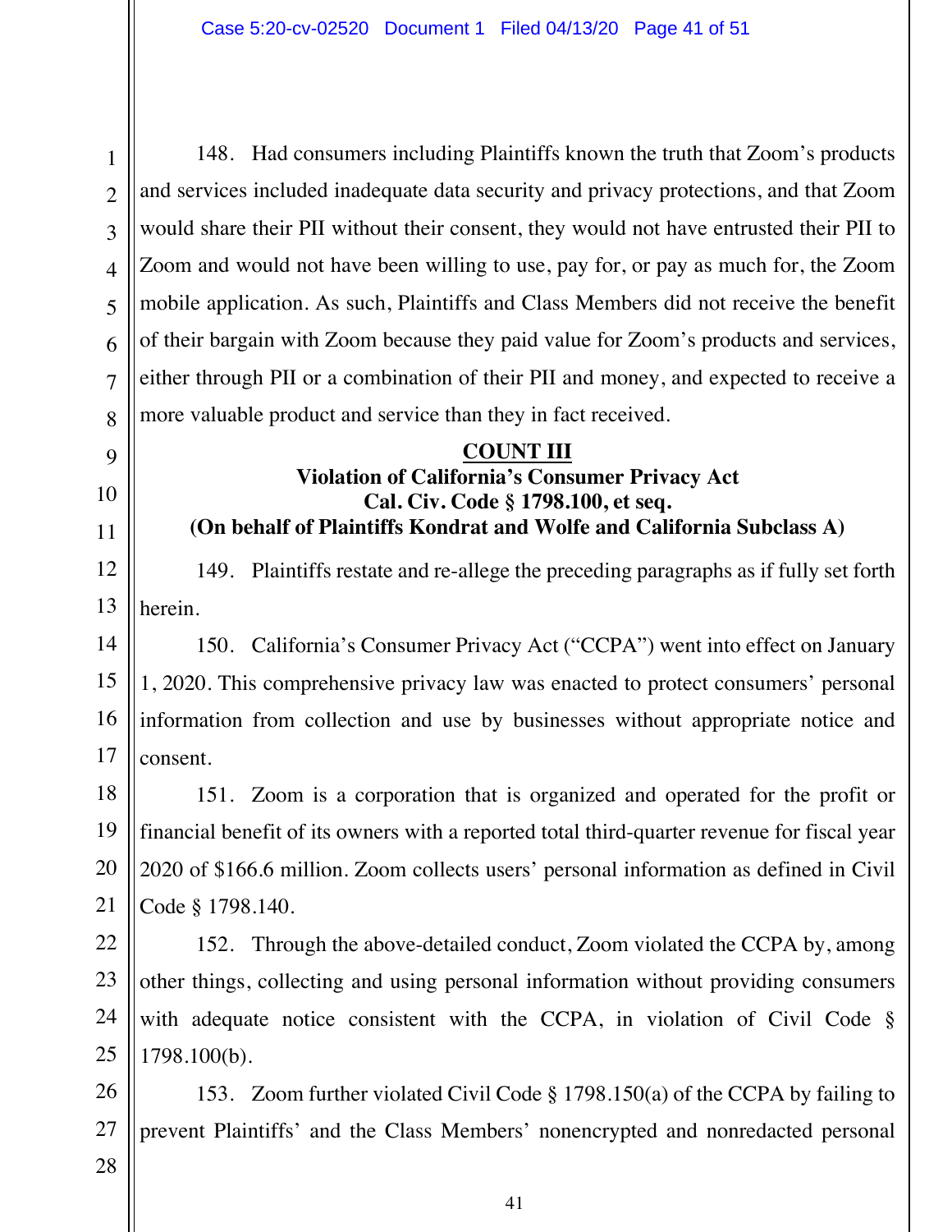148. Had consumers including Plaintiffs known the truth that Zoom's products and services included inadequate data security and privacy protections, and that Zoom would share their PII without their consent, they would not have entrusted their PII to Zoom and would not have been willing to use, pay for, or pay as much for, the Zoom mobile application. As such, Plaintiffs and Class Members did not receive the benefit of their bargain with Zoom because they paid value for Zoom's products and services, either through PII or a combination of their PII and money, and expected to receive a more valuable product and service than they in fact received.

**COUNT III**

**Violation of California's Consumer Privacy Act**
**Cal. Civ. Code § 1798.100, et seq.**
**(On behalf of Plaintiffs Kondrat and Wolfe and California Subclass A)**

149. Plaintiffs restate and re-allege the preceding paragraphs as if fully set forth herein.

150. California's Consumer Privacy Act ("CCPA") went into effect on January 1, 2020. This comprehensive privacy law was enacted to protect consumers' personal information from collection and use by businesses without appropriate notice and consent.

151. Zoom is a corporation that is organized and operated for the profit or financial benefit of its owners with a reported total third-quarter revenue for fiscal year 2020 of $166.6 million. Zoom collects users' personal information as defined in Civil Code § 1798.140.

152. Through the above-detailed conduct, Zoom violated the CCPA by, among other things, collecting and using personal information without providing consumers with adequate notice consistent with the CCPA, in violation of Civil Code § 1798.100(b).

153. Zoom further violated Civil Code § 1798.150(a) of the CCPA by failing to prevent Plaintiffs' and the Class Members' nonencrypted and nonredacted personal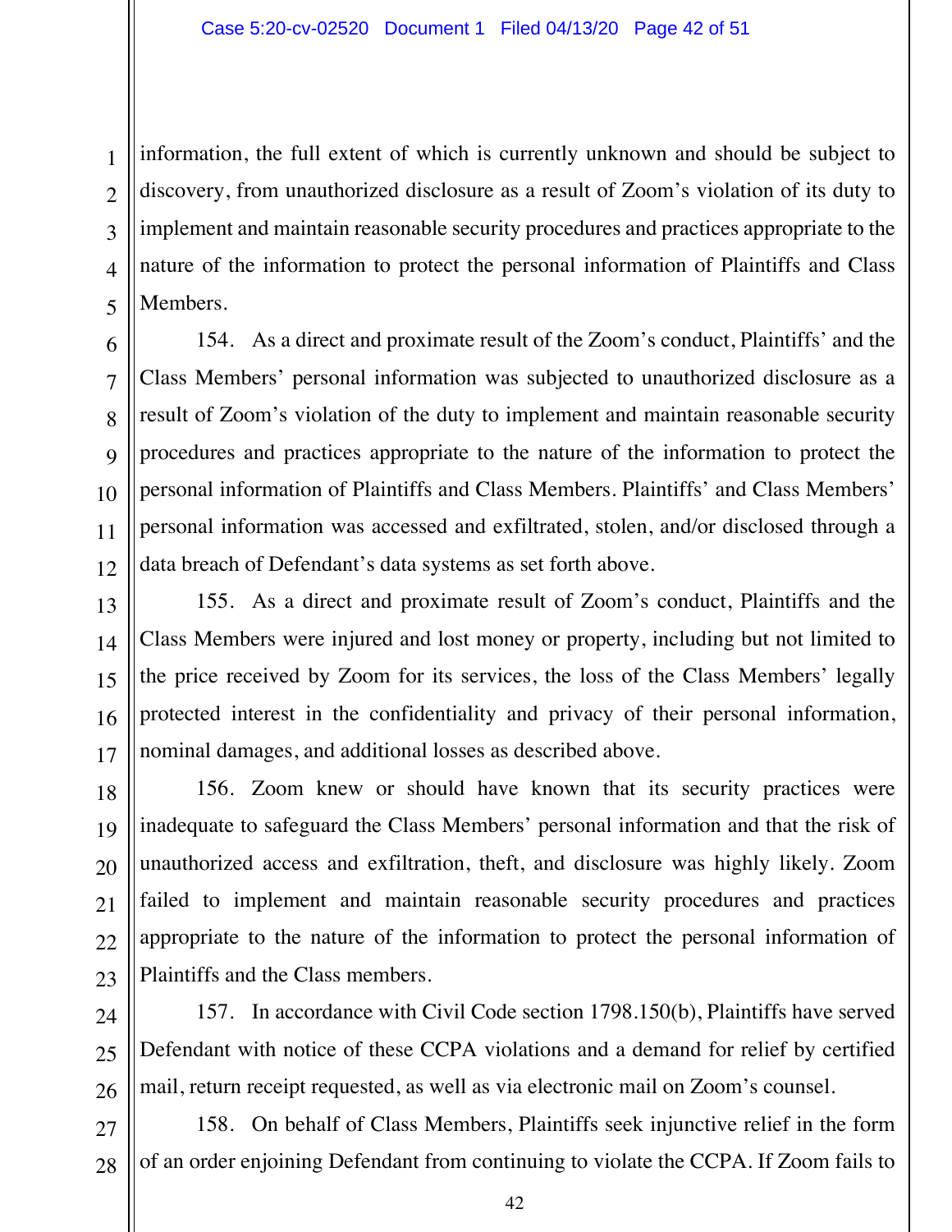information, the full extent of which is currently unknown and should be subject to discovery, from unauthorized disclosure as a result of Zoom's violation of its duty to implement and maintain reasonable security procedures and practices appropriate to the nature of the information to protect the personal information of Plaintiffs and Class Members.

154. As a direct and proximate result of the Zoom's conduct, Plaintiffs' and the Class Members' personal information was subjected to unauthorized disclosure as a result of Zoom's violation of the duty to implement and maintain reasonable security procedures and practices appropriate to the nature of the information to protect the personal information of Plaintiffs and Class Members. Plaintiffs' and Class Members' personal information was accessed and exfiltrated, stolen, and/or disclosed through a data breach of Defendant's data systems as set forth above.

155. As a direct and proximate result of Zoom's conduct, Plaintiffs and the Class Members were injured and lost money or property, including but not limited to the price received by Zoom for its services, the loss of the Class Members' legally protected interest in the confidentiality and privacy of their personal information, nominal damages, and additional losses as described above.

156. Zoom knew or should have known that its security practices were inadequate to safeguard the Class Members' personal information and that the risk of unauthorized access and exfiltration, theft, and disclosure was highly likely. Zoom failed to implement and maintain reasonable security procedures and practices appropriate to the nature of the information to protect the personal information of Plaintiffs and the Class members.

157. In accordance with Civil Code section 1798.150(b), Plaintiffs have served Defendant with notice of these CCPA violations and a demand for relief by certified mail, return receipt requested, as well as via electronic mail on Zoom's counsel.

158. On behalf of Class Members, Plaintiffs seek injunctive relief in the form of an order enjoining Defendant from continuing to violate the CCPA. If Zoom fails to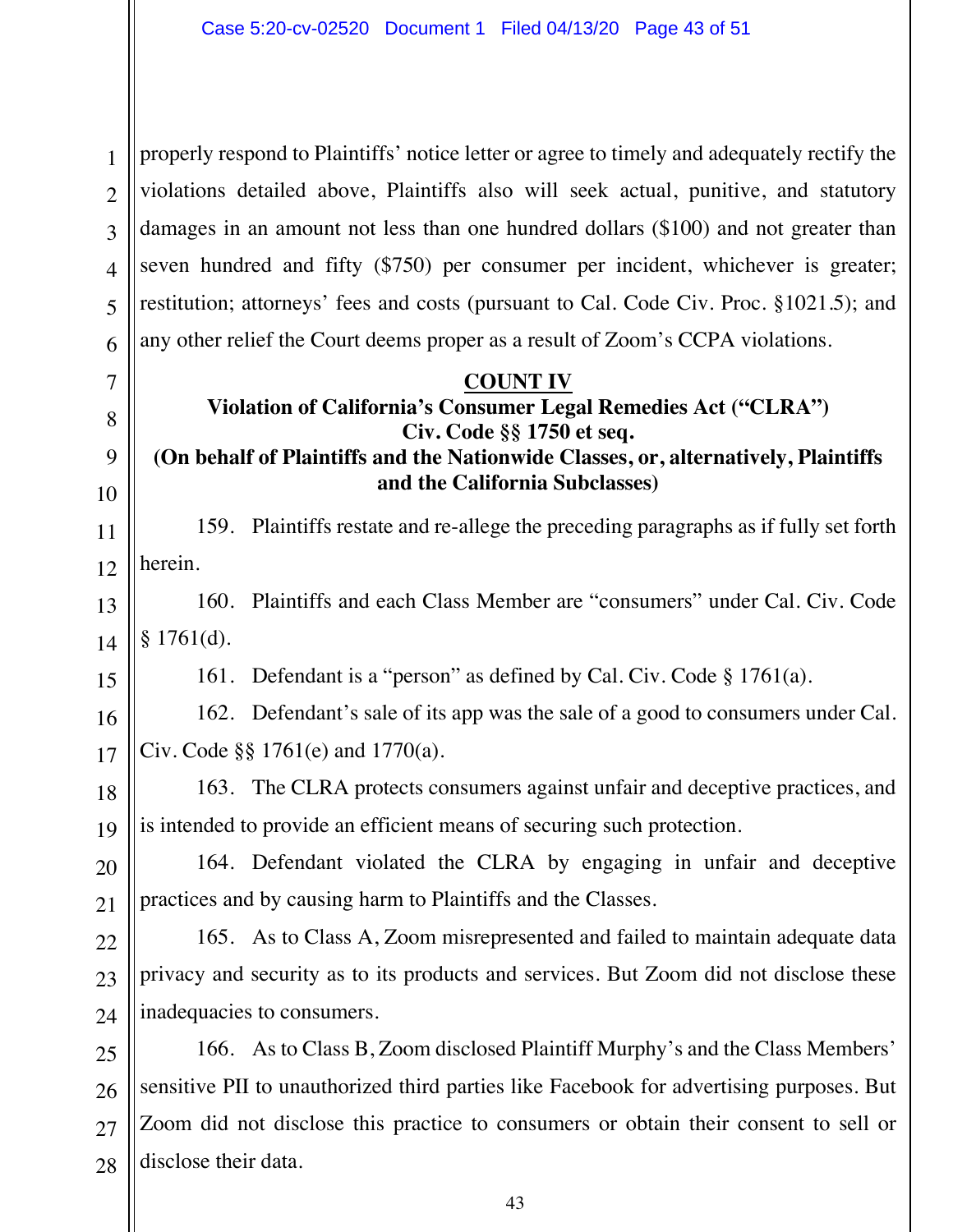properly respond to Plaintiffs' notice letter or agree to timely and adequately rectify the violations detailed above, Plaintiffs also will seek actual, punitive, and statutory damages in an amount not less than one hundred dollars ($100) and not greater than seven hundred and fifty ($750) per consumer per incident, whichever is greater; restitution; attorneys' fees and costs (pursuant to Cal. Code Civ. Proc. §1021.5); and any other relief the Court deems proper as a result of Zoom's CCPA violations.

## COUNT IV

### Violation of California's Consumer Legal Remedies Act ("CLRA") Civ. Code §§ 1750 et seq. (On behalf of Plaintiffs and the Nationwide Classes, or, alternatively, Plaintiffs and the California Subclasses)

159. Plaintiffs restate and re-allege the preceding paragraphs as if fully set forth herein.

160. Plaintiffs and each Class Member are "consumers" under Cal. Civ. Code § 1761(d).

161. Defendant is a "person" as defined by Cal. Civ. Code § 1761(a).

162. Defendant's sale of its app was the sale of a good to consumers under Cal. Civ. Code §§ 1761(e) and 1770(a).

163. The CLRA protects consumers against unfair and deceptive practices, and is intended to provide an efficient means of securing such protection.

164. Defendant violated the CLRA by engaging in unfair and deceptive practices and by causing harm to Plaintiffs and the Classes.

165. As to Class A, Zoom misrepresented and failed to maintain adequate data privacy and security as to its products and services. But Zoom did not disclose these inadequacies to consumers.

166. As to Class B, Zoom disclosed Plaintiff Murphy's and the Class Members' sensitive PII to unauthorized third parties like Facebook for advertising purposes. But Zoom did not disclose this practice to consumers or obtain their consent to sell or disclose their data.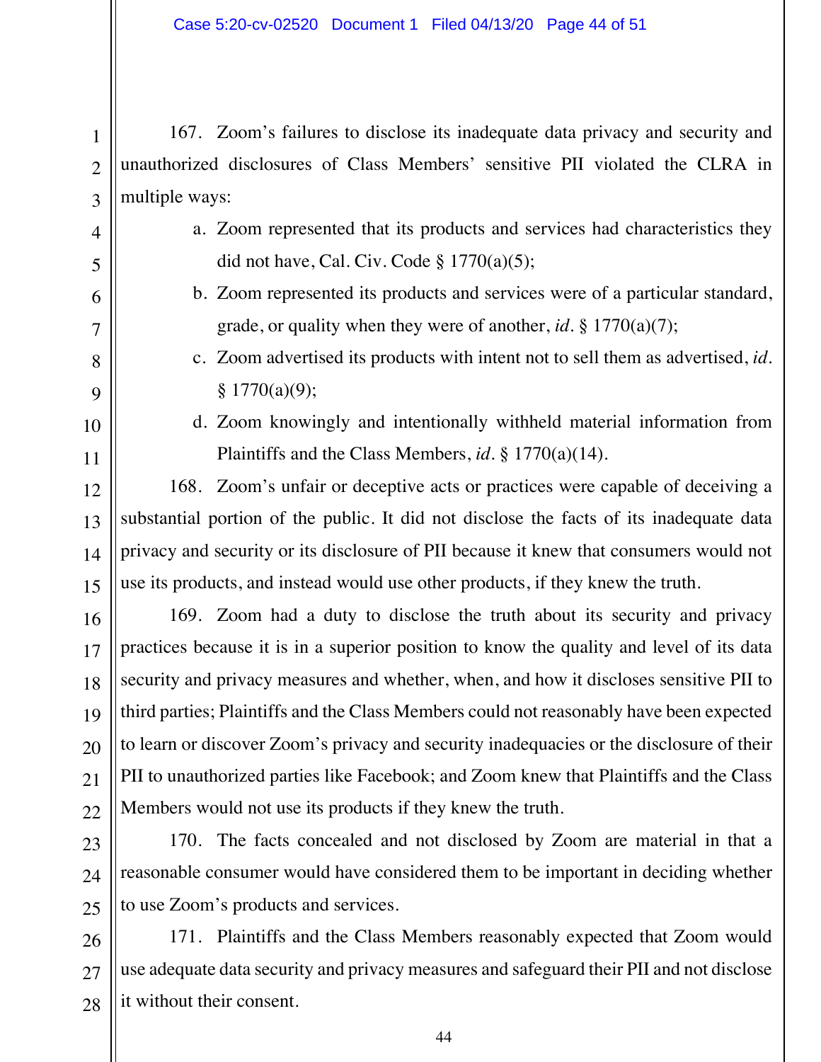167. Zoom's failures to disclose its inadequate data privacy and security and unauthorized disclosures of Class Members' sensitive PII violated the CLRA in multiple ways:

a. Zoom represented that its products and services had characteristics they did not have, Cal. Civ. Code § 1770(a)(5);

b. Zoom represented its products and services were of a particular standard, grade, or quality when they were of another, *id.* § 1770(a)(7);

c. Zoom advertised its products with intent not to sell them as advertised, *id.* § 1770(a)(9);

d. Zoom knowingly and intentionally withheld material information from Plaintiffs and the Class Members, *id.* § 1770(a)(14).

168. Zoom's unfair or deceptive acts or practices were capable of deceiving a substantial portion of the public. It did not disclose the facts of its inadequate data privacy and security or its disclosure of PII because it knew that consumers would not use its products, and instead would use other products, if they knew the truth.

169. Zoom had a duty to disclose the truth about its security and privacy practices because it is in a superior position to know the quality and level of its data security and privacy measures and whether, when, and how it discloses sensitive PII to third parties; Plaintiffs and the Class Members could not reasonably have been expected to learn or discover Zoom's privacy and security inadequacies or the disclosure of their PII to unauthorized parties like Facebook; and Zoom knew that Plaintiffs and the Class Members would not use its products if they knew the truth.

170. The facts concealed and not disclosed by Zoom are material in that a reasonable consumer would have considered them to be important in deciding whether to use Zoom's products and services.

171. Plaintiffs and the Class Members reasonably expected that Zoom would use adequate data security and privacy measures and safeguard their PII and not disclose it without their consent.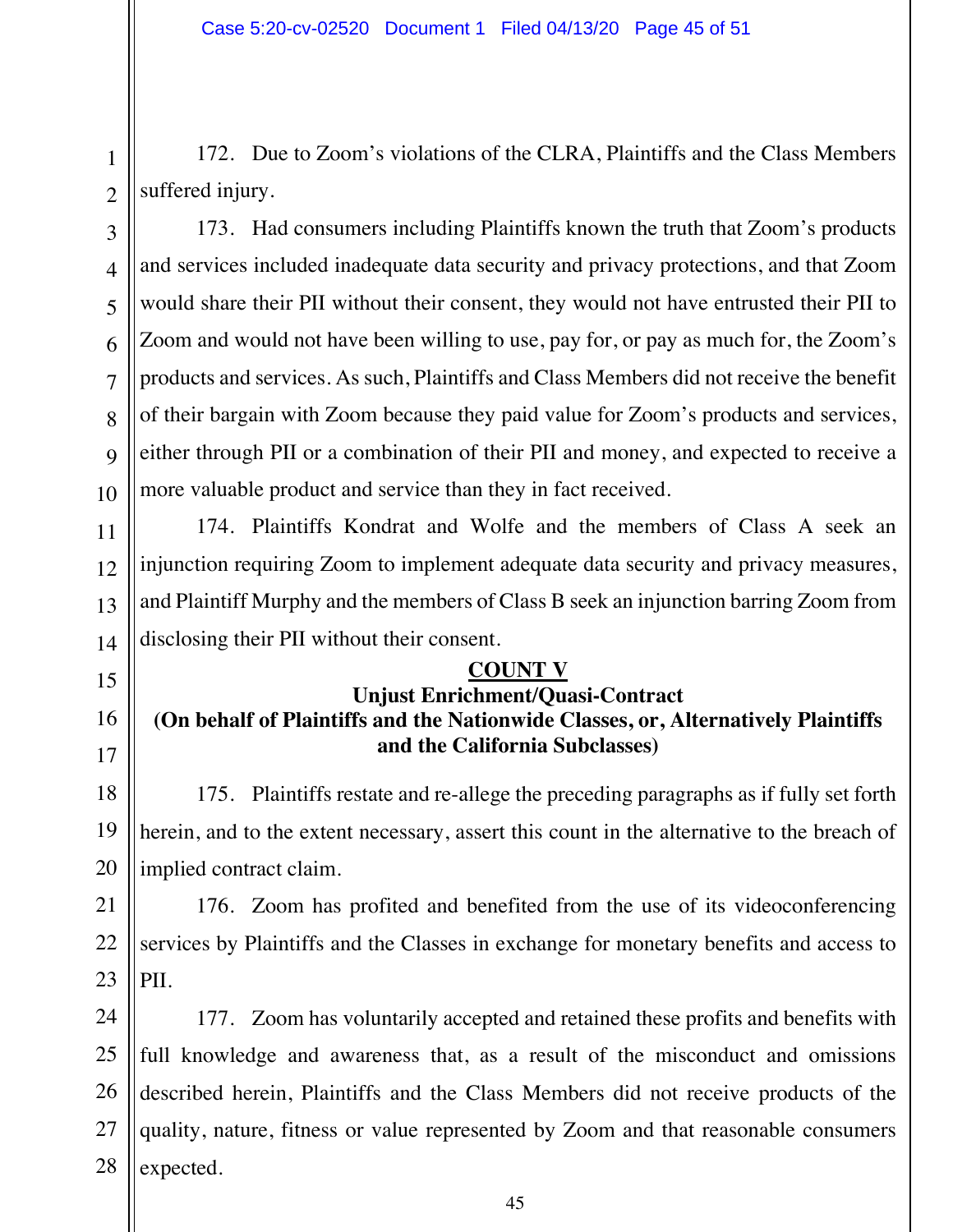172. Due to Zoom's violations of the CLRA, Plaintiffs and the Class Members suffered injury.

173. Had consumers including Plaintiffs known the truth that Zoom's products and services included inadequate data security and privacy protections, and that Zoom would share their PII without their consent, they would not have entrusted their PII to Zoom and would not have been willing to use, pay for, or pay as much for, the Zoom's products and services. As such, Plaintiffs and Class Members did not receive the benefit of their bargain with Zoom because they paid value for Zoom's products and services, either through PII or a combination of their PII and money, and expected to receive a more valuable product and service than they in fact received.

174. Plaintiffs Kondrat and Wolfe and the members of Class A seek an injunction requiring Zoom to implement adequate data security and privacy measures, and Plaintiff Murphy and the members of Class B seek an injunction barring Zoom from disclosing their PII without their consent.

**COUNT V**

**Unjust Enrichment/Quasi-Contract**

**(On behalf of Plaintiffs and the Nationwide Classes, or, Alternatively Plaintiffs and the California Subclasses)**

175. Plaintiffs restate and re-allege the preceding paragraphs as if fully set forth herein, and to the extent necessary, assert this count in the alternative to the breach of implied contract claim.

176. Zoom has profited and benefited from the use of its videoconferencing services by Plaintiffs and the Classes in exchange for monetary benefits and access to PII.

177. Zoom has voluntarily accepted and retained these profits and benefits with full knowledge and awareness that, as a result of the misconduct and omissions described herein, Plaintiffs and the Class Members did not receive products of the quality, nature, fitness or value represented by Zoom and that reasonable consumers expected.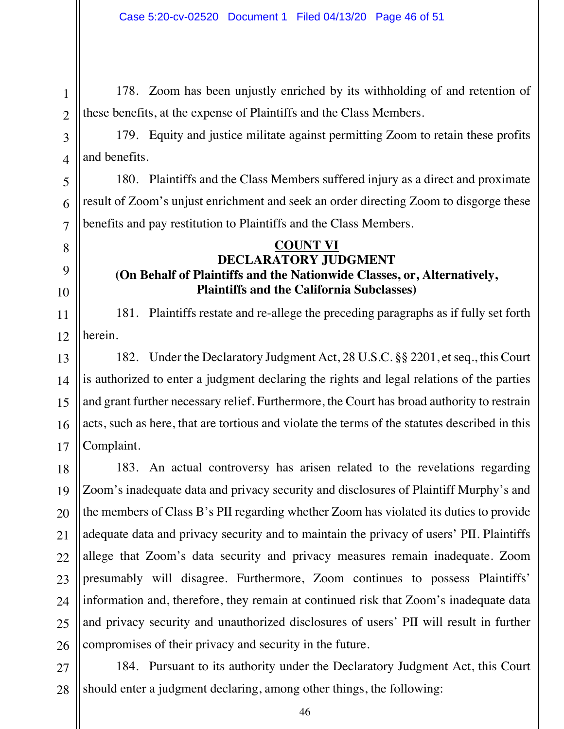178. Zoom has been unjustly enriched by its withholding of and retention of these benefits, at the expense of Plaintiffs and the Class Members.

179. Equity and justice militate against permitting Zoom to retain these profits and benefits.

180. Plaintiffs and the Class Members suffered injury as a direct and proximate result of Zoom's unjust enrichment and seek an order directing Zoom to disgorge these benefits and pay restitution to Plaintiffs and the Class Members.

## COUNT VI
## DECLARATORY JUDGMENT
### (On Behalf of Plaintiffs and the Nationwide Classes, or, Alternatively, Plaintiffs and the California Subclasses)

181. Plaintiffs restate and re-allege the preceding paragraphs as if fully set forth herein.

182. Under the Declaratory Judgment Act, 28 U.S.C. §§ 2201, et seq., this Court is authorized to enter a judgment declaring the rights and legal relations of the parties and grant further necessary relief. Furthermore, the Court has broad authority to restrain acts, such as here, that are tortious and violate the terms of the statutes described in this Complaint.

183. An actual controversy has arisen related to the revelations regarding Zoom's inadequate data and privacy security and disclosures of Plaintiff Murphy's and the members of Class B's PII regarding whether Zoom has violated its duties to provide adequate data and privacy security and to maintain the privacy of users' PII. Plaintiffs allege that Zoom's data security and privacy measures remain inadequate. Zoom presumably will disagree. Furthermore, Zoom continues to possess Plaintiffs' information and, therefore, they remain at continued risk that Zoom's inadequate data and privacy security and unauthorized disclosures of users' PII will result in further compromises of their privacy and security in the future.

184. Pursuant to its authority under the Declaratory Judgment Act, this Court should enter a judgment declaring, among other things, the following: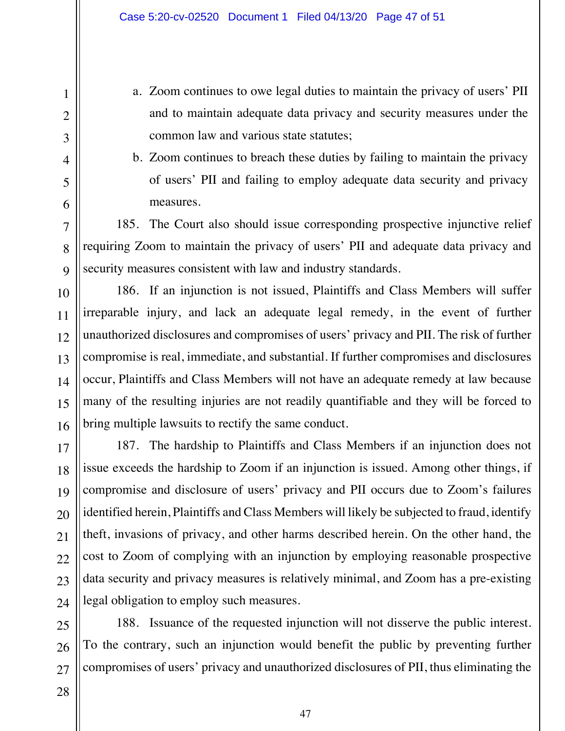a. Zoom continues to owe legal duties to maintain the privacy of users' PII and to maintain adequate data privacy and security measures under the common law and various state statutes;

b. Zoom continues to breach these duties by failing to maintain the privacy of users' PII and failing to employ adequate data security and privacy measures.

185. The Court also should issue corresponding prospective injunctive relief requiring Zoom to maintain the privacy of users' PII and adequate data privacy and security measures consistent with law and industry standards.

186. If an injunction is not issued, Plaintiffs and Class Members will suffer irreparable injury, and lack an adequate legal remedy, in the event of further unauthorized disclosures and compromises of users' privacy and PII. The risk of further compromise is real, immediate, and substantial. If further compromises and disclosures occur, Plaintiffs and Class Members will not have an adequate remedy at law because many of the resulting injuries are not readily quantifiable and they will be forced to bring multiple lawsuits to rectify the same conduct.

187. The hardship to Plaintiffs and Class Members if an injunction does not issue exceeds the hardship to Zoom if an injunction is issued. Among other things, if compromise and disclosure of users' privacy and PII occurs due to Zoom's failures identified herein, Plaintiffs and Class Members will likely be subjected to fraud, identify theft, invasions of privacy, and other harms described herein. On the other hand, the cost to Zoom of complying with an injunction by employing reasonable prospective data security and privacy measures is relatively minimal, and Zoom has a pre-existing legal obligation to employ such measures.

188. Issuance of the requested injunction will not disserve the public interest. To the contrary, such an injunction would benefit the public by preventing further compromises of users' privacy and unauthorized disclosures of PII, thus eliminating the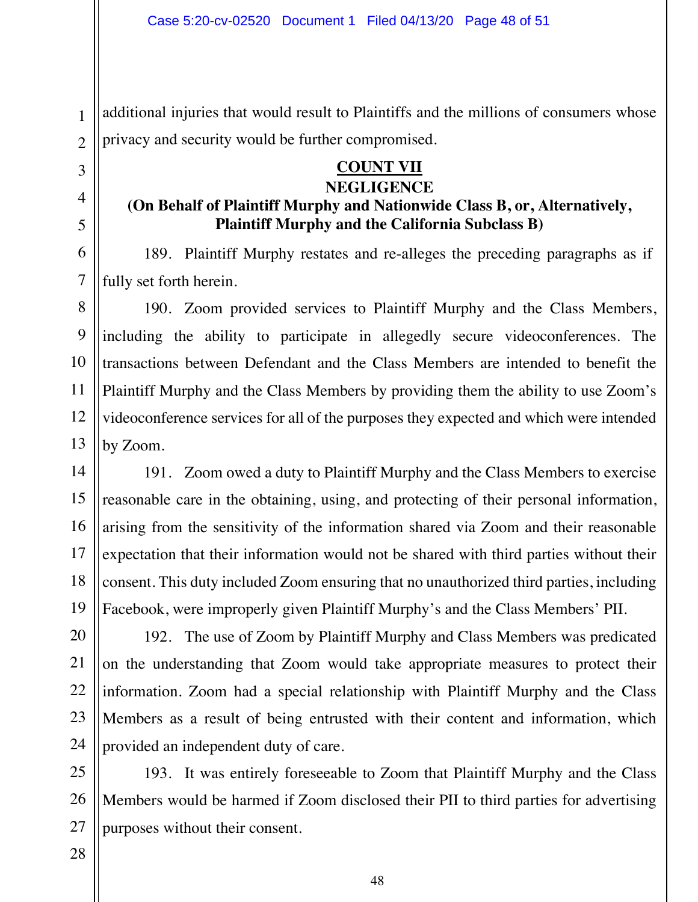additional injuries that would result to Plaintiffs and the millions of consumers whose privacy and security would be further compromised.

## COUNT VII
## NEGLIGENCE
### (On Behalf of Plaintiff Murphy and Nationwide Class B, or, Alternatively, Plaintiff Murphy and the California Subclass B)

189. Plaintiff Murphy restates and re-alleges the preceding paragraphs as if fully set forth herein.

190. Zoom provided services to Plaintiff Murphy and the Class Members, including the ability to participate in allegedly secure videoconferences. The transactions between Defendant and the Class Members are intended to benefit the Plaintiff Murphy and the Class Members by providing them the ability to use Zoom's videoconference services for all of the purposes they expected and which were intended by Zoom.

191. Zoom owed a duty to Plaintiff Murphy and the Class Members to exercise reasonable care in the obtaining, using, and protecting of their personal information, arising from the sensitivity of the information shared via Zoom and their reasonable expectation that their information would not be shared with third parties without their consent. This duty included Zoom ensuring that no unauthorized third parties, including Facebook, were improperly given Plaintiff Murphy's and the Class Members' PII.

192. The use of Zoom by Plaintiff Murphy and Class Members was predicated on the understanding that Zoom would take appropriate measures to protect their information. Zoom had a special relationship with Plaintiff Murphy and the Class Members as a result of being entrusted with their content and information, which provided an independent duty of care.

193. It was entirely foreseeable to Zoom that Plaintiff Murphy and the Class Members would be harmed if Zoom disclosed their PII to third parties for advertising purposes without their consent.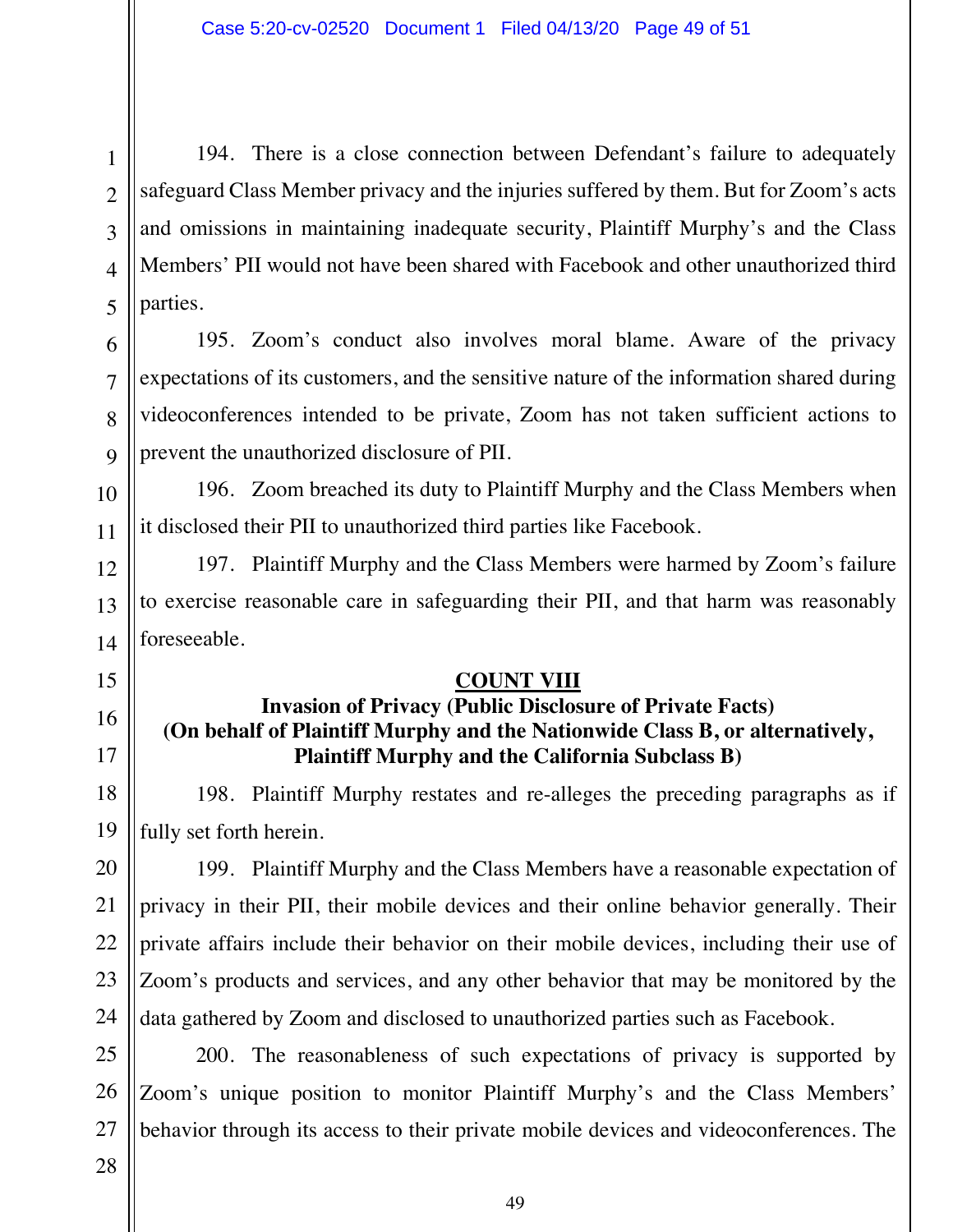194. There is a close connection between Defendant's failure to adequately safeguard Class Member privacy and the injuries suffered by them. But for Zoom's acts and omissions in maintaining inadequate security, Plaintiff Murphy's and the Class Members' PII would not have been shared with Facebook and other unauthorized third parties.

195. Zoom's conduct also involves moral blame. Aware of the privacy expectations of its customers, and the sensitive nature of the information shared during videoconferences intended to be private, Zoom has not taken sufficient actions to prevent the unauthorized disclosure of PII.

196. Zoom breached its duty to Plaintiff Murphy and the Class Members when it disclosed their PII to unauthorized third parties like Facebook.

197. Plaintiff Murphy and the Class Members were harmed by Zoom's failure to exercise reasonable care in safeguarding their PII, and that harm was reasonably foreseeable.

## COUNT VIII

### Invasion of Privacy (Public Disclosure of Private Facts)
### (On behalf of Plaintiff Murphy and the Nationwide Class B, or alternatively, Plaintiff Murphy and the California Subclass B)

198. Plaintiff Murphy restates and re-alleges the preceding paragraphs as if fully set forth herein.

199. Plaintiff Murphy and the Class Members have a reasonable expectation of privacy in their PII, their mobile devices and their online behavior generally. Their private affairs include their behavior on their mobile devices, including their use of Zoom's products and services, and any other behavior that may be monitored by the data gathered by Zoom and disclosed to unauthorized parties such as Facebook.

200. The reasonableness of such expectations of privacy is supported by Zoom's unique position to monitor Plaintiff Murphy's and the Class Members' behavior through its access to their private mobile devices and videoconferences. The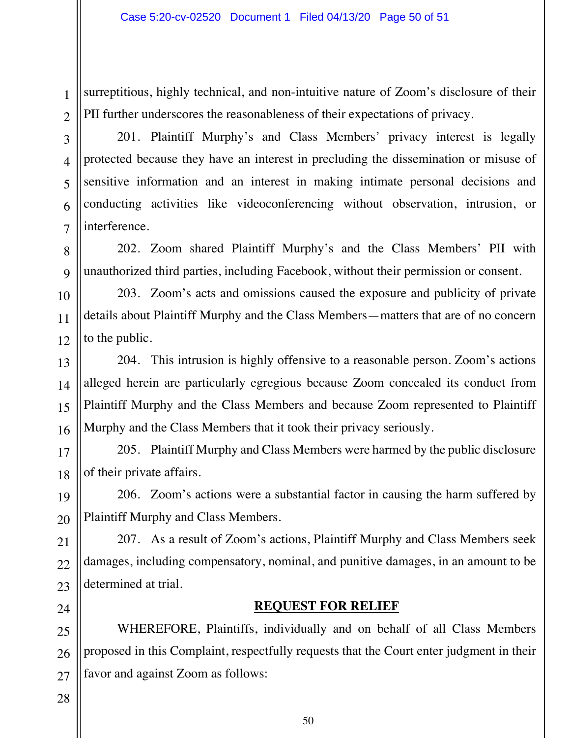surreptitious, highly technical, and non-intuitive nature of Zoom's disclosure of their PII further underscores the reasonableness of their expectations of privacy.

201. Plaintiff Murphy's and Class Members' privacy interest is legally protected because they have an interest in precluding the dissemination or misuse of sensitive information and an interest in making intimate personal decisions and conducting activities like videoconferencing without observation, intrusion, or interference.

202. Zoom shared Plaintiff Murphy's and the Class Members' PII with unauthorized third parties, including Facebook, without their permission or consent.

203. Zoom's acts and omissions caused the exposure and publicity of private details about Plaintiff Murphy and the Class Members—matters that are of no concern to the public.

204. This intrusion is highly offensive to a reasonable person. Zoom's actions alleged herein are particularly egregious because Zoom concealed its conduct from Plaintiff Murphy and the Class Members and because Zoom represented to Plaintiff Murphy and the Class Members that it took their privacy seriously.

205. Plaintiff Murphy and Class Members were harmed by the public disclosure of their private affairs.

206. Zoom's actions were a substantial factor in causing the harm suffered by Plaintiff Murphy and Class Members.

207. As a result of Zoom's actions, Plaintiff Murphy and Class Members seek damages, including compensatory, nominal, and punitive damages, in an amount to be determined at trial.

## REQUEST FOR RELIEF

WHEREFORE, Plaintiffs, individually and on behalf of all Class Members proposed in this Complaint, respectfully requests that the Court enter judgment in their favor and against Zoom as follows: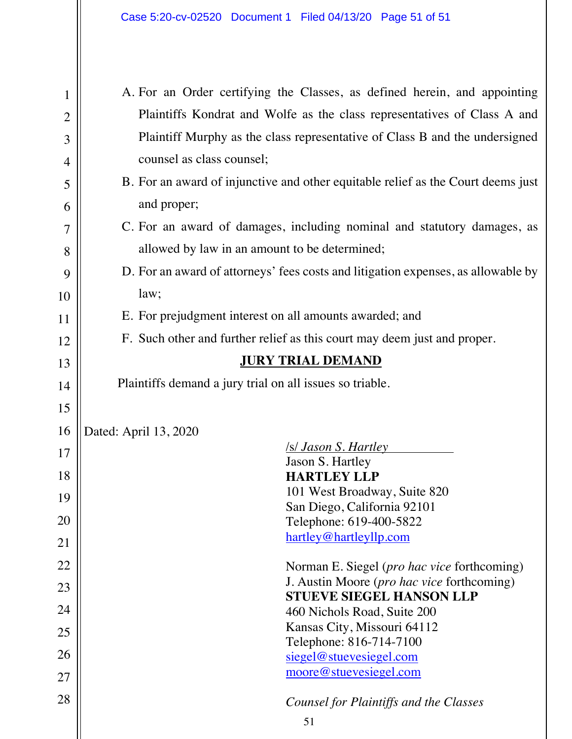A. For an Order certifying the Classes, as defined herein, and appointing Plaintiffs Kondrat and Wolfe as the class representatives of Class A and Plaintiff Murphy as the class representative of Class B and the undersigned counsel as class counsel;

B. For an award of injunctive and other equitable relief as the Court deems just and proper;

C. For an award of damages, including nominal and statutory damages, as allowed by law in an amount to be determined;

D. For an award of attorneys' fees costs and litigation expenses, as allowable by law;

E. For prejudgment interest on all amounts awarded; and

F. Such other and further relief as this court may deem just and proper.

**JURY TRIAL DEMAND**

Plaintiffs demand a jury trial on all issues so triable.

Dated: April 13, 2020

/s/ *Jason S. Hartley*
Jason S. Hartley
**HARTLEY LLP**
101 West Broadway, Suite 820
San Diego, California 92101
Telephone: 619-400-5822
hartley@hartleyllp.com

Norman E. Siegel (*pro hac vice* forthcoming)
J. Austin Moore (*pro hac vice* forthcoming)
**STUEVE SIEGEL HANSON LLP**
460 Nichols Road, Suite 200
Kansas City, Missouri 64112
Telephone: 816-714-7100
siegel@stuevesiegel.com
moore@stuevesiegel.com

*Counsel for Plaintiffs and the Classes*